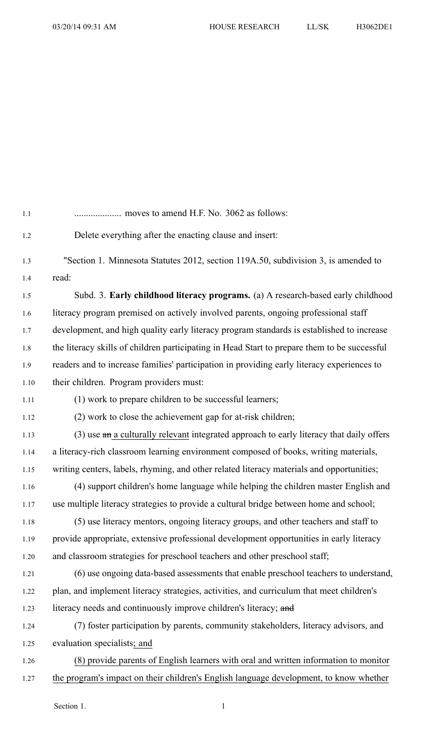.................... moves to amend H.F. No. 3062 as follows:

Delete everything after the enacting clause and insert:

"Section 1. Minnesota Statutes 2012, section 119A.50, subdivision 3, is amended to read:

Subd. 3. **Early childhood literacy programs.** (a) A research-based early childhood literacy program premised on actively involved parents, ongoing professional staff development, and high quality early literacy program standards is established to increase the literacy skills of children participating in Head Start to prepare them to be successful readers and to increase families' participation in providing early literacy experiences to their children. Program providers must:

(1) work to prepare children to be successful learners;

(2) work to close the achievement gap for at-risk children;

(3) use ~~an~~ a culturally relevant integrated approach to early literacy that daily offers a literacy-rich classroom learning environment composed of books, writing materials, writing centers, labels, rhyming, and other related literacy materials and opportunities;

(4) support children's home language while helping the children master English and use multiple literacy strategies to provide a cultural bridge between home and school;

(5) use literacy mentors, ongoing literacy groups, and other teachers and staff to provide appropriate, extensive professional development opportunities in early literacy and classroom strategies for preschool teachers and other preschool staff;

(6) use ongoing data-based assessments that enable preschool teachers to understand, plan, and implement literacy strategies, activities, and curriculum that meet children's literacy needs and continuously improve children's literacy; ~~and~~

(7) foster participation by parents, community stakeholders, literacy advisors, and evaluation specialists; and

(8) provide parents of English learners with oral and written information to monitor the program's impact on their children's English language development, to know whether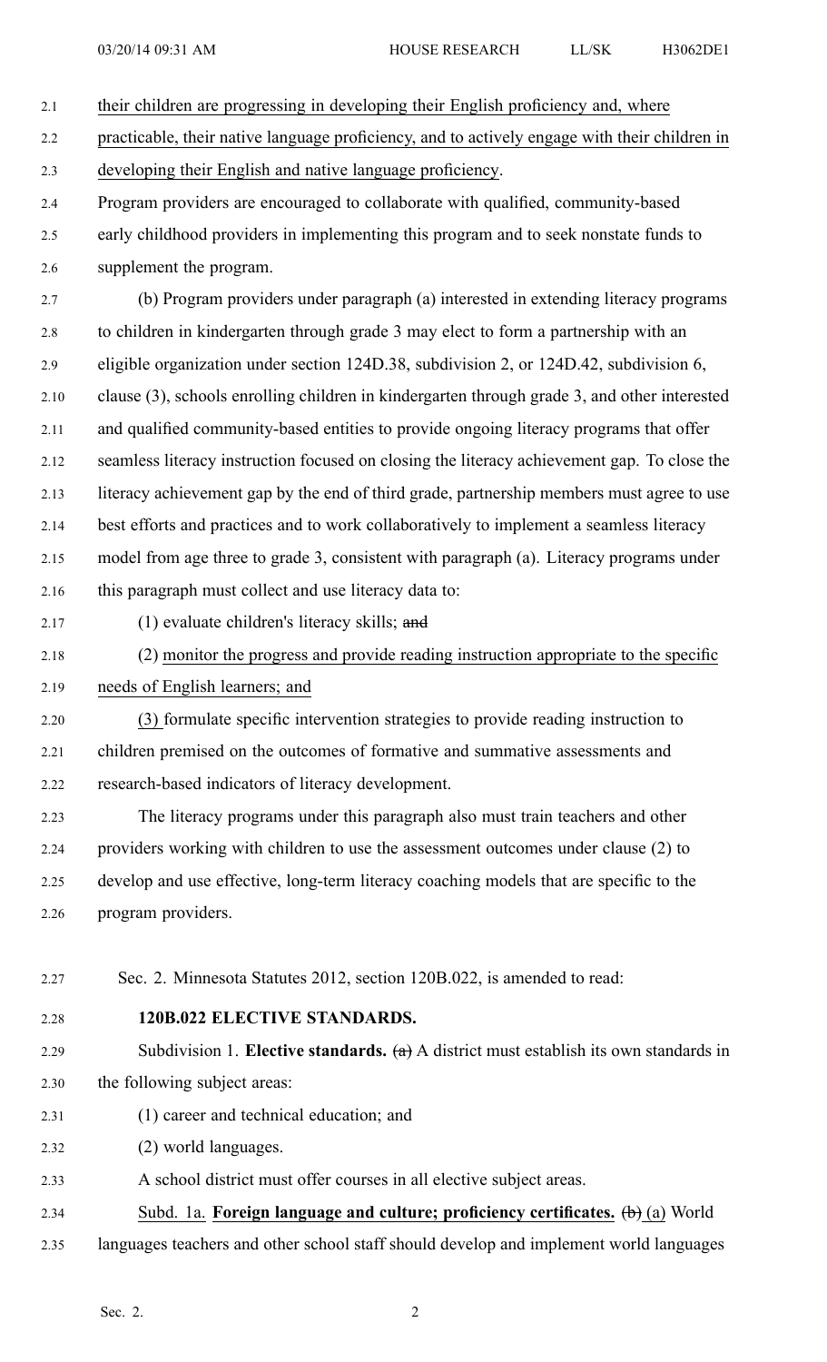their children are progressing in developing their English proficiency and, where practicable, their native language proficiency, and to actively engage with their children in developing their English and native language proficiency.

Program providers are encouraged to collaborate with qualified, community-based early childhood providers in implementing this program and to seek nonstate funds to supplement the program.

(b) Program providers under paragraph (a) interested in extending literacy programs to children in kindergarten through grade 3 may elect to form a partnership with an eligible organization under section 124D.38, subdivision 2, or 124D.42, subdivision 6, clause (3), schools enrolling children in kindergarten through grade 3, and other interested and qualified community-based entities to provide ongoing literacy programs that offer seamless literacy instruction focused on closing the literacy achievement gap. To close the literacy achievement gap by the end of third grade, partnership members must agree to use best efforts and practices and to work collaboratively to implement a seamless literacy model from age three to grade 3, consistent with paragraph (a). Literacy programs under this paragraph must collect and use literacy data to:

(1) evaluate children's literacy skills; ~~and~~

(2) monitor the progress and provide reading instruction appropriate to the specific needs of English learners; and

(3) formulate specific intervention strategies to provide reading instruction to children premised on the outcomes of formative and summative assessments and research-based indicators of literacy development.

The literacy programs under this paragraph also must train teachers and other providers working with children to use the assessment outcomes under clause (2) to develop and use effective, long-term literacy coaching models that are specific to the program providers.

Sec. 2. Minnesota Statutes 2012, section 120B.022, is amended to read:

**120B.022 ELECTIVE STANDARDS.**

Subdivision 1. **Elective standards.** ~~(a)~~ A district must establish its own standards in the following subject areas:

(1) career and technical education; and

(2) world languages.

A school district must offer courses in all elective subject areas.

Subd. 1a. **Foreign language and culture; proficiency certificates.** ~~(b)~~ (a) World languages teachers and other school staff should develop and implement world languages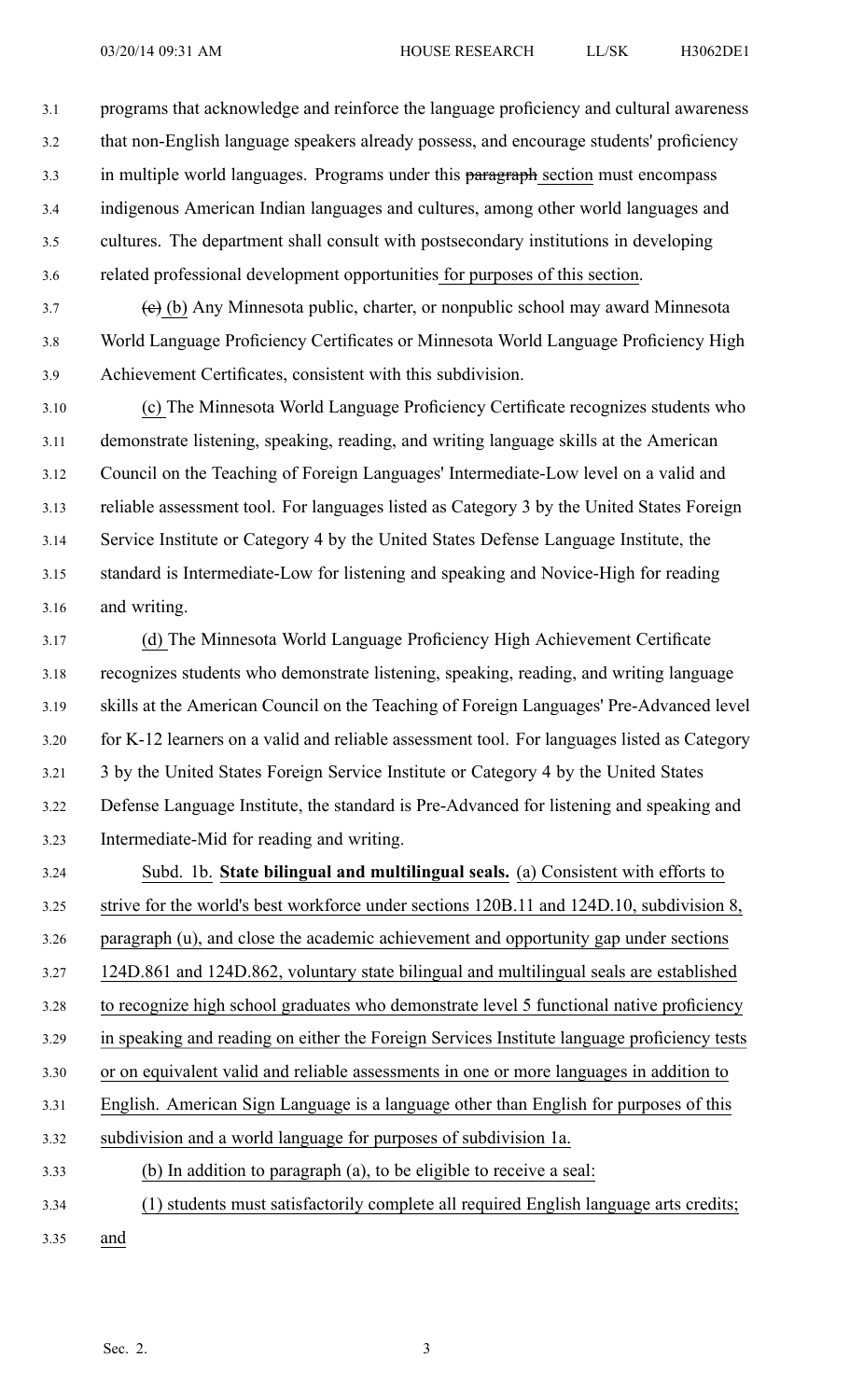programs that acknowledge and reinforce the language proficiency and cultural awareness that non-English language speakers already possess, and encourage students' proficiency in multiple world languages. Programs under this ~~paragraph~~ section must encompass indigenous American Indian languages and cultures, among other world languages and cultures. The department shall consult with postsecondary institutions in developing related professional development opportunities for purposes of this section.

~~(c)~~ (b) Any Minnesota public, charter, or nonpublic school may award Minnesota World Language Proficiency Certificates or Minnesota World Language Proficiency High Achievement Certificates, consistent with this subdivision.

(c) The Minnesota World Language Proficiency Certificate recognizes students who demonstrate listening, speaking, reading, and writing language skills at the American Council on the Teaching of Foreign Languages' Intermediate-Low level on a valid and reliable assessment tool. For languages listed as Category 3 by the United States Foreign Service Institute or Category 4 by the United States Defense Language Institute, the standard is Intermediate-Low for listening and speaking and Novice-High for reading and writing.

(d) The Minnesota World Language Proficiency High Achievement Certificate recognizes students who demonstrate listening, speaking, reading, and writing language skills at the American Council on the Teaching of Foreign Languages' Pre-Advanced level for K-12 learners on a valid and reliable assessment tool. For languages listed as Category 3 by the United States Foreign Service Institute or Category 4 by the United States Defense Language Institute, the standard is Pre-Advanced for listening and speaking and Intermediate-Mid for reading and writing.

Subd. 1b. **State bilingual and multilingual seals.** (a) Consistent with efforts to strive for the world's best workforce under sections 120B.11 and 124D.10, subdivision 8, paragraph (u), and close the academic achievement and opportunity gap under sections 124D.861 and 124D.862, voluntary state bilingual and multilingual seals are established to recognize high school graduates who demonstrate level 5 functional native proficiency in speaking and reading on either the Foreign Services Institute language proficiency tests or on equivalent valid and reliable assessments in one or more languages in addition to English. American Sign Language is a language other than English for purposes of this subdivision and a world language for purposes of subdivision 1a.

(b) In addition to paragraph (a), to be eligible to receive a seal:

(1) students must satisfactorily complete all required English language arts credits; and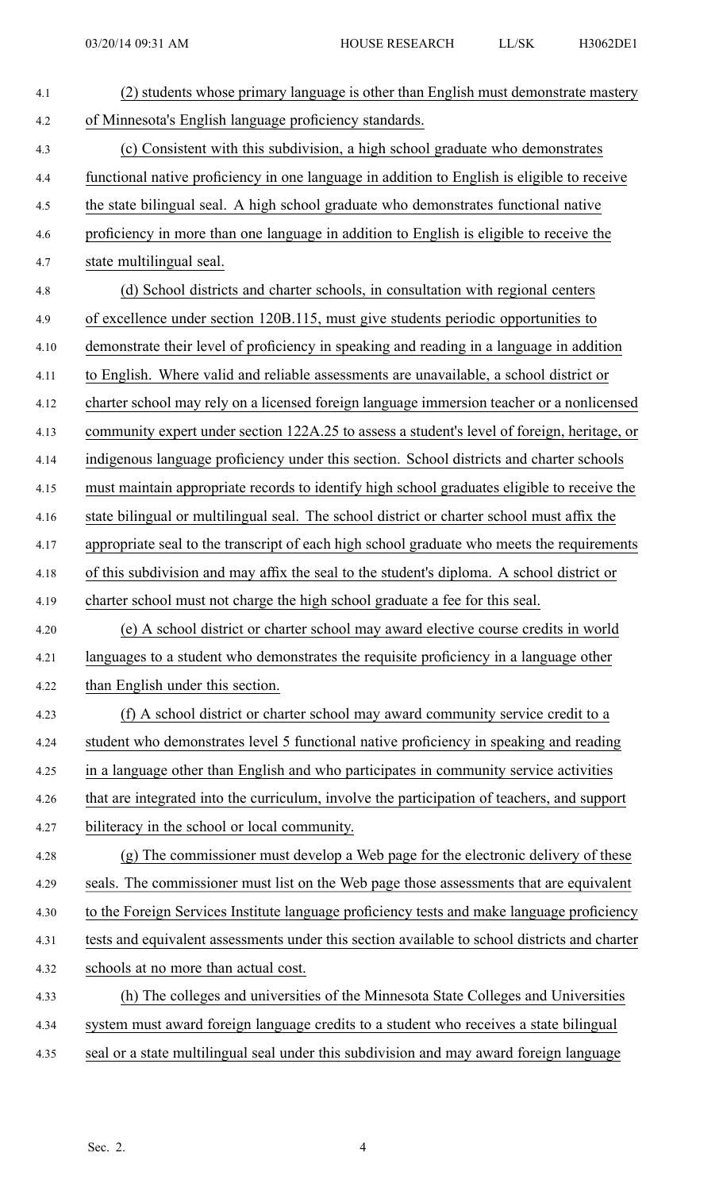(2) students whose primary language is other than English must demonstrate mastery of Minnesota's English language proficiency standards.

(c) Consistent with this subdivision, a high school graduate who demonstrates functional native proficiency in one language in addition to English is eligible to receive the state bilingual seal. A high school graduate who demonstrates functional native proficiency in more than one language in addition to English is eligible to receive the state multilingual seal.

(d) School districts and charter schools, in consultation with regional centers of excellence under section 120B.115, must give students periodic opportunities to demonstrate their level of proficiency in speaking and reading in a language in addition to English. Where valid and reliable assessments are unavailable, a school district or charter school may rely on a licensed foreign language immersion teacher or a nonlicensed community expert under section 122A.25 to assess a student's level of foreign, heritage, or indigenous language proficiency under this section. School districts and charter schools must maintain appropriate records to identify high school graduates eligible to receive the state bilingual or multilingual seal. The school district or charter school must affix the appropriate seal to the transcript of each high school graduate who meets the requirements of this subdivision and may affix the seal to the student's diploma. A school district or charter school must not charge the high school graduate a fee for this seal.

(e) A school district or charter school may award elective course credits in world languages to a student who demonstrates the requisite proficiency in a language other than English under this section.

(f) A school district or charter school may award community service credit to a student who demonstrates level 5 functional native proficiency in speaking and reading in a language other than English and who participates in community service activities that are integrated into the curriculum, involve the participation of teachers, and support biliteracy in the school or local community.

(g) The commissioner must develop a Web page for the electronic delivery of these seals. The commissioner must list on the Web page those assessments that are equivalent to the Foreign Services Institute language proficiency tests and make language proficiency tests and equivalent assessments under this section available to school districts and charter schools at no more than actual cost.

(h) The colleges and universities of the Minnesota State Colleges and Universities system must award foreign language credits to a student who receives a state bilingual seal or a state multilingual seal under this subdivision and may award foreign language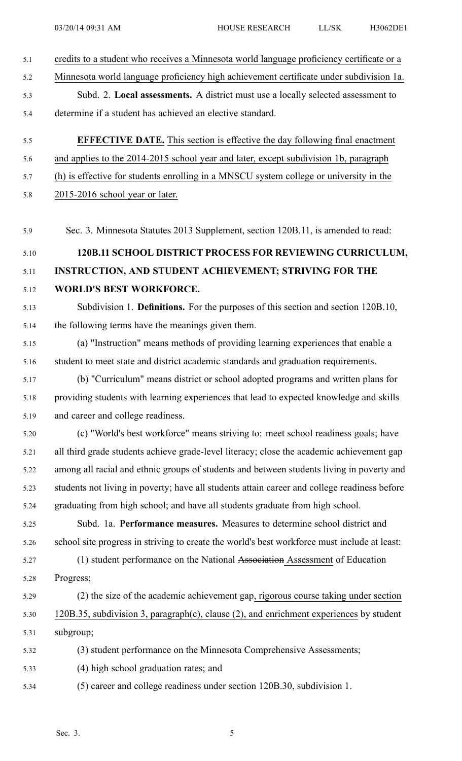credits to a student who receives a Minnesota world language proficiency certificate or a Minnesota world language proficiency high achievement certificate under subdivision 1a.

Subd. 2. **Local assessments.** A district must use a locally selected assessment to determine if a student has achieved an elective standard.

**EFFECTIVE DATE.** This section is effective the day following final enactment and applies to the 2014-2015 school year and later, except subdivision 1b, paragraph (h) is effective for students enrolling in a MNSCU system college or university in the 2015-2016 school year or later.

Sec. 3. Minnesota Statutes 2013 Supplement, section 120B.11, is amended to read:

**120B.11 SCHOOL DISTRICT PROCESS FOR REVIEWING CURRICULUM, INSTRUCTION, AND STUDENT ACHIEVEMENT; STRIVING FOR THE WORLD'S BEST WORKFORCE.**

Subdivision 1. **Definitions.** For the purposes of this section and section 120B.10, the following terms have the meanings given them.

(a) "Instruction" means methods of providing learning experiences that enable a student to meet state and district academic standards and graduation requirements.

(b) "Curriculum" means district or school adopted programs and written plans for providing students with learning experiences that lead to expected knowledge and skills and career and college readiness.

(c) "World's best workforce" means striving to: meet school readiness goals; have all third grade students achieve grade-level literacy; close the academic achievement gap among all racial and ethnic groups of students and between students living in poverty and students not living in poverty; have all students attain career and college readiness before graduating from high school; and have all students graduate from high school.

Subd. 1a. **Performance measures.** Measures to determine school district and school site progress in striving to create the world's best workforce must include at least:

(1) student performance on the National ~~Association~~ Assessment of Education Progress;

(2) the size of the academic achievement gap, rigorous course taking under section 120B.35, subdivision 3, paragraph(c), clause (2), and enrichment experiences by student subgroup;

(3) student performance on the Minnesota Comprehensive Assessments;

(4) high school graduation rates; and

(5) career and college readiness under section 120B.30, subdivision 1.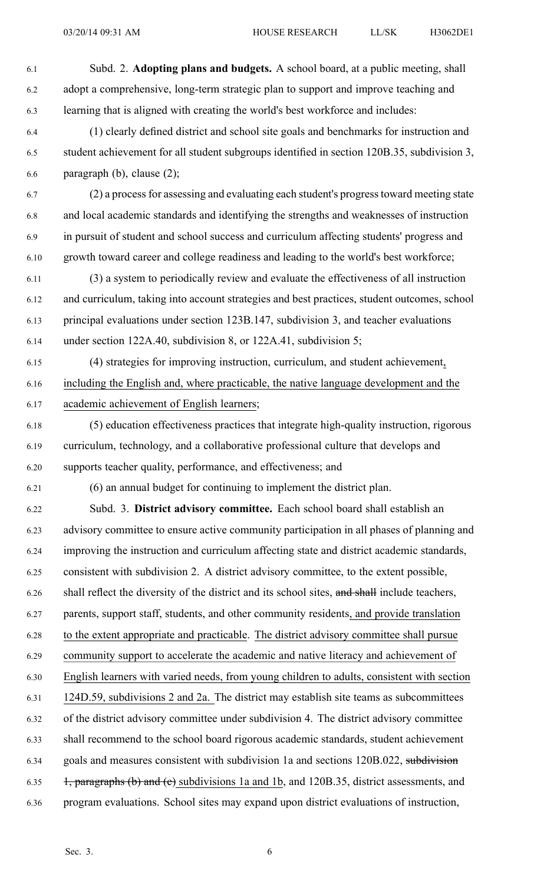Subd. 2. **Adopting plans and budgets.** A school board, at a public meeting, shall adopt a comprehensive, long-term strategic plan to support and improve teaching and learning that is aligned with creating the world's best workforce and includes:

(1) clearly defined district and school site goals and benchmarks for instruction and student achievement for all student subgroups identified in section 120B.35, subdivision 3, paragraph (b), clause (2);

(2) a process for assessing and evaluating each student's progress toward meeting state and local academic standards and identifying the strengths and weaknesses of instruction in pursuit of student and school success and curriculum affecting students' progress and growth toward career and college readiness and leading to the world's best workforce;

(3) a system to periodically review and evaluate the effectiveness of all instruction and curriculum, taking into account strategies and best practices, student outcomes, school principal evaluations under section 123B.147, subdivision 3, and teacher evaluations under section 122A.40, subdivision 8, or 122A.41, subdivision 5;

(4) strategies for improving instruction, curriculum, and student achievement, including the English and, where practicable, the native language development and the academic achievement of English learners;

(5) education effectiveness practices that integrate high-quality instruction, rigorous curriculum, technology, and a collaborative professional culture that develops and supports teacher quality, performance, and effectiveness; and

(6) an annual budget for continuing to implement the district plan.

Subd. 3. **District advisory committee.** Each school board shall establish an advisory committee to ensure active community participation in all phases of planning and improving the instruction and curriculum affecting state and district academic standards, consistent with subdivision 2. A district advisory committee, to the extent possible, shall reflect the diversity of the district and its school sites, ~~and shall~~ include teachers, parents, support staff, students, and other community residents, and provide translation to the extent appropriate and practicable. The district advisory committee shall pursue community support to accelerate the academic and native literacy and achievement of English learners with varied needs, from young children to adults, consistent with section 124D.59, subdivisions 2 and 2a. The district may establish site teams as subcommittees of the district advisory committee under subdivision 4. The district advisory committee shall recommend to the school board rigorous academic standards, student achievement goals and measures consistent with subdivision 1a and sections 120B.022, ~~subdivision 1, paragraphs (b) and (c)~~ subdivisions 1a and 1b, and 120B.35, district assessments, and program evaluations. School sites may expand upon district evaluations of instruction,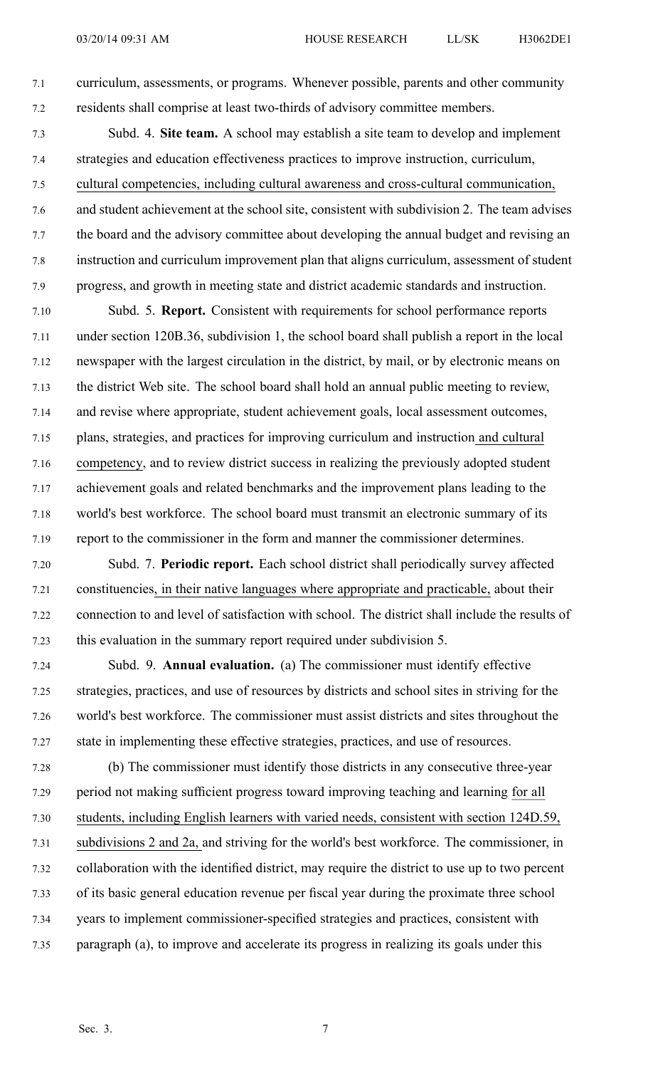curriculum, assessments, or programs. Whenever possible, parents and other community residents shall comprise at least two-thirds of advisory committee members.

Subd. 4. **Site team.** A school may establish a site team to develop and implement strategies and education effectiveness practices to improve instruction, curriculum, cultural competencies, including cultural awareness and cross-cultural communication, and student achievement at the school site, consistent with subdivision 2. The team advises the board and the advisory committee about developing the annual budget and revising an instruction and curriculum improvement plan that aligns curriculum, assessment of student progress, and growth in meeting state and district academic standards and instruction.

Subd. 5. **Report.** Consistent with requirements for school performance reports under section 120B.36, subdivision 1, the school board shall publish a report in the local newspaper with the largest circulation in the district, by mail, or by electronic means on the district Web site. The school board shall hold an annual public meeting to review, and revise where appropriate, student achievement goals, local assessment outcomes, plans, strategies, and practices for improving curriculum and instruction and cultural competency, and to review district success in realizing the previously adopted student achievement goals and related benchmarks and the improvement plans leading to the world's best workforce. The school board must transmit an electronic summary of its report to the commissioner in the form and manner the commissioner determines.

Subd. 7. **Periodic report.** Each school district shall periodically survey affected constituencies, in their native languages where appropriate and practicable, about their connection to and level of satisfaction with school. The district shall include the results of this evaluation in the summary report required under subdivision 5.

Subd. 9. **Annual evaluation.** (a) The commissioner must identify effective strategies, practices, and use of resources by districts and school sites in striving for the world's best workforce. The commissioner must assist districts and sites throughout the state in implementing these effective strategies, practices, and use of resources.

(b) The commissioner must identify those districts in any consecutive three-year period not making sufficient progress toward improving teaching and learning for all students, including English learners with varied needs, consistent with section 124D.59, subdivisions 2 and 2a, and striving for the world's best workforce. The commissioner, in collaboration with the identified district, may require the district to use up to two percent of its basic general education revenue per fiscal year during the proximate three school years to implement commissioner-specified strategies and practices, consistent with paragraph (a), to improve and accelerate its progress in realizing its goals under this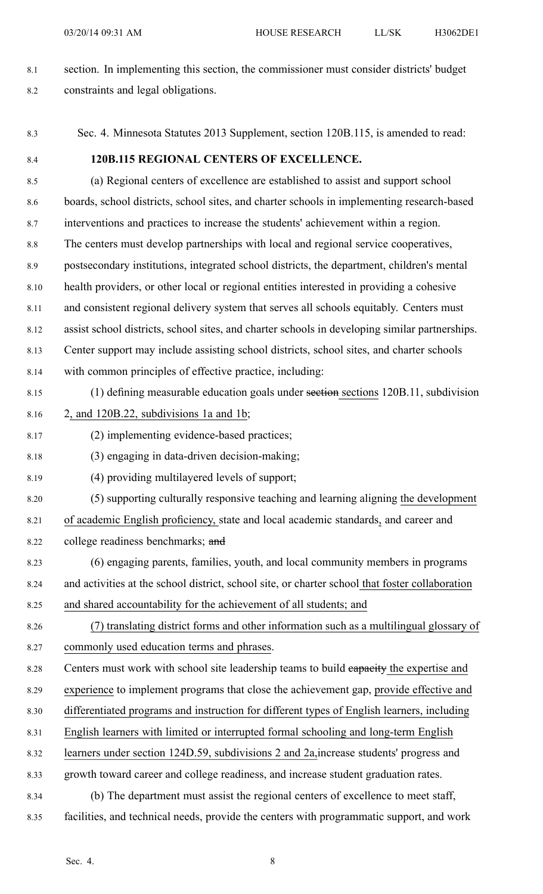section. In implementing this section, the commissioner must consider districts' budget constraints and legal obligations.

Sec. 4. Minnesota Statutes 2013 Supplement, section 120B.115, is amended to read:

**120B.115 REGIONAL CENTERS OF EXCELLENCE.**

(a) Regional centers of excellence are established to assist and support school boards, school districts, school sites, and charter schools in implementing research-based interventions and practices to increase the students' achievement within a region. The centers must develop partnerships with local and regional service cooperatives, postsecondary institutions, integrated school districts, the department, children's mental health providers, or other local or regional entities interested in providing a cohesive and consistent regional delivery system that serves all schools equitably. Centers must assist school districts, school sites, and charter schools in developing similar partnerships. Center support may include assisting school districts, school sites, and charter schools with common principles of effective practice, including:

(1) defining measurable education goals under ~~section~~ sections 120B.11, subdivision 2, and 120B.22, subdivisions 1a and 1b;

(2) implementing evidence-based practices;

(3) engaging in data-driven decision-making;

(4) providing multilayered levels of support;

(5) supporting culturally responsive teaching and learning aligning the development of academic English proficiency, state and local academic standards, and career and college readiness benchmarks; ~~and~~

(6) engaging parents, families, youth, and local community members in programs and activities at the school district, school site, or charter school that foster collaboration and shared accountability for the achievement of all students; and

(7) translating district forms and other information such as a multilingual glossary of commonly used education terms and phrases.

Centers must work with school site leadership teams to build ~~capacity~~ the expertise and experience to implement programs that close the achievement gap, provide effective and differentiated programs and instruction for different types of English learners, including English learners with limited or interrupted formal schooling and long-term English learners under section 124D.59, subdivisions 2 and 2a,increase students' progress and growth toward career and college readiness, and increase student graduation rates.

(b) The department must assist the regional centers of excellence to meet staff, facilities, and technical needs, provide the centers with programmatic support, and work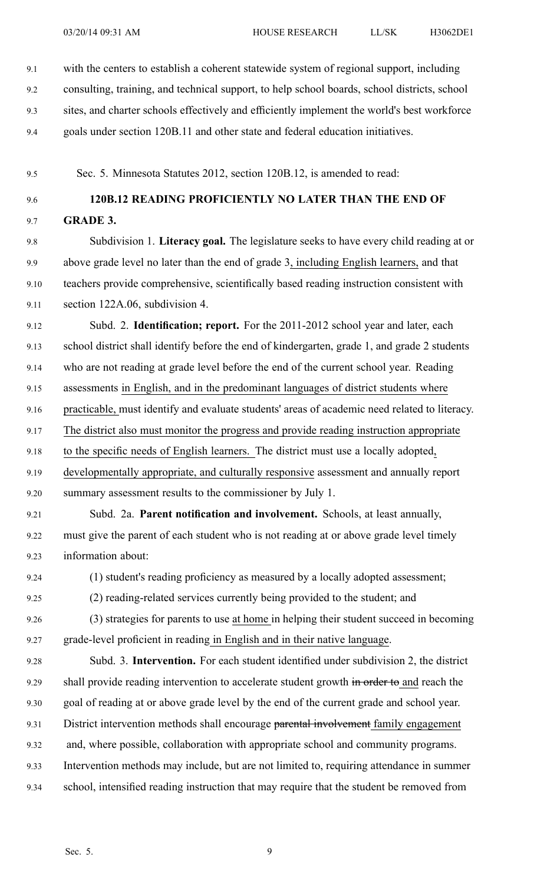with the centers to establish a coherent statewide system of regional support, including consulting, training, and technical support, to help school boards, school districts, school sites, and charter schools effectively and efficiently implement the world's best workforce goals under section 120B.11 and other state and federal education initiatives.

Sec. 5. Minnesota Statutes 2012, section 120B.12, is amended to read:

**120B.12 READING PROFICIENTLY NO LATER THAN THE END OF GRADE 3.**

Subdivision 1. **Literacy goal.** The legislature seeks to have every child reading at or above grade level no later than the end of grade 3, including English learners, and that teachers provide comprehensive, scientifically based reading instruction consistent with section 122A.06, subdivision 4.

Subd. 2. **Identification; report.** For the 2011-2012 school year and later, each school district shall identify before the end of kindergarten, grade 1, and grade 2 students who are not reading at grade level before the end of the current school year. Reading assessments in English, and in the predominant languages of district students where practicable, must identify and evaluate students' areas of academic need related to literacy. The district also must monitor the progress and provide reading instruction appropriate to the specific needs of English learners. The district must use a locally adopted, developmentally appropriate, and culturally responsive assessment and annually report summary assessment results to the commissioner by July 1.

Subd. 2a. **Parent notification and involvement.** Schools, at least annually, must give the parent of each student who is not reading at or above grade level timely information about:

(1) student's reading proficiency as measured by a locally adopted assessment;

(2) reading-related services currently being provided to the student; and

(3) strategies for parents to use at home in helping their student succeed in becoming grade-level proficient in reading in English and in their native language.

Subd. 3. **Intervention.** For each student identified under subdivision 2, the district shall provide reading intervention to accelerate student growth ~~in order to~~ and reach the goal of reading at or above grade level by the end of the current grade and school year. District intervention methods shall encourage ~~parental involvement~~ family engagement and, where possible, collaboration with appropriate school and community programs. Intervention methods may include, but are not limited to, requiring attendance in summer school, intensified reading instruction that may require that the student be removed from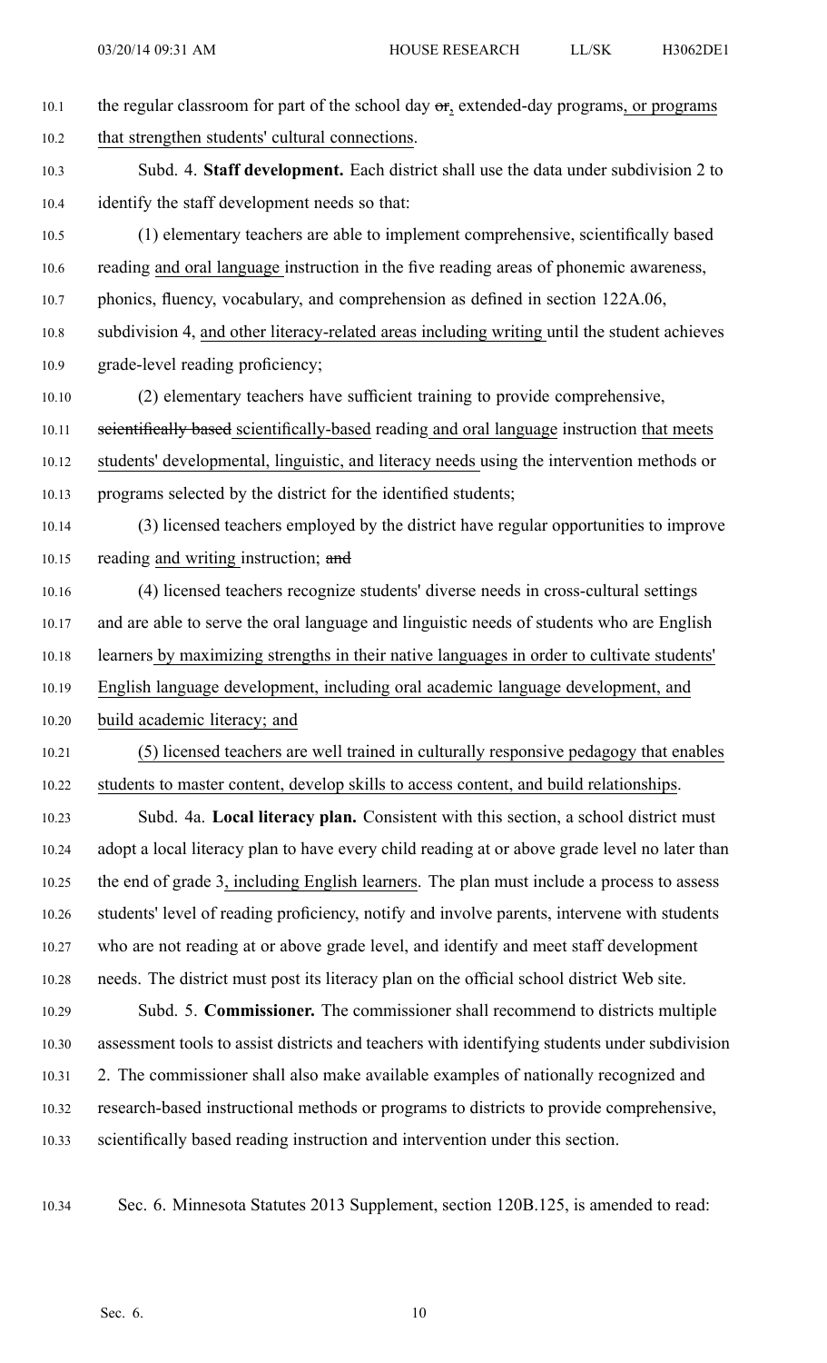the regular classroom for part of the school day ~~or~~, extended-day programs, or programs that strengthen students' cultural connections.

Subd. 4. **Staff development.** Each district shall use the data under subdivision 2 to identify the staff development needs so that:

(1) elementary teachers are able to implement comprehensive, scientifically based reading and oral language instruction in the five reading areas of phonemic awareness, phonics, fluency, vocabulary, and comprehension as defined in section 122A.06, subdivision 4, and other literacy-related areas including writing until the student achieves grade-level reading proficiency;

(2) elementary teachers have sufficient training to provide comprehensive, ~~scientifically based~~ scientifically-based reading and oral language instruction that meets students' developmental, linguistic, and literacy needs using the intervention methods or programs selected by the district for the identified students;

(3) licensed teachers employed by the district have regular opportunities to improve reading and writing instruction; ~~and~~

(4) licensed teachers recognize students' diverse needs in cross-cultural settings and are able to serve the oral language and linguistic needs of students who are English learners by maximizing strengths in their native languages in order to cultivate students' English language development, including oral academic language development, and build academic literacy; and

(5) licensed teachers are well trained in culturally responsive pedagogy that enables students to master content, develop skills to access content, and build relationships.

Subd. 4a. **Local literacy plan.** Consistent with this section, a school district must adopt a local literacy plan to have every child reading at or above grade level no later than the end of grade 3, including English learners. The plan must include a process to assess students' level of reading proficiency, notify and involve parents, intervene with students who are not reading at or above grade level, and identify and meet staff development needs. The district must post its literacy plan on the official school district Web site.

Subd. 5. **Commissioner.** The commissioner shall recommend to districts multiple assessment tools to assist districts and teachers with identifying students under subdivision 2. The commissioner shall also make available examples of nationally recognized and research-based instructional methods or programs to districts to provide comprehensive, scientifically based reading instruction and intervention under this section.

Sec. 6. Minnesota Statutes 2013 Supplement, section 120B.125, is amended to read: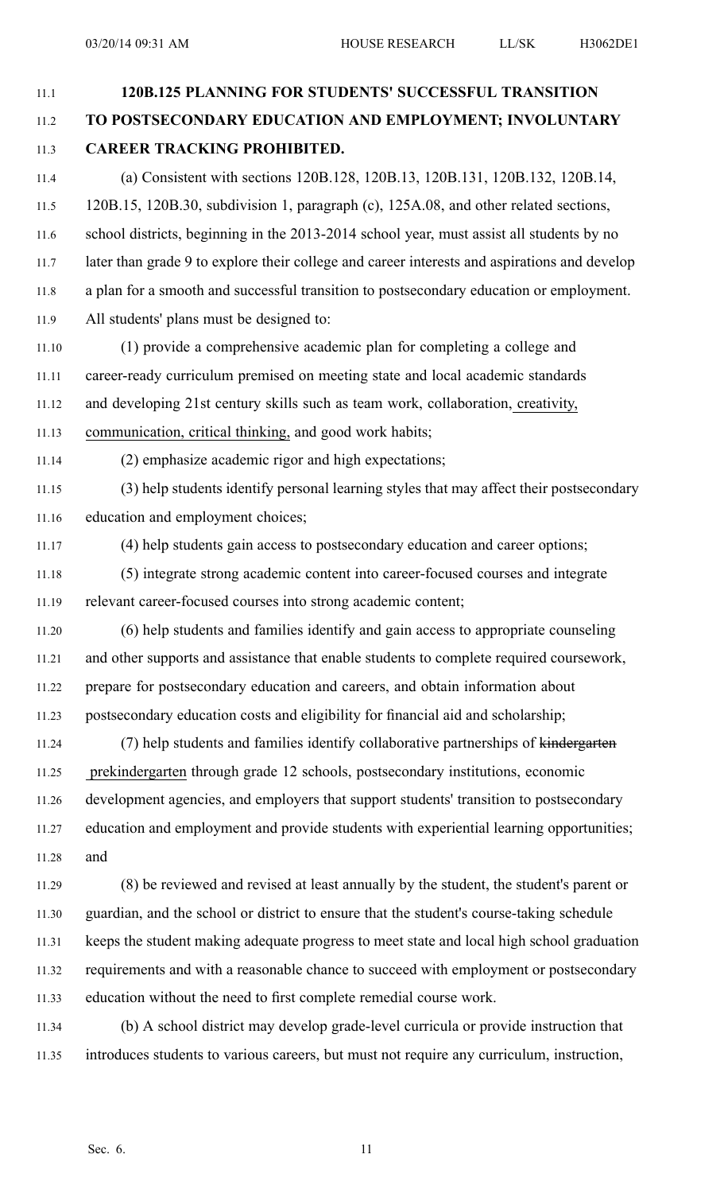**120B.125 PLANNING FOR STUDENTS' SUCCESSFUL TRANSITION TO POSTSECONDARY EDUCATION AND EMPLOYMENT; INVOLUNTARY CAREER TRACKING PROHIBITED.**

(a) Consistent with sections 120B.128, 120B.13, 120B.131, 120B.132, 120B.14, 120B.15, 120B.30, subdivision 1, paragraph (c), 125A.08, and other related sections, school districts, beginning in the 2013-2014 school year, must assist all students by no later than grade 9 to explore their college and career interests and aspirations and develop a plan for a smooth and successful transition to postsecondary education or employment. All students' plans must be designed to:

(1) provide a comprehensive academic plan for completing a college and career-ready curriculum premised on meeting state and local academic standards and developing 21st century skills such as team work, collaboration, creativity, communication, critical thinking, and good work habits;

(2) emphasize academic rigor and high expectations;

(3) help students identify personal learning styles that may affect their postsecondary education and employment choices;

(4) help students gain access to postsecondary education and career options;

(5) integrate strong academic content into career-focused courses and integrate relevant career-focused courses into strong academic content;

(6) help students and families identify and gain access to appropriate counseling and other supports and assistance that enable students to complete required coursework, prepare for postsecondary education and careers, and obtain information about postsecondary education costs and eligibility for financial aid and scholarship;

(7) help students and families identify collaborative partnerships of ~~kindergarten~~ prekindergarten through grade 12 schools, postsecondary institutions, economic development agencies, and employers that support students' transition to postsecondary education and employment and provide students with experiential learning opportunities; and

(8) be reviewed and revised at least annually by the student, the student's parent or guardian, and the school or district to ensure that the student's course-taking schedule keeps the student making adequate progress to meet state and local high school graduation requirements and with a reasonable chance to succeed with employment or postsecondary education without the need to first complete remedial course work.

(b) A school district may develop grade-level curricula or provide instruction that introduces students to various careers, but must not require any curriculum, instruction,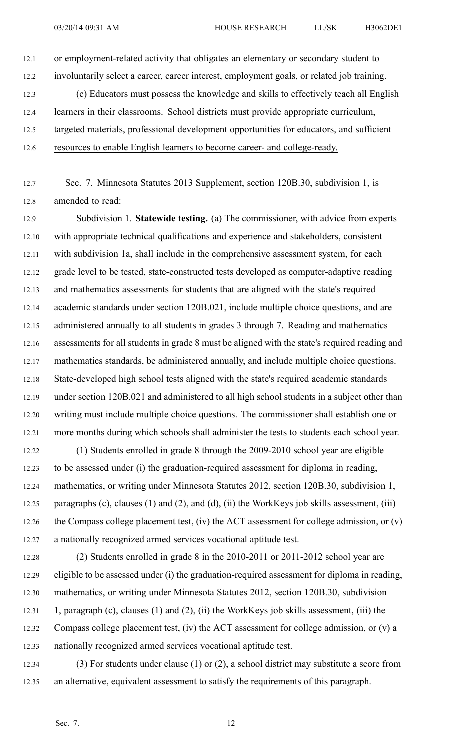or employment-related activity that obligates an elementary or secondary student to involuntarily select a career, career interest, employment goals, or related job training.

(c) Educators must possess the knowledge and skills to effectively teach all English learners in their classrooms. School districts must provide appropriate curriculum, targeted materials, professional development opportunities for educators, and sufficient resources to enable English learners to become career- and college-ready.

Sec. 7. Minnesota Statutes 2013 Supplement, section 120B.30, subdivision 1, is amended to read:

Subdivision 1. **Statewide testing.** (a) The commissioner, with advice from experts with appropriate technical qualifications and experience and stakeholders, consistent with subdivision 1a, shall include in the comprehensive assessment system, for each grade level to be tested, state-constructed tests developed as computer-adaptive reading and mathematics assessments for students that are aligned with the state's required academic standards under section 120B.021, include multiple choice questions, and are administered annually to all students in grades 3 through 7. Reading and mathematics assessments for all students in grade 8 must be aligned with the state's required reading and mathematics standards, be administered annually, and include multiple choice questions. State-developed high school tests aligned with the state's required academic standards under section 120B.021 and administered to all high school students in a subject other than writing must include multiple choice questions. The commissioner shall establish one or more months during which schools shall administer the tests to students each school year.

(1) Students enrolled in grade 8 through the 2009-2010 school year are eligible to be assessed under (i) the graduation-required assessment for diploma in reading, mathematics, or writing under Minnesota Statutes 2012, section 120B.30, subdivision 1, paragraphs (c), clauses (1) and (2), and (d), (ii) the WorkKeys job skills assessment, (iii) the Compass college placement test, (iv) the ACT assessment for college admission, or (v) a nationally recognized armed services vocational aptitude test.

(2) Students enrolled in grade 8 in the 2010-2011 or 2011-2012 school year are eligible to be assessed under (i) the graduation-required assessment for diploma in reading, mathematics, or writing under Minnesota Statutes 2012, section 120B.30, subdivision 1, paragraph (c), clauses (1) and (2), (ii) the WorkKeys job skills assessment, (iii) the Compass college placement test, (iv) the ACT assessment for college admission, or (v) a nationally recognized armed services vocational aptitude test.

(3) For students under clause (1) or (2), a school district may substitute a score from an alternative, equivalent assessment to satisfy the requirements of this paragraph.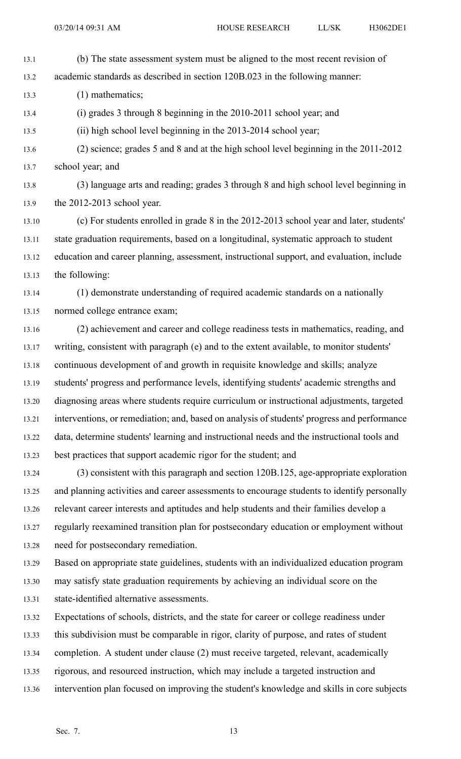(b) The state assessment system must be aligned to the most recent revision of academic standards as described in section 120B.023 in the following manner:

(1) mathematics;

(i) grades 3 through 8 beginning in the 2010-2011 school year; and

(ii) high school level beginning in the 2013-2014 school year;

(2) science; grades 5 and 8 and at the high school level beginning in the 2011-2012 school year; and

(3) language arts and reading; grades 3 through 8 and high school level beginning in the 2012-2013 school year.

(c) For students enrolled in grade 8 in the 2012-2013 school year and later, students' state graduation requirements, based on a longitudinal, systematic approach to student education and career planning, assessment, instructional support, and evaluation, include the following:

(1) demonstrate understanding of required academic standards on a nationally normed college entrance exam;

(2) achievement and career and college readiness tests in mathematics, reading, and writing, consistent with paragraph (e) and to the extent available, to monitor students' continuous development of and growth in requisite knowledge and skills; analyze students' progress and performance levels, identifying students' academic strengths and diagnosing areas where students require curriculum or instructional adjustments, targeted interventions, or remediation; and, based on analysis of students' progress and performance data, determine students' learning and instructional needs and the instructional tools and best practices that support academic rigor for the student; and

(3) consistent with this paragraph and section 120B.125, age-appropriate exploration and planning activities and career assessments to encourage students to identify personally relevant career interests and aptitudes and help students and their families develop a regularly reexamined transition plan for postsecondary education or employment without need for postsecondary remediation.

Based on appropriate state guidelines, students with an individualized education program may satisfy state graduation requirements by achieving an individual score on the state-identified alternative assessments.

Expectations of schools, districts, and the state for career or college readiness under this subdivision must be comparable in rigor, clarity of purpose, and rates of student completion. A student under clause (2) must receive targeted, relevant, academically rigorous, and resourced instruction, which may include a targeted instruction and intervention plan focused on improving the student's knowledge and skills in core subjects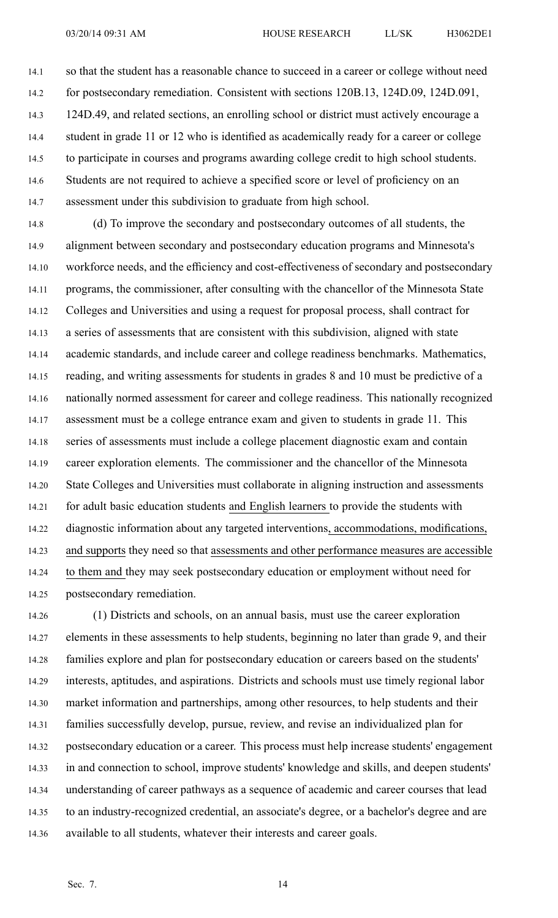so that the student has a reasonable chance to succeed in a career or college without need for postsecondary remediation. Consistent with sections 120B.13, 124D.09, 124D.091, 124D.49, and related sections, an enrolling school or district must actively encourage a student in grade 11 or 12 who is identified as academically ready for a career or college to participate in courses and programs awarding college credit to high school students. Students are not required to achieve a specified score or level of proficiency on an assessment under this subdivision to graduate from high school.

(d) To improve the secondary and postsecondary outcomes of all students, the alignment between secondary and postsecondary education programs and Minnesota's workforce needs, and the efficiency and cost-effectiveness of secondary and postsecondary programs, the commissioner, after consulting with the chancellor of the Minnesota State Colleges and Universities and using a request for proposal process, shall contract for a series of assessments that are consistent with this subdivision, aligned with state academic standards, and include career and college readiness benchmarks. Mathematics, reading, and writing assessments for students in grades 8 and 10 must be predictive of a nationally normed assessment for career and college readiness. This nationally recognized assessment must be a college entrance exam and given to students in grade 11. This series of assessments must include a college placement diagnostic exam and contain career exploration elements. The commissioner and the chancellor of the Minnesota State Colleges and Universities must collaborate in aligning instruction and assessments for adult basic education students <u>and English learners</u> to provide the students with diagnostic information about any targeted interventions<u>, accommodations, modifications, and supports</u> they need so that <u>assessments and other performance measures are accessible to them and</u> they may seek postsecondary education or employment without need for postsecondary remediation.

(1) Districts and schools, on an annual basis, must use the career exploration elements in these assessments to help students, beginning no later than grade 9, and their families explore and plan for postsecondary education or careers based on the students' interests, aptitudes, and aspirations. Districts and schools must use timely regional labor market information and partnerships, among other resources, to help students and their families successfully develop, pursue, review, and revise an individualized plan for postsecondary education or a career. This process must help increase students' engagement in and connection to school, improve students' knowledge and skills, and deepen students' understanding of career pathways as a sequence of academic and career courses that lead to an industry-recognized credential, an associate's degree, or a bachelor's degree and are available to all students, whatever their interests and career goals.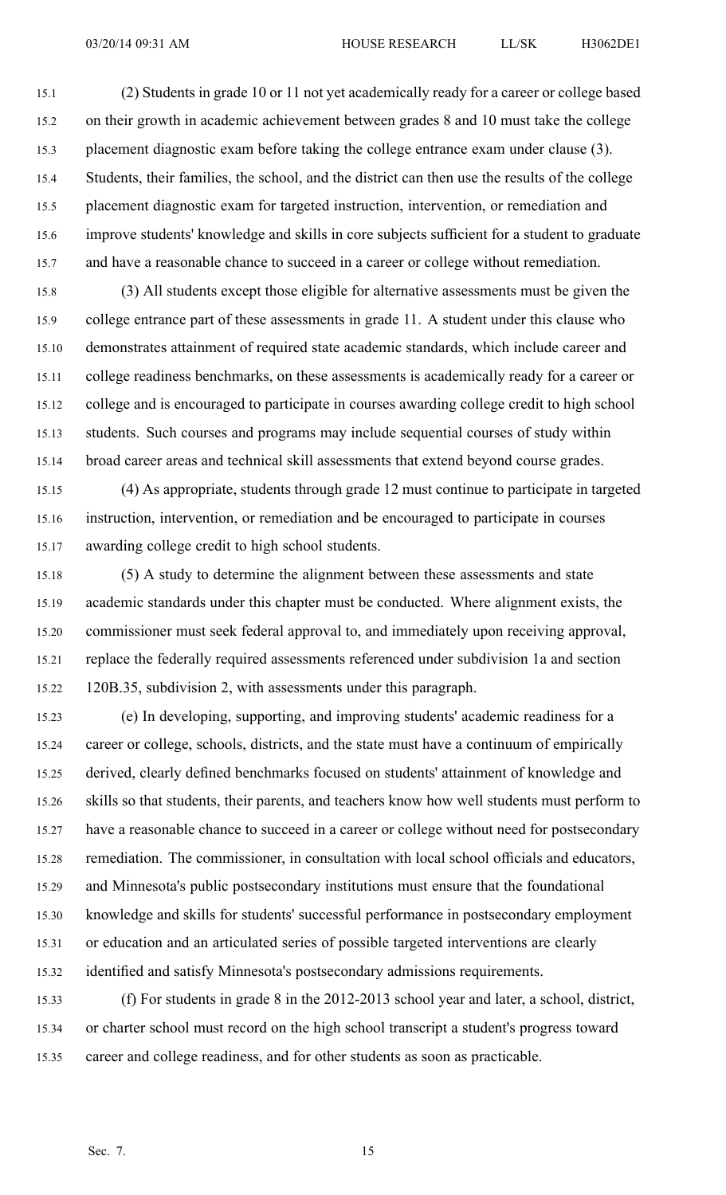(2) Students in grade 10 or 11 not yet academically ready for a career or college based on their growth in academic achievement between grades 8 and 10 must take the college placement diagnostic exam before taking the college entrance exam under clause (3). Students, their families, the school, and the district can then use the results of the college placement diagnostic exam for targeted instruction, intervention, or remediation and improve students' knowledge and skills in core subjects sufficient for a student to graduate and have a reasonable chance to succeed in a career or college without remediation.

(3) All students except those eligible for alternative assessments must be given the college entrance part of these assessments in grade 11. A student under this clause who demonstrates attainment of required state academic standards, which include career and college readiness benchmarks, on these assessments is academically ready for a career or college and is encouraged to participate in courses awarding college credit to high school students. Such courses and programs may include sequential courses of study within broad career areas and technical skill assessments that extend beyond course grades.

(4) As appropriate, students through grade 12 must continue to participate in targeted instruction, intervention, or remediation and be encouraged to participate in courses awarding college credit to high school students.

(5) A study to determine the alignment between these assessments and state academic standards under this chapter must be conducted. Where alignment exists, the commissioner must seek federal approval to, and immediately upon receiving approval, replace the federally required assessments referenced under subdivision 1a and section 120B.35, subdivision 2, with assessments under this paragraph.

(e) In developing, supporting, and improving students' academic readiness for a career or college, schools, districts, and the state must have a continuum of empirically derived, clearly defined benchmarks focused on students' attainment of knowledge and skills so that students, their parents, and teachers know how well students must perform to have a reasonable chance to succeed in a career or college without need for postsecondary remediation. The commissioner, in consultation with local school officials and educators, and Minnesota's public postsecondary institutions must ensure that the foundational knowledge and skills for students' successful performance in postsecondary employment or education and an articulated series of possible targeted interventions are clearly identified and satisfy Minnesota's postsecondary admissions requirements.

(f) For students in grade 8 in the 2012-2013 school year and later, a school, district, or charter school must record on the high school transcript a student's progress toward career and college readiness, and for other students as soon as practicable.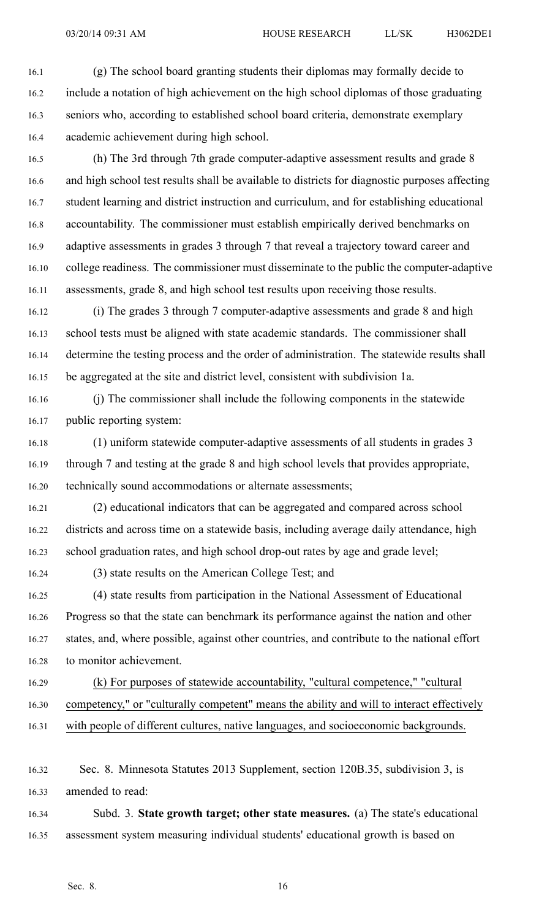(g) The school board granting students their diplomas may formally decide to include a notation of high achievement on the high school diplomas of those graduating seniors who, according to established school board criteria, demonstrate exemplary academic achievement during high school.

(h) The 3rd through 7th grade computer-adaptive assessment results and grade 8 and high school test results shall be available to districts for diagnostic purposes affecting student learning and district instruction and curriculum, and for establishing educational accountability. The commissioner must establish empirically derived benchmarks on adaptive assessments in grades 3 through 7 that reveal a trajectory toward career and college readiness. The commissioner must disseminate to the public the computer-adaptive assessments, grade 8, and high school test results upon receiving those results.

(i) The grades 3 through 7 computer-adaptive assessments and grade 8 and high school tests must be aligned with state academic standards. The commissioner shall determine the testing process and the order of administration. The statewide results shall be aggregated at the site and district level, consistent with subdivision 1a.

(j) The commissioner shall include the following components in the statewide public reporting system:

(1) uniform statewide computer-adaptive assessments of all students in grades 3 through 7 and testing at the grade 8 and high school levels that provides appropriate, technically sound accommodations or alternate assessments;

(2) educational indicators that can be aggregated and compared across school districts and across time on a statewide basis, including average daily attendance, high school graduation rates, and high school drop-out rates by age and grade level;

(3) state results on the American College Test; and

(4) state results from participation in the National Assessment of Educational Progress so that the state can benchmark its performance against the nation and other states, and, where possible, against other countries, and contribute to the national effort to monitor achievement.

(k) For purposes of statewide accountability, "cultural competence," "cultural competency," or "culturally competent" means the ability and will to interact effectively with people of different cultures, native languages, and socioeconomic backgrounds.

Sec. 8. Minnesota Statutes 2013 Supplement, section 120B.35, subdivision 3, is amended to read:

Subd. 3. **State growth target; other state measures.** (a) The state's educational assessment system measuring individual students' educational growth is based on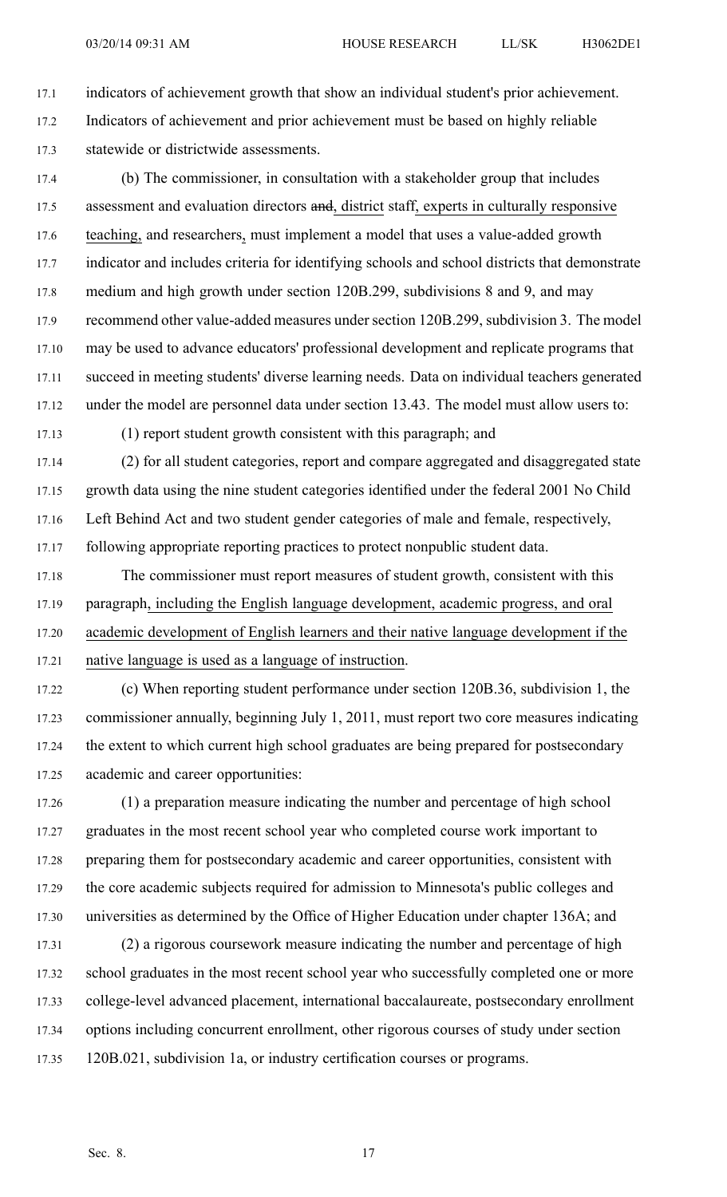indicators of achievement growth that show an individual student's prior achievement. Indicators of achievement and prior achievement must be based on highly reliable statewide or districtwide assessments.

(b) The commissioner, in consultation with a stakeholder group that includes assessment and evaluation directors ~~and~~, district staff, experts in culturally responsive teaching, and researchers, must implement a model that uses a value-added growth indicator and includes criteria for identifying schools and school districts that demonstrate medium and high growth under section 120B.299, subdivisions 8 and 9, and may recommend other value-added measures under section 120B.299, subdivision 3. The model may be used to advance educators' professional development and replicate programs that succeed in meeting students' diverse learning needs. Data on individual teachers generated under the model are personnel data under section 13.43. The model must allow users to:

(1) report student growth consistent with this paragraph; and

(2) for all student categories, report and compare aggregated and disaggregated state growth data using the nine student categories identified under the federal 2001 No Child Left Behind Act and two student gender categories of male and female, respectively, following appropriate reporting practices to protect nonpublic student data.

The commissioner must report measures of student growth, consistent with this paragraph, including the English language development, academic progress, and oral academic development of English learners and their native language development if the native language is used as a language of instruction.

(c) When reporting student performance under section 120B.36, subdivision 1, the commissioner annually, beginning July 1, 2011, must report two core measures indicating the extent to which current high school graduates are being prepared for postsecondary academic and career opportunities:

(1) a preparation measure indicating the number and percentage of high school graduates in the most recent school year who completed course work important to preparing them for postsecondary academic and career opportunities, consistent with the core academic subjects required for admission to Minnesota's public colleges and universities as determined by the Office of Higher Education under chapter 136A; and

(2) a rigorous coursework measure indicating the number and percentage of high school graduates in the most recent school year who successfully completed one or more college-level advanced placement, international baccalaureate, postsecondary enrollment options including concurrent enrollment, other rigorous courses of study under section 120B.021, subdivision 1a, or industry certification courses or programs.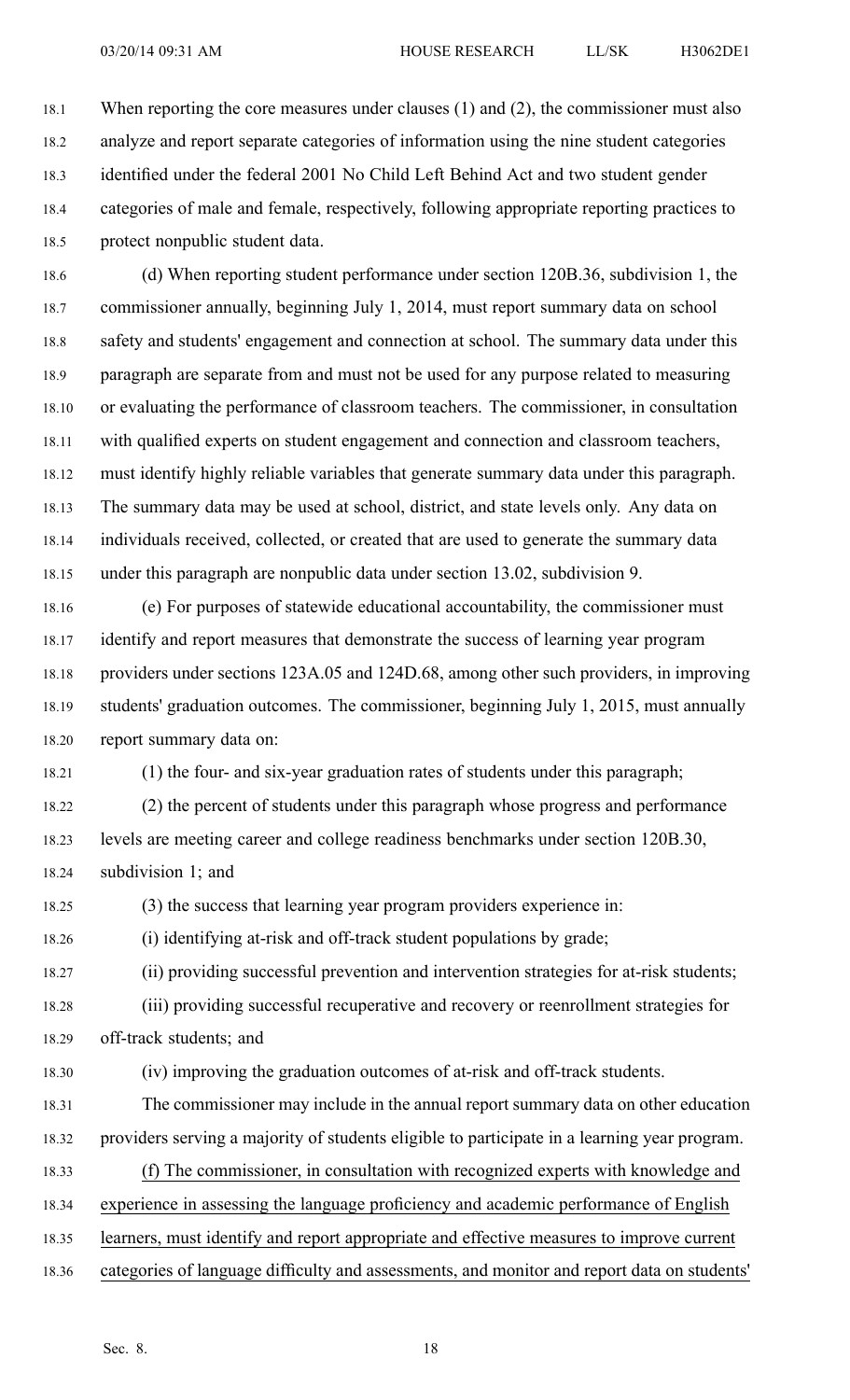When reporting the core measures under clauses (1) and (2), the commissioner must also analyze and report separate categories of information using the nine student categories identified under the federal 2001 No Child Left Behind Act and two student gender categories of male and female, respectively, following appropriate reporting practices to protect nonpublic student data.

(d) When reporting student performance under section 120B.36, subdivision 1, the commissioner annually, beginning July 1, 2014, must report summary data on school safety and students' engagement and connection at school. The summary data under this paragraph are separate from and must not be used for any purpose related to measuring or evaluating the performance of classroom teachers. The commissioner, in consultation with qualified experts on student engagement and connection and classroom teachers, must identify highly reliable variables that generate summary data under this paragraph. The summary data may be used at school, district, and state levels only. Any data on individuals received, collected, or created that are used to generate the summary data under this paragraph are nonpublic data under section 13.02, subdivision 9.

(e) For purposes of statewide educational accountability, the commissioner must identify and report measures that demonstrate the success of learning year program providers under sections 123A.05 and 124D.68, among other such providers, in improving students' graduation outcomes. The commissioner, beginning July 1, 2015, must annually report summary data on:

(1) the four- and six-year graduation rates of students under this paragraph;

(2) the percent of students under this paragraph whose progress and performance levels are meeting career and college readiness benchmarks under section 120B.30, subdivision 1; and

(3) the success that learning year program providers experience in:

(i) identifying at-risk and off-track student populations by grade;

(ii) providing successful prevention and intervention strategies for at-risk students;

(iii) providing successful recuperative and recovery or reenrollment strategies for off-track students; and

(iv) improving the graduation outcomes of at-risk and off-track students.

The commissioner may include in the annual report summary data on other education providers serving a majority of students eligible to participate in a learning year program.

(f) The commissioner, in consultation with recognized experts with knowledge and experience in assessing the language proficiency and academic performance of English learners, must identify and report appropriate and effective measures to improve current categories of language difficulty and assessments, and monitor and report data on students'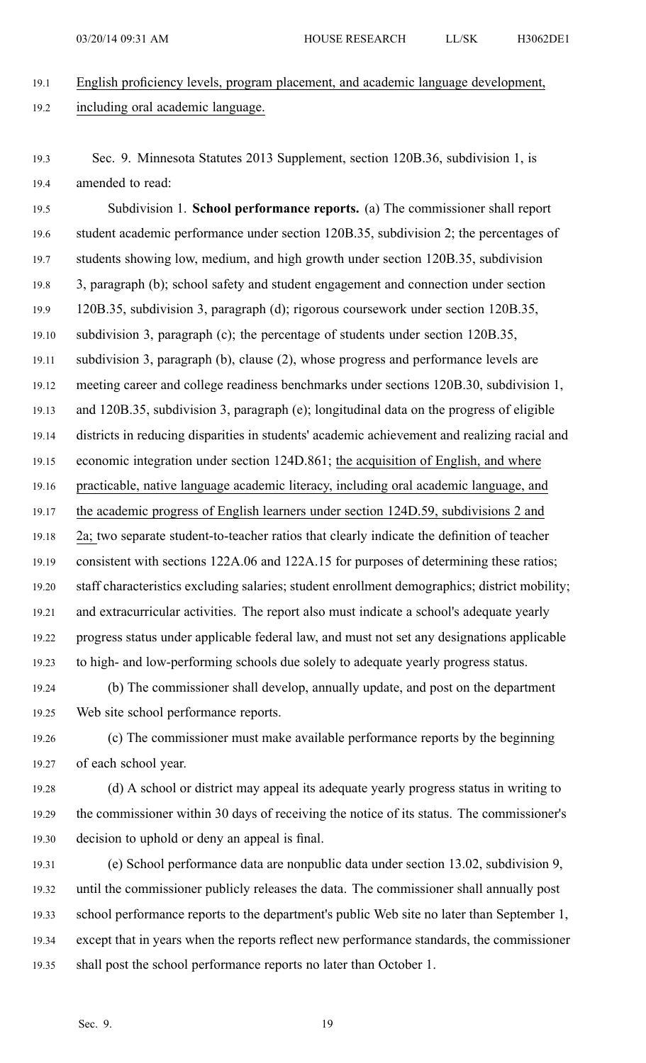English proficiency levels, program placement, and academic language development, including oral academic language.

Sec. 9. Minnesota Statutes 2013 Supplement, section 120B.36, subdivision 1, is amended to read:

Subdivision 1. **School performance reports.** (a) The commissioner shall report student academic performance under section 120B.35, subdivision 2; the percentages of students showing low, medium, and high growth under section 120B.35, subdivision 3, paragraph (b); school safety and student engagement and connection under section 120B.35, subdivision 3, paragraph (d); rigorous coursework under section 120B.35, subdivision 3, paragraph (c); the percentage of students under section 120B.35, subdivision 3, paragraph (b), clause (2), whose progress and performance levels are meeting career and college readiness benchmarks under sections 120B.30, subdivision 1, and 120B.35, subdivision 3, paragraph (e); longitudinal data on the progress of eligible districts in reducing disparities in students' academic achievement and realizing racial and economic integration under section 124D.861; the acquisition of English, and where practicable, native language academic literacy, including oral academic language, and the academic progress of English learners under section 124D.59, subdivisions 2 and 2a; two separate student-to-teacher ratios that clearly indicate the definition of teacher consistent with sections 122A.06 and 122A.15 for purposes of determining these ratios; staff characteristics excluding salaries; student enrollment demographics; district mobility; and extracurricular activities. The report also must indicate a school's adequate yearly progress status under applicable federal law, and must not set any designations applicable to high- and low-performing schools due solely to adequate yearly progress status.

(b) The commissioner shall develop, annually update, and post on the department Web site school performance reports.

(c) The commissioner must make available performance reports by the beginning of each school year.

(d) A school or district may appeal its adequate yearly progress status in writing to the commissioner within 30 days of receiving the notice of its status. The commissioner's decision to uphold or deny an appeal is final.

(e) School performance data are nonpublic data under section 13.02, subdivision 9, until the commissioner publicly releases the data. The commissioner shall annually post school performance reports to the department's public Web site no later than September 1, except that in years when the reports reflect new performance standards, the commissioner shall post the school performance reports no later than October 1.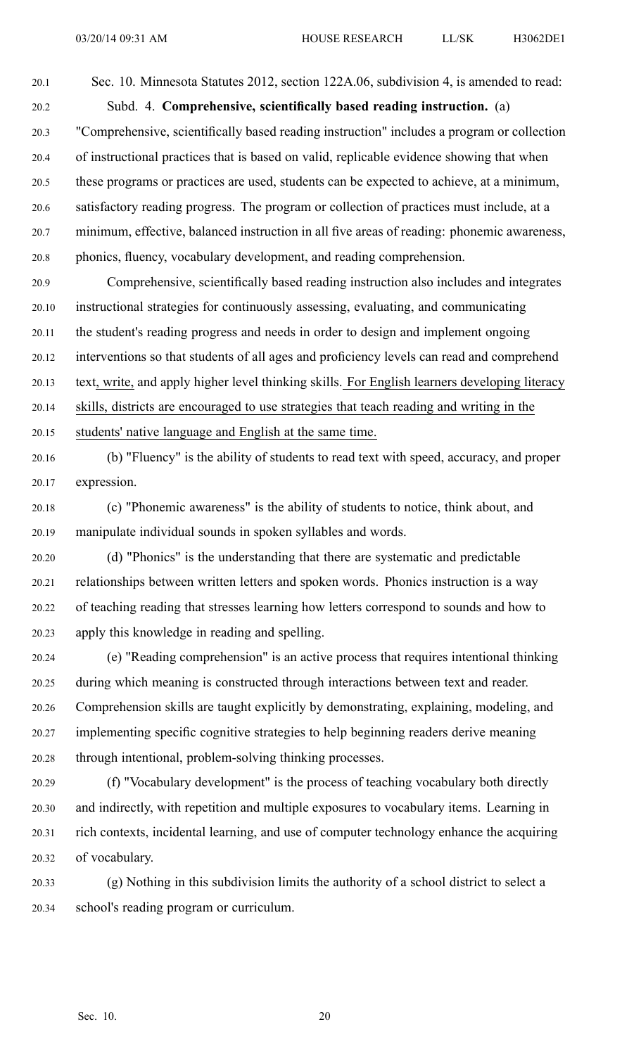Sec. 10. Minnesota Statutes 2012, section 122A.06, subdivision 4, is amended to read:

Subd. 4. **Comprehensive, scientifically based reading instruction.** (a) "Comprehensive, scientifically based reading instruction" includes a program or collection of instructional practices that is based on valid, replicable evidence showing that when these programs or practices are used, students can be expected to achieve, at a minimum, satisfactory reading progress. The program or collection of practices must include, at a minimum, effective, balanced instruction in all five areas of reading: phonemic awareness, phonics, fluency, vocabulary development, and reading comprehension.

Comprehensive, scientifically based reading instruction also includes and integrates instructional strategies for continuously assessing, evaluating, and communicating the student's reading progress and needs in order to design and implement ongoing interventions so that students of all ages and proficiency levels can read and comprehend text, write, and apply higher level thinking skills. For English learners developing literacy skills, districts are encouraged to use strategies that teach reading and writing in the students' native language and English at the same time.

(b) "Fluency" is the ability of students to read text with speed, accuracy, and proper expression.

(c) "Phonemic awareness" is the ability of students to notice, think about, and manipulate individual sounds in spoken syllables and words.

(d) "Phonics" is the understanding that there are systematic and predictable relationships between written letters and spoken words. Phonics instruction is a way of teaching reading that stresses learning how letters correspond to sounds and how to apply this knowledge in reading and spelling.

(e) "Reading comprehension" is an active process that requires intentional thinking during which meaning is constructed through interactions between text and reader. Comprehension skills are taught explicitly by demonstrating, explaining, modeling, and implementing specific cognitive strategies to help beginning readers derive meaning through intentional, problem-solving thinking processes.

(f) "Vocabulary development" is the process of teaching vocabulary both directly and indirectly, with repetition and multiple exposures to vocabulary items. Learning in rich contexts, incidental learning, and use of computer technology enhance the acquiring of vocabulary.

(g) Nothing in this subdivision limits the authority of a school district to select a school's reading program or curriculum.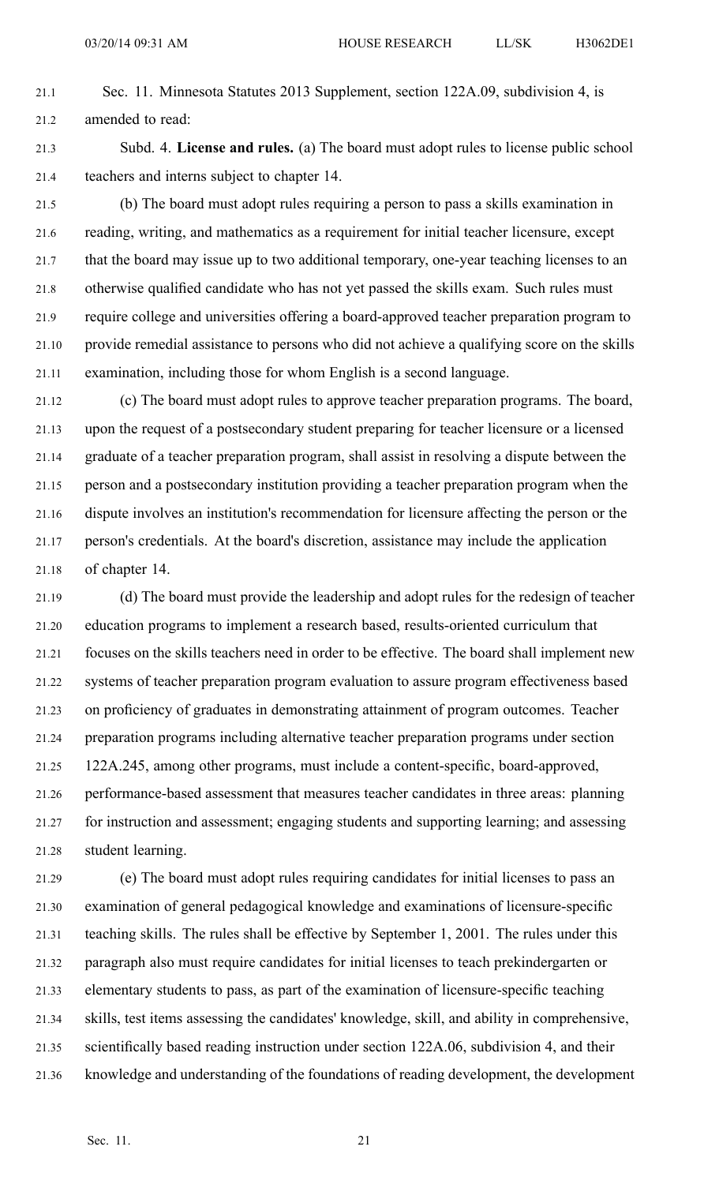Sec. 11. Minnesota Statutes 2013 Supplement, section 122A.09, subdivision 4, is amended to read:

Subd. 4. **License and rules.** (a) The board must adopt rules to license public school teachers and interns subject to chapter 14.

(b) The board must adopt rules requiring a person to pass a skills examination in reading, writing, and mathematics as a requirement for initial teacher licensure, except that the board may issue up to two additional temporary, one-year teaching licenses to an otherwise qualified candidate who has not yet passed the skills exam. Such rules must require college and universities offering a board-approved teacher preparation program to provide remedial assistance to persons who did not achieve a qualifying score on the skills examination, including those for whom English is a second language.

(c) The board must adopt rules to approve teacher preparation programs. The board, upon the request of a postsecondary student preparing for teacher licensure or a licensed graduate of a teacher preparation program, shall assist in resolving a dispute between the person and a postsecondary institution providing a teacher preparation program when the dispute involves an institution's recommendation for licensure affecting the person or the person's credentials. At the board's discretion, assistance may include the application of chapter 14.

(d) The board must provide the leadership and adopt rules for the redesign of teacher education programs to implement a research based, results-oriented curriculum that focuses on the skills teachers need in order to be effective. The board shall implement new systems of teacher preparation program evaluation to assure program effectiveness based on proficiency of graduates in demonstrating attainment of program outcomes. Teacher preparation programs including alternative teacher preparation programs under section 122A.245, among other programs, must include a content-specific, board-approved, performance-based assessment that measures teacher candidates in three areas: planning for instruction and assessment; engaging students and supporting learning; and assessing student learning.

(e) The board must adopt rules requiring candidates for initial licenses to pass an examination of general pedagogical knowledge and examinations of licensure-specific teaching skills. The rules shall be effective by September 1, 2001. The rules under this paragraph also must require candidates for initial licenses to teach prekindergarten or elementary students to pass, as part of the examination of licensure-specific teaching skills, test items assessing the candidates' knowledge, skill, and ability in comprehensive, scientifically based reading instruction under section 122A.06, subdivision 4, and their knowledge and understanding of the foundations of reading development, the development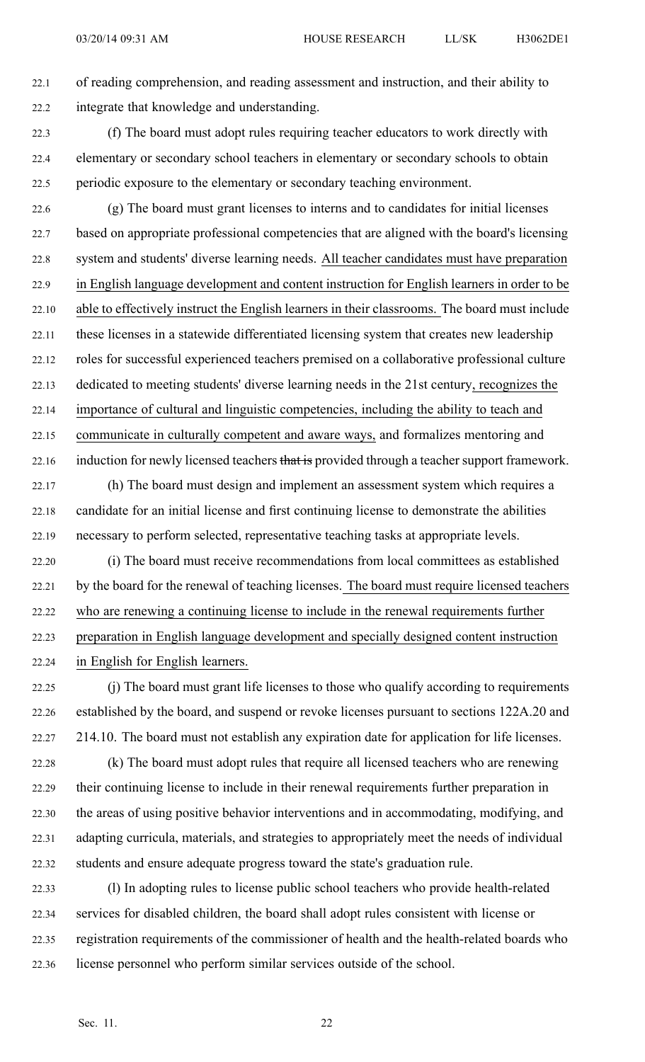of reading comprehension, and reading assessment and instruction, and their ability to integrate that knowledge and understanding.

(f) The board must adopt rules requiring teacher educators to work directly with elementary or secondary school teachers in elementary or secondary schools to obtain periodic exposure to the elementary or secondary teaching environment.

(g) The board must grant licenses to interns and to candidates for initial licenses based on appropriate professional competencies that are aligned with the board's licensing system and students' diverse learning needs. All teacher candidates must have preparation in English language development and content instruction for English learners in order to be able to effectively instruct the English learners in their classrooms. The board must include these licenses in a statewide differentiated licensing system that creates new leadership roles for successful experienced teachers premised on a collaborative professional culture dedicated to meeting students' diverse learning needs in the 21st century, recognizes the importance of cultural and linguistic competencies, including the ability to teach and communicate in culturally competent and aware ways, and formalizes mentoring and induction for newly licensed teachers ~~that is~~ provided through a teacher support framework.

(h) The board must design and implement an assessment system which requires a candidate for an initial license and first continuing license to demonstrate the abilities necessary to perform selected, representative teaching tasks at appropriate levels.

(i) The board must receive recommendations from local committees as established by the board for the renewal of teaching licenses. The board must require licensed teachers who are renewing a continuing license to include in the renewal requirements further preparation in English language development and specially designed content instruction in English for English learners.

(j) The board must grant life licenses to those who qualify according to requirements established by the board, and suspend or revoke licenses pursuant to sections 122A.20 and 214.10. The board must not establish any expiration date for application for life licenses.

(k) The board must adopt rules that require all licensed teachers who are renewing their continuing license to include in their renewal requirements further preparation in the areas of using positive behavior interventions and in accommodating, modifying, and adapting curricula, materials, and strategies to appropriately meet the needs of individual students and ensure adequate progress toward the state's graduation rule.

(l) In adopting rules to license public school teachers who provide health-related services for disabled children, the board shall adopt rules consistent with license or registration requirements of the commissioner of health and the health-related boards who license personnel who perform similar services outside of the school.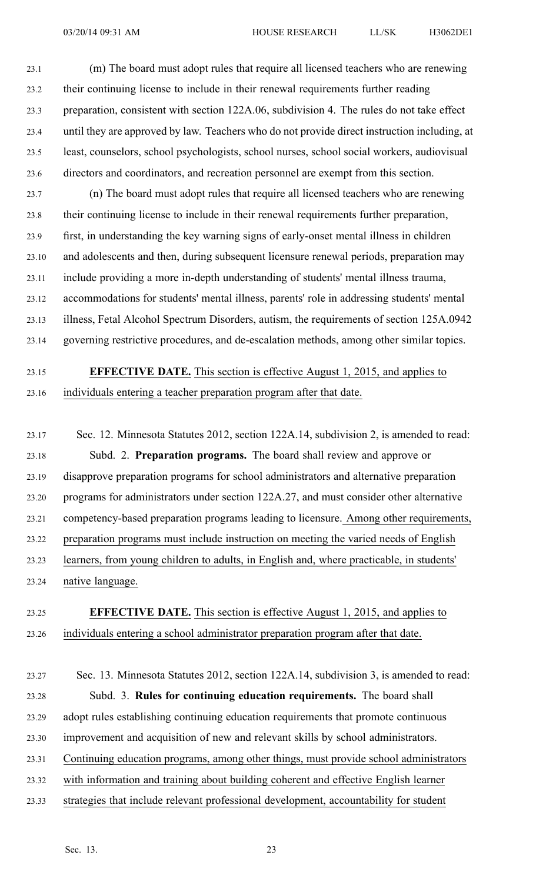(m) The board must adopt rules that require all licensed teachers who are renewing their continuing license to include in their renewal requirements further reading preparation, consistent with section 122A.06, subdivision 4. The rules do not take effect until they are approved by law. Teachers who do not provide direct instruction including, at least, counselors, school psychologists, school nurses, school social workers, audiovisual directors and coordinators, and recreation personnel are exempt from this section.

(n) The board must adopt rules that require all licensed teachers who are renewing their continuing license to include in their renewal requirements further preparation, first, in understanding the key warning signs of early-onset mental illness in children and adolescents and then, during subsequent licensure renewal periods, preparation may include providing a more in-depth understanding of students' mental illness trauma, accommodations for students' mental illness, parents' role in addressing students' mental illness, Fetal Alcohol Spectrum Disorders, autism, the requirements of section 125A.0942 governing restrictive procedures, and de-escalation methods, among other similar topics.

**EFFECTIVE DATE.** This section is effective August 1, 2015, and applies to individuals entering a teacher preparation program after that date.

Sec. 12. Minnesota Statutes 2012, section 122A.14, subdivision 2, is amended to read:

Subd. 2. **Preparation programs.** The board shall review and approve or disapprove preparation programs for school administrators and alternative preparation programs for administrators under section 122A.27, and must consider other alternative competency-based preparation programs leading to licensure. Among other requirements, preparation programs must include instruction on meeting the varied needs of English learners, from young children to adults, in English and, where practicable, in students' native language.

**EFFECTIVE DATE.** This section is effective August 1, 2015, and applies to individuals entering a school administrator preparation program after that date.

Sec. 13. Minnesota Statutes 2012, section 122A.14, subdivision 3, is amended to read:

Subd. 3. **Rules for continuing education requirements.** The board shall adopt rules establishing continuing education requirements that promote continuous improvement and acquisition of new and relevant skills by school administrators. Continuing education programs, among other things, must provide school administrators with information and training about building coherent and effective English learner strategies that include relevant professional development, accountability for student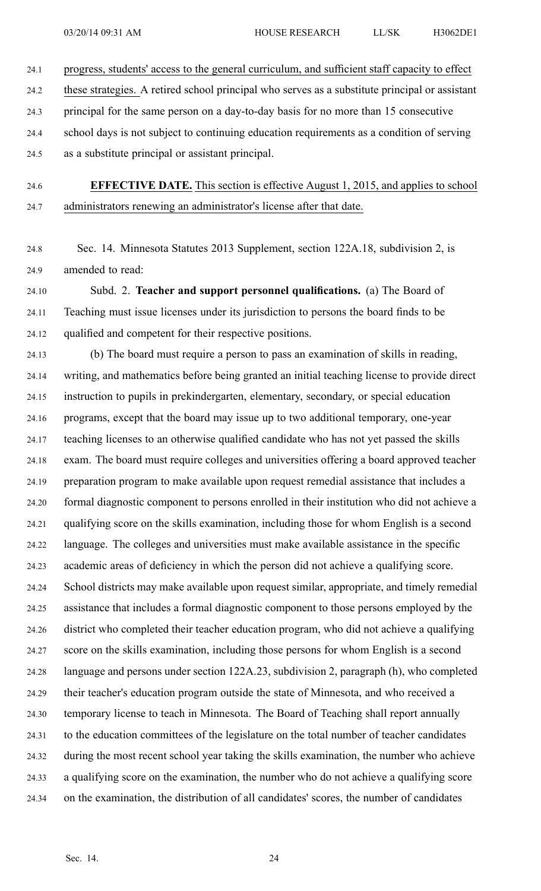progress, students' access to the general curriculum, and sufficient staff capacity to effect these strategies. A retired school principal who serves as a substitute principal or assistant principal for the same person on a day-to-day basis for no more than 15 consecutive school days is not subject to continuing education requirements as a condition of serving as a substitute principal or assistant principal.

**EFFECTIVE DATE.** This section is effective August 1, 2015, and applies to school administrators renewing an administrator's license after that date.

Sec. 14. Minnesota Statutes 2013 Supplement, section 122A.18, subdivision 2, is amended to read:

Subd. 2. **Teacher and support personnel qualifications.** (a) The Board of Teaching must issue licenses under its jurisdiction to persons the board finds to be qualified and competent for their respective positions.

(b) The board must require a person to pass an examination of skills in reading, writing, and mathematics before being granted an initial teaching license to provide direct instruction to pupils in prekindergarten, elementary, secondary, or special education programs, except that the board may issue up to two additional temporary, one-year teaching licenses to an otherwise qualified candidate who has not yet passed the skills exam. The board must require colleges and universities offering a board approved teacher preparation program to make available upon request remedial assistance that includes a formal diagnostic component to persons enrolled in their institution who did not achieve a qualifying score on the skills examination, including those for whom English is a second language. The colleges and universities must make available assistance in the specific academic areas of deficiency in which the person did not achieve a qualifying score. School districts may make available upon request similar, appropriate, and timely remedial assistance that includes a formal diagnostic component to those persons employed by the district who completed their teacher education program, who did not achieve a qualifying score on the skills examination, including those persons for whom English is a second language and persons under section 122A.23, subdivision 2, paragraph (h), who completed their teacher's education program outside the state of Minnesota, and who received a temporary license to teach in Minnesota. The Board of Teaching shall report annually to the education committees of the legislature on the total number of teacher candidates during the most recent school year taking the skills examination, the number who achieve a qualifying score on the examination, the number who do not achieve a qualifying score on the examination, the distribution of all candidates' scores, the number of candidates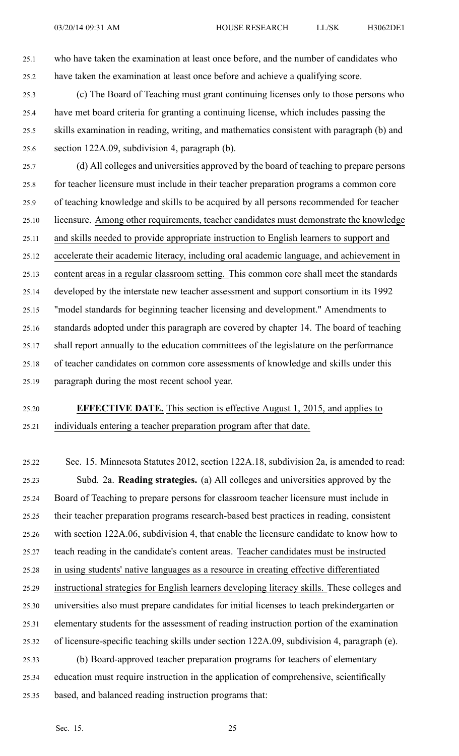who have taken the examination at least once before, and the number of candidates who have taken the examination at least once before and achieve a qualifying score.

(c) The Board of Teaching must grant continuing licenses only to those persons who have met board criteria for granting a continuing license, which includes passing the skills examination in reading, writing, and mathematics consistent with paragraph (b) and section 122A.09, subdivision 4, paragraph (b).

(d) All colleges and universities approved by the board of teaching to prepare persons for teacher licensure must include in their teacher preparation programs a common core of teaching knowledge and skills to be acquired by all persons recommended for teacher licensure. Among other requirements, teacher candidates must demonstrate the knowledge and skills needed to provide appropriate instruction to English learners to support and accelerate their academic literacy, including oral academic language, and achievement in content areas in a regular classroom setting. This common core shall meet the standards developed by the interstate new teacher assessment and support consortium in its 1992 "model standards for beginning teacher licensing and development." Amendments to standards adopted under this paragraph are covered by chapter 14. The board of teaching shall report annually to the education committees of the legislature on the performance of teacher candidates on common core assessments of knowledge and skills under this paragraph during the most recent school year.

**EFFECTIVE DATE.** This section is effective August 1, 2015, and applies to individuals entering a teacher preparation program after that date.

Sec. 15. Minnesota Statutes 2012, section 122A.18, subdivision 2a, is amended to read:

Subd. 2a. **Reading strategies.** (a) All colleges and universities approved by the Board of Teaching to prepare persons for classroom teacher licensure must include in their teacher preparation programs research-based best practices in reading, consistent with section 122A.06, subdivision 4, that enable the licensure candidate to know how to teach reading in the candidate's content areas. Teacher candidates must be instructed in using students' native languages as a resource in creating effective differentiated instructional strategies for English learners developing literacy skills. These colleges and universities also must prepare candidates for initial licenses to teach prekindergarten or elementary students for the assessment of reading instruction portion of the examination of licensure-specific teaching skills under section 122A.09, subdivision 4, paragraph (e).

(b) Board-approved teacher preparation programs for teachers of elementary education must require instruction in the application of comprehensive, scientifically based, and balanced reading instruction programs that: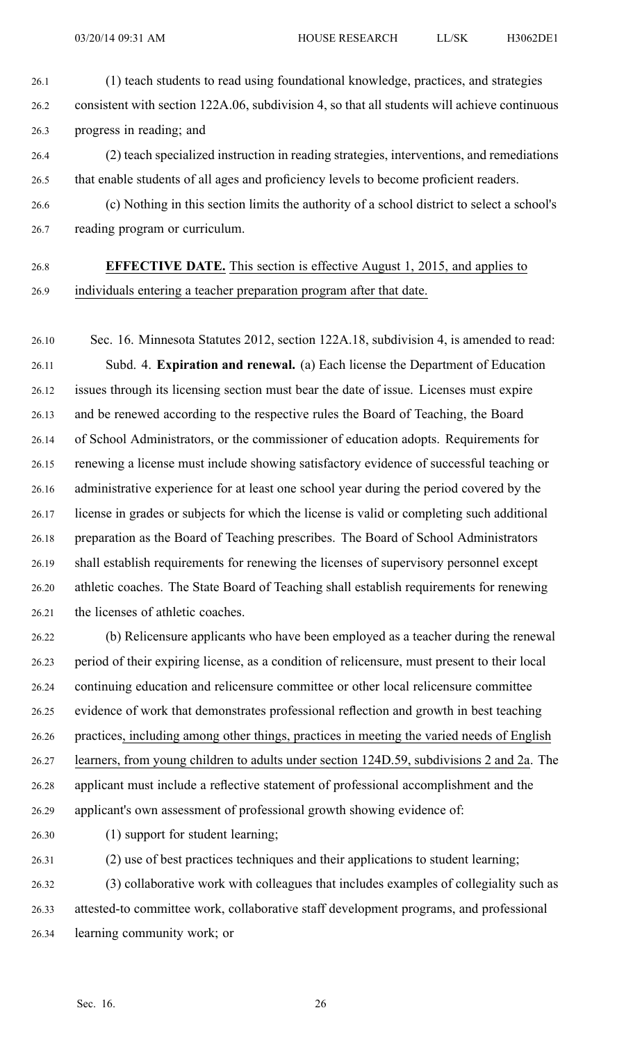(1) teach students to read using foundational knowledge, practices, and strategies consistent with section 122A.06, subdivision 4, so that all students will achieve continuous progress in reading; and

(2) teach specialized instruction in reading strategies, interventions, and remediations that enable students of all ages and proficiency levels to become proficient readers.

(c) Nothing in this section limits the authority of a school district to select a school's reading program or curriculum.

**EFFECTIVE DATE.** This section is effective August 1, 2015, and applies to individuals entering a teacher preparation program after that date.

Sec. 16. Minnesota Statutes 2012, section 122A.18, subdivision 4, is amended to read:

Subd. 4. **Expiration and renewal.** (a) Each license the Department of Education issues through its licensing section must bear the date of issue. Licenses must expire and be renewed according to the respective rules the Board of Teaching, the Board of School Administrators, or the commissioner of education adopts. Requirements for renewing a license must include showing satisfactory evidence of successful teaching or administrative experience for at least one school year during the period covered by the license in grades or subjects for which the license is valid or completing such additional preparation as the Board of Teaching prescribes. The Board of School Administrators shall establish requirements for renewing the licenses of supervisory personnel except athletic coaches. The State Board of Teaching shall establish requirements for renewing the licenses of athletic coaches.

(b) Relicensure applicants who have been employed as a teacher during the renewal period of their expiring license, as a condition of relicensure, must present to their local continuing education and relicensure committee or other local relicensure committee evidence of work that demonstrates professional reflection and growth in best teaching practices, including among other things, practices in meeting the varied needs of English learners, from young children to adults under section 124D.59, subdivisions 2 and 2a. The applicant must include a reflective statement of professional accomplishment and the applicant's own assessment of professional growth showing evidence of:

(1) support for student learning;

(2) use of best practices techniques and their applications to student learning;

(3) collaborative work with colleagues that includes examples of collegiality such as attested-to committee work, collaborative staff development programs, and professional learning community work; or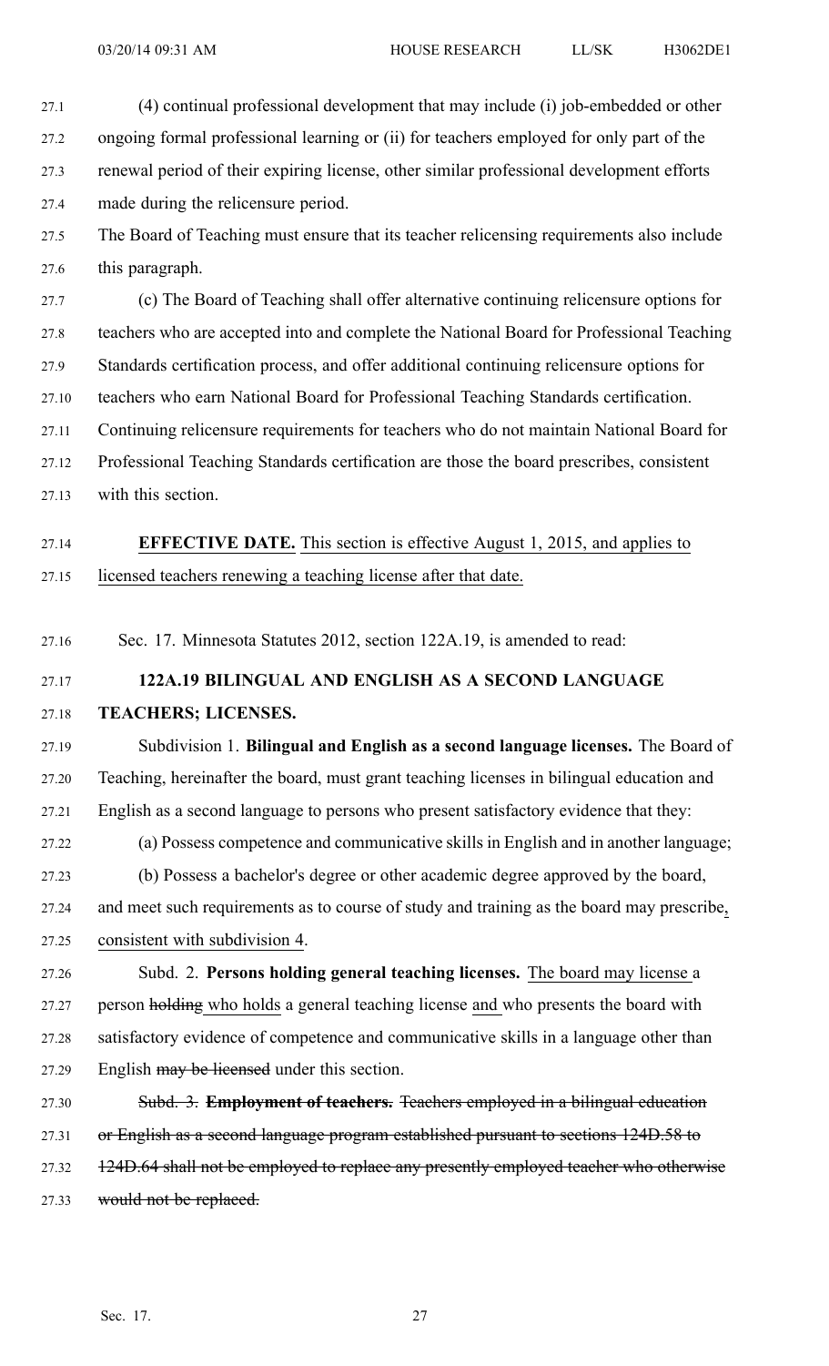(4) continual professional development that may include (i) job-embedded or other ongoing formal professional learning or (ii) for teachers employed for only part of the renewal period of their expiring license, other similar professional development efforts made during the relicensure period.

The Board of Teaching must ensure that its teacher relicensing requirements also include this paragraph.

(c) The Board of Teaching shall offer alternative continuing relicensure options for teachers who are accepted into and complete the National Board for Professional Teaching Standards certification process, and offer additional continuing relicensure options for teachers who earn National Board for Professional Teaching Standards certification. Continuing relicensure requirements for teachers who do not maintain National Board for Professional Teaching Standards certification are those the board prescribes, consistent with this section.

**EFFECTIVE DATE.** This section is effective August 1, 2015, and applies to licensed teachers renewing a teaching license after that date.

Sec. 17. Minnesota Statutes 2012, section 122A.19, is amended to read:

**122A.19 BILINGUAL AND ENGLISH AS A SECOND LANGUAGE TEACHERS; LICENSES.**

Subdivision 1. **Bilingual and English as a second language licenses.** The Board of Teaching, hereinafter the board, must grant teaching licenses in bilingual education and English as a second language to persons who present satisfactory evidence that they:

(a) Possess competence and communicative skills in English and in another language;

(b) Possess a bachelor's degree or other academic degree approved by the board, and meet such requirements as to course of study and training as the board may prescribe, consistent with subdivision 4.

Subd. 2. **Persons holding general teaching licenses.** The board may license a person ~~holding~~ who holds a general teaching license and who presents the board with satisfactory evidence of competence and communicative skills in a language other than English ~~may be licensed~~ under this section.

~~Subd. 3. **Employment of teachers.** Teachers employed in a bilingual education or English as a second language program established pursuant to sections 124D.58 to 124D.64 shall not be employed to replace any presently employed teacher who otherwise would not be replaced.~~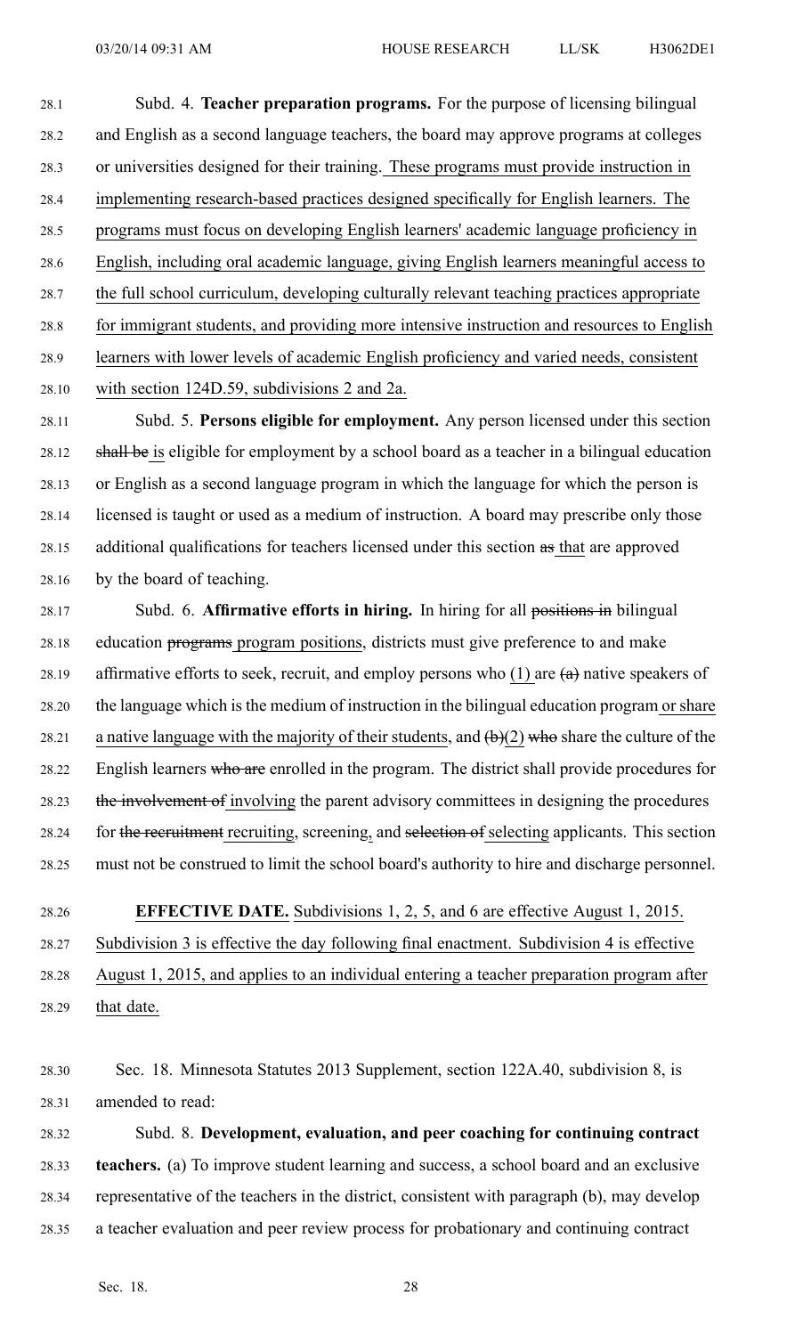Subd. 4. **Teacher preparation programs.** For the purpose of licensing bilingual and English as a second language teachers, the board may approve programs at colleges or universities designed for their training. These programs must provide instruction in implementing research-based practices designed specifically for English learners. The programs must focus on developing English learners' academic language proficiency in English, including oral academic language, giving English learners meaningful access to the full school curriculum, developing culturally relevant teaching practices appropriate for immigrant students, and providing more intensive instruction and resources to English learners with lower levels of academic English proficiency and varied needs, consistent with section 124D.59, subdivisions 2 and 2a.

Subd. 5. **Persons eligible for employment.** Any person licensed under this section ~~shall be~~ is eligible for employment by a school board as a teacher in a bilingual education or English as a second language program in which the language for which the person is licensed is taught or used as a medium of instruction. A board may prescribe only those additional qualifications for teachers licensed under this section ~~as~~ that are approved by the board of teaching.

Subd. 6. **Affirmative efforts in hiring.** In hiring for all ~~positions in~~ bilingual education ~~programs~~ program positions, districts must give preference to and make affirmative efforts to seek, recruit, and employ persons who (1) are ~~(a)~~ native speakers of the language which is the medium of instruction in the bilingual education program or share a native language with the majority of their students, and ~~(b)~~(2) ~~who~~ share the culture of the English learners ~~who are~~ enrolled in the program. The district shall provide procedures for ~~the involvement of~~ involving the parent advisory committees in designing the procedures for ~~the recruitment~~ recruiting, screening, and ~~selection of~~ selecting applicants. This section must not be construed to limit the school board's authority to hire and discharge personnel.

**EFFECTIVE DATE.** Subdivisions 1, 2, 5, and 6 are effective August 1, 2015. Subdivision 3 is effective the day following final enactment. Subdivision 4 is effective August 1, 2015, and applies to an individual entering a teacher preparation program after that date.

Sec. 18. Minnesota Statutes 2013 Supplement, section 122A.40, subdivision 8, is amended to read:

Subd. 8. **Development, evaluation, and peer coaching for continuing contract teachers.** (a) To improve student learning and success, a school board and an exclusive representative of the teachers in the district, consistent with paragraph (b), may develop a teacher evaluation and peer review process for probationary and continuing contract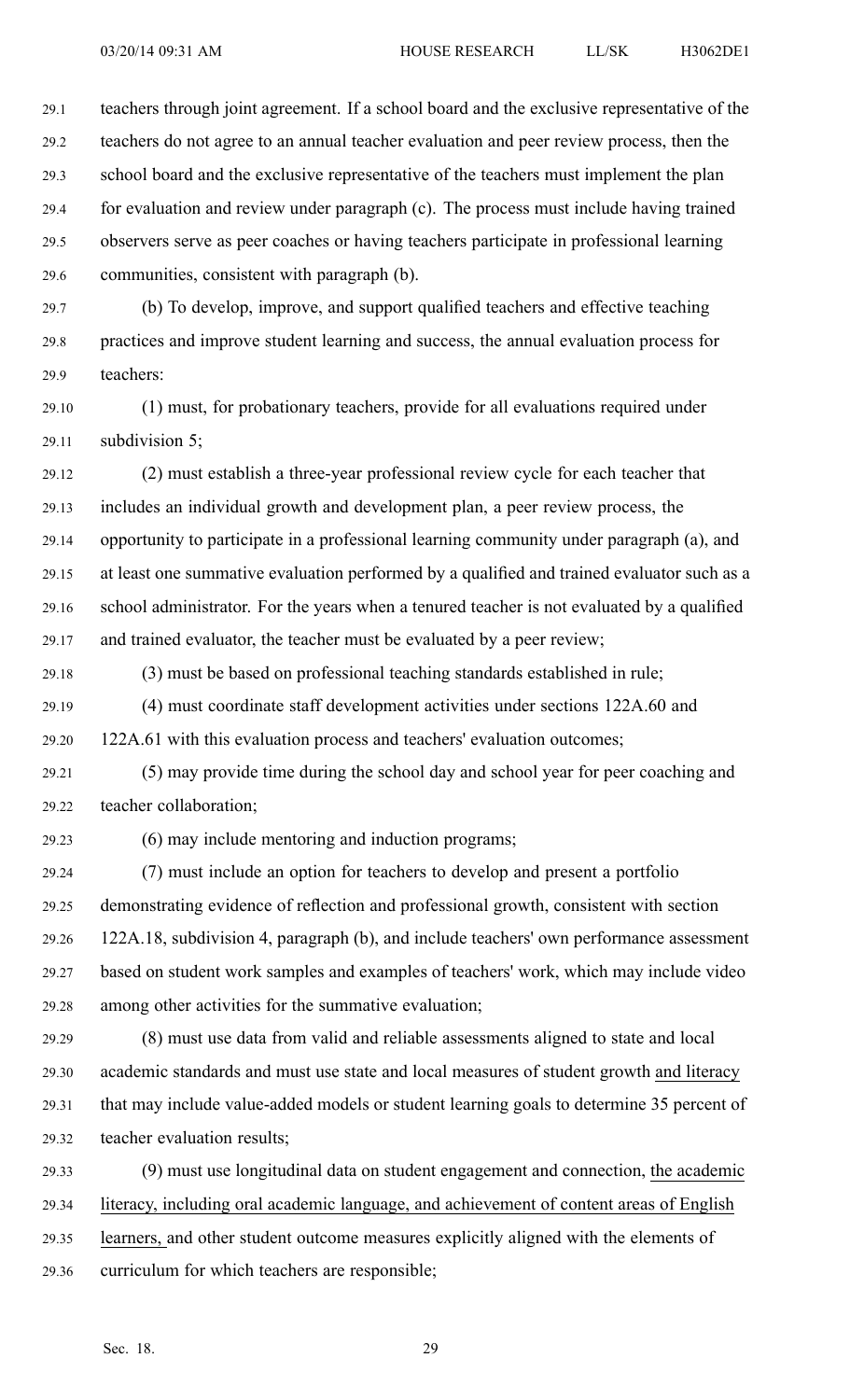teachers through joint agreement. If a school board and the exclusive representative of the teachers do not agree to an annual teacher evaluation and peer review process, then the school board and the exclusive representative of the teachers must implement the plan for evaluation and review under paragraph (c). The process must include having trained observers serve as peer coaches or having teachers participate in professional learning communities, consistent with paragraph (b).

(b) To develop, improve, and support qualified teachers and effective teaching practices and improve student learning and success, the annual evaluation process for teachers:

(1) must, for probationary teachers, provide for all evaluations required under subdivision 5;

(2) must establish a three-year professional review cycle for each teacher that includes an individual growth and development plan, a peer review process, the opportunity to participate in a professional learning community under paragraph (a), and at least one summative evaluation performed by a qualified and trained evaluator such as a school administrator. For the years when a tenured teacher is not evaluated by a qualified and trained evaluator, the teacher must be evaluated by a peer review;

(3) must be based on professional teaching standards established in rule;

(4) must coordinate staff development activities under sections 122A.60 and 122A.61 with this evaluation process and teachers' evaluation outcomes;

(5) may provide time during the school day and school year for peer coaching and teacher collaboration;

(6) may include mentoring and induction programs;

(7) must include an option for teachers to develop and present a portfolio demonstrating evidence of reflection and professional growth, consistent with section 122A.18, subdivision 4, paragraph (b), and include teachers' own performance assessment based on student work samples and examples of teachers' work, which may include video among other activities for the summative evaluation;

(8) must use data from valid and reliable assessments aligned to state and local academic standards and must use state and local measures of student growth and literacy that may include value-added models or student learning goals to determine 35 percent of teacher evaluation results;

(9) must use longitudinal data on student engagement and connection, the academic literacy, including oral academic language, and achievement of content areas of English learners, and other student outcome measures explicitly aligned with the elements of curriculum for which teachers are responsible;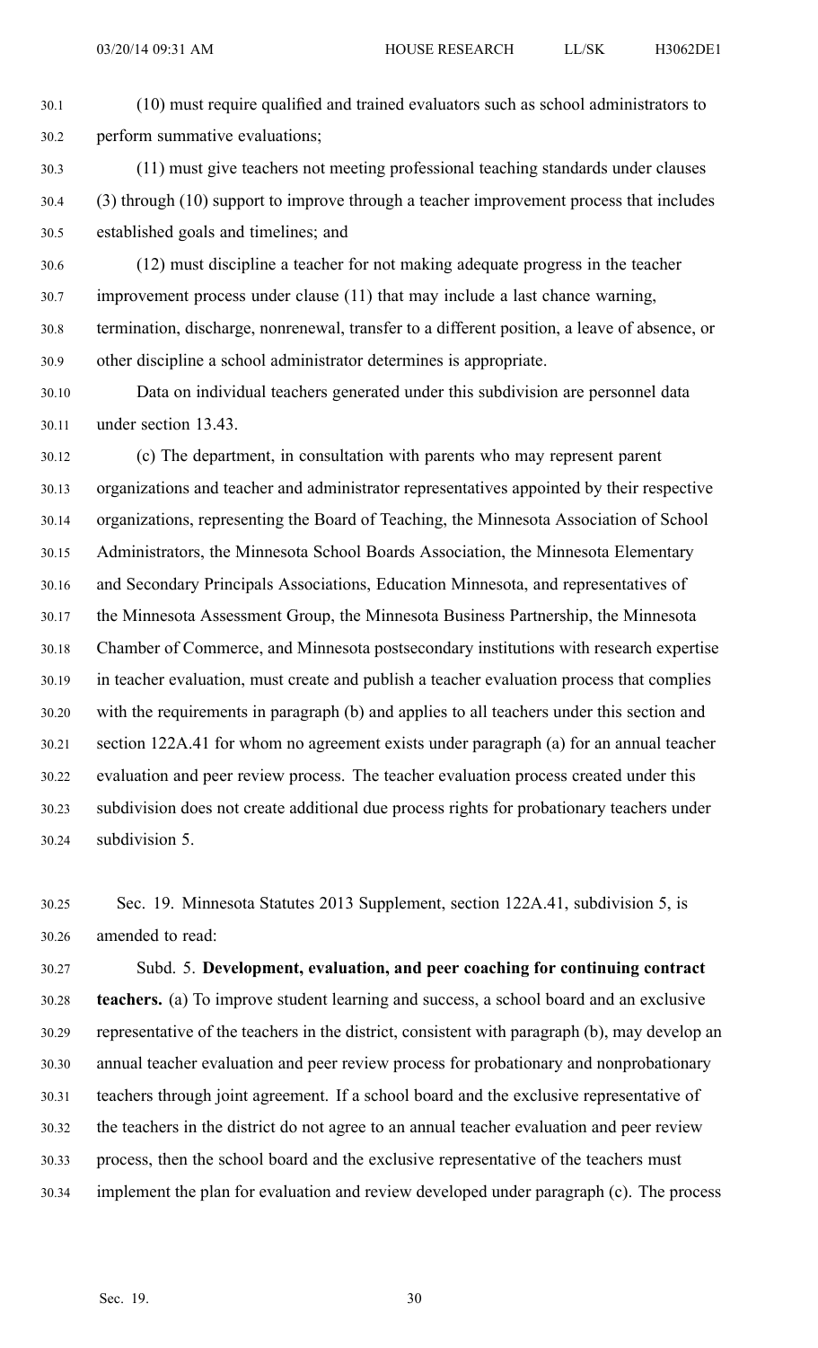(10) must require qualified and trained evaluators such as school administrators to perform summative evaluations;

(11) must give teachers not meeting professional teaching standards under clauses (3) through (10) support to improve through a teacher improvement process that includes established goals and timelines; and

(12) must discipline a teacher for not making adequate progress in the teacher improvement process under clause (11) that may include a last chance warning, termination, discharge, nonrenewal, transfer to a different position, a leave of absence, or other discipline a school administrator determines is appropriate.

Data on individual teachers generated under this subdivision are personnel data under section 13.43.

(c) The department, in consultation with parents who may represent parent organizations and teacher and administrator representatives appointed by their respective organizations, representing the Board of Teaching, the Minnesota Association of School Administrators, the Minnesota School Boards Association, the Minnesota Elementary and Secondary Principals Associations, Education Minnesota, and representatives of the Minnesota Assessment Group, the Minnesota Business Partnership, the Minnesota Chamber of Commerce, and Minnesota postsecondary institutions with research expertise in teacher evaluation, must create and publish a teacher evaluation process that complies with the requirements in paragraph (b) and applies to all teachers under this section and section 122A.41 for whom no agreement exists under paragraph (a) for an annual teacher evaluation and peer review process. The teacher evaluation process created under this subdivision does not create additional due process rights for probationary teachers under subdivision 5.

Sec. 19. Minnesota Statutes 2013 Supplement, section 122A.41, subdivision 5, is amended to read:

Subd. 5. **Development, evaluation, and peer coaching for continuing contract teachers.** (a) To improve student learning and success, a school board and an exclusive representative of the teachers in the district, consistent with paragraph (b), may develop an annual teacher evaluation and peer review process for probationary and nonprobationary teachers through joint agreement. If a school board and the exclusive representative of the teachers in the district do not agree to an annual teacher evaluation and peer review process, then the school board and the exclusive representative of the teachers must implement the plan for evaluation and review developed under paragraph (c). The process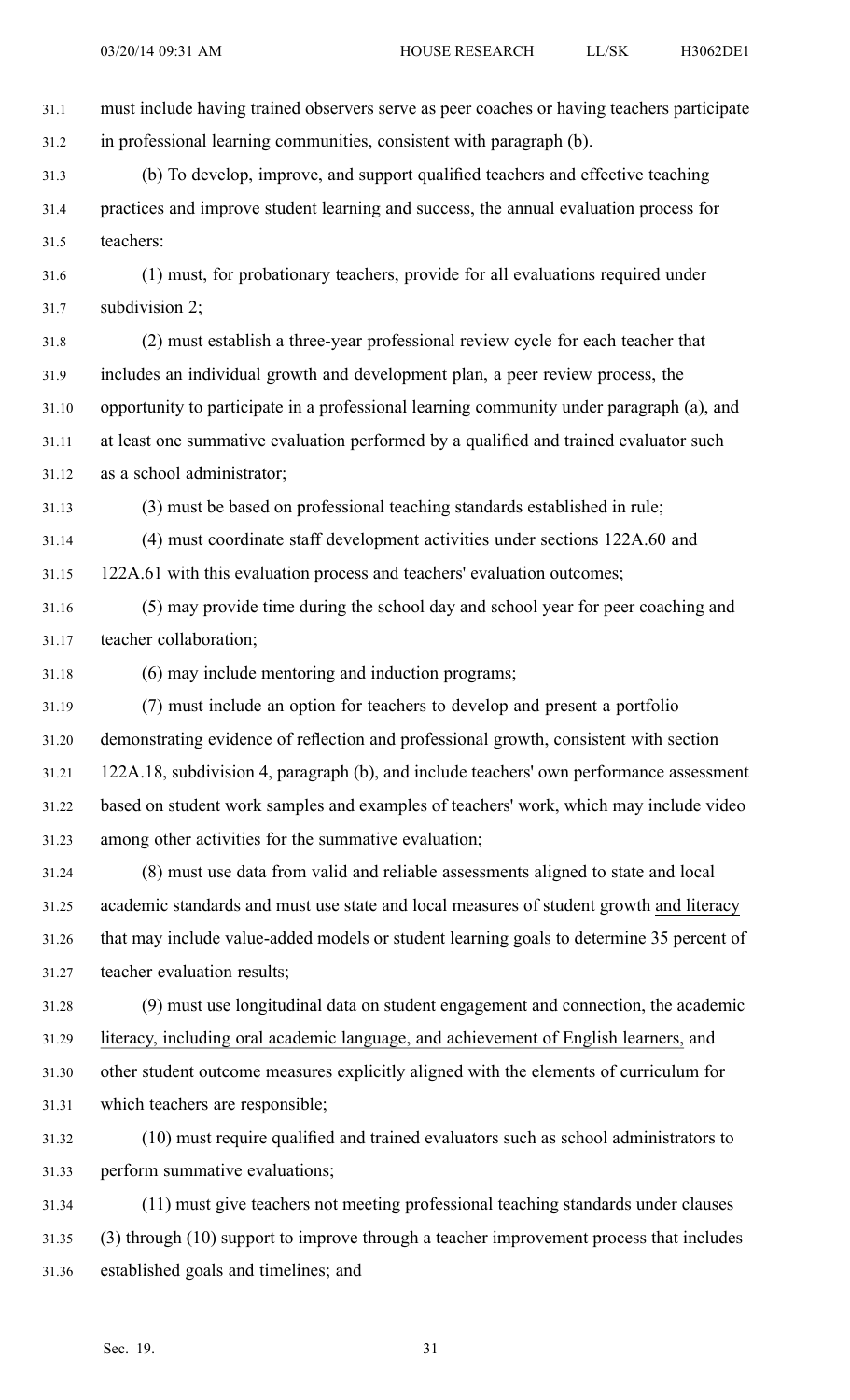must include having trained observers serve as peer coaches or having teachers participate in professional learning communities, consistent with paragraph (b).

(b) To develop, improve, and support qualified teachers and effective teaching practices and improve student learning and success, the annual evaluation process for teachers:

(1) must, for probationary teachers, provide for all evaluations required under subdivision 2;

(2) must establish a three-year professional review cycle for each teacher that includes an individual growth and development plan, a peer review process, the opportunity to participate in a professional learning community under paragraph (a), and at least one summative evaluation performed by a qualified and trained evaluator such as a school administrator;

(3) must be based on professional teaching standards established in rule;

(4) must coordinate staff development activities under sections 122A.60 and 122A.61 with this evaluation process and teachers' evaluation outcomes;

(5) may provide time during the school day and school year for peer coaching and teacher collaboration;

(6) may include mentoring and induction programs;

(7) must include an option for teachers to develop and present a portfolio demonstrating evidence of reflection and professional growth, consistent with section 122A.18, subdivision 4, paragraph (b), and include teachers' own performance assessment based on student work samples and examples of teachers' work, which may include video among other activities for the summative evaluation;

(8) must use data from valid and reliable assessments aligned to state and local academic standards and must use state and local measures of student growth and literacy that may include value-added models or student learning goals to determine 35 percent of teacher evaluation results;

(9) must use longitudinal data on student engagement and connection, the academic literacy, including oral academic language, and achievement of English learners, and other student outcome measures explicitly aligned with the elements of curriculum for which teachers are responsible;

(10) must require qualified and trained evaluators such as school administrators to perform summative evaluations;

(11) must give teachers not meeting professional teaching standards under clauses (3) through (10) support to improve through a teacher improvement process that includes established goals and timelines; and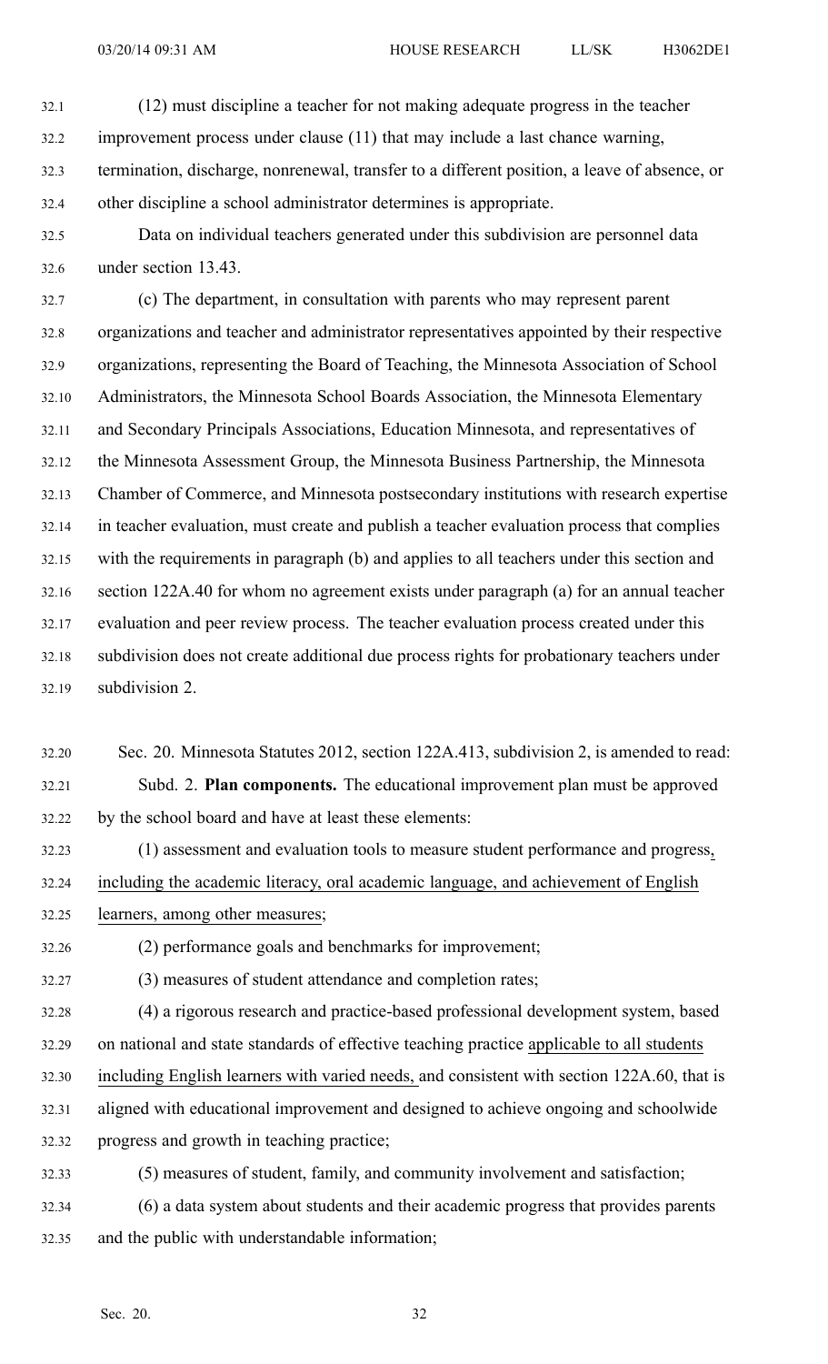(12) must discipline a teacher for not making adequate progress in the teacher improvement process under clause (11) that may include a last chance warning, termination, discharge, nonrenewal, transfer to a different position, a leave of absence, or other discipline a school administrator determines is appropriate.

Data on individual teachers generated under this subdivision are personnel data under section 13.43.

(c) The department, in consultation with parents who may represent parent organizations and teacher and administrator representatives appointed by their respective organizations, representing the Board of Teaching, the Minnesota Association of School Administrators, the Minnesota School Boards Association, the Minnesota Elementary and Secondary Principals Associations, Education Minnesota, and representatives of the Minnesota Assessment Group, the Minnesota Business Partnership, the Minnesota Chamber of Commerce, and Minnesota postsecondary institutions with research expertise in teacher evaluation, must create and publish a teacher evaluation process that complies with the requirements in paragraph (b) and applies to all teachers under this section and section 122A.40 for whom no agreement exists under paragraph (a) for an annual teacher evaluation and peer review process. The teacher evaluation process created under this subdivision does not create additional due process rights for probationary teachers under subdivision 2.

Sec. 20. Minnesota Statutes 2012, section 122A.413, subdivision 2, is amended to read:

Subd. 2. **Plan components.** The educational improvement plan must be approved by the school board and have at least these elements:

(1) assessment and evaluation tools to measure student performance and progress, including the academic literacy, oral academic language, and achievement of English learners, among other measures;

(2) performance goals and benchmarks for improvement;

(3) measures of student attendance and completion rates;

(4) a rigorous research and practice-based professional development system, based on national and state standards of effective teaching practice applicable to all students including English learners with varied needs, and consistent with section 122A.60, that is aligned with educational improvement and designed to achieve ongoing and schoolwide progress and growth in teaching practice;

(5) measures of student, family, and community involvement and satisfaction;

(6) a data system about students and their academic progress that provides parents and the public with understandable information;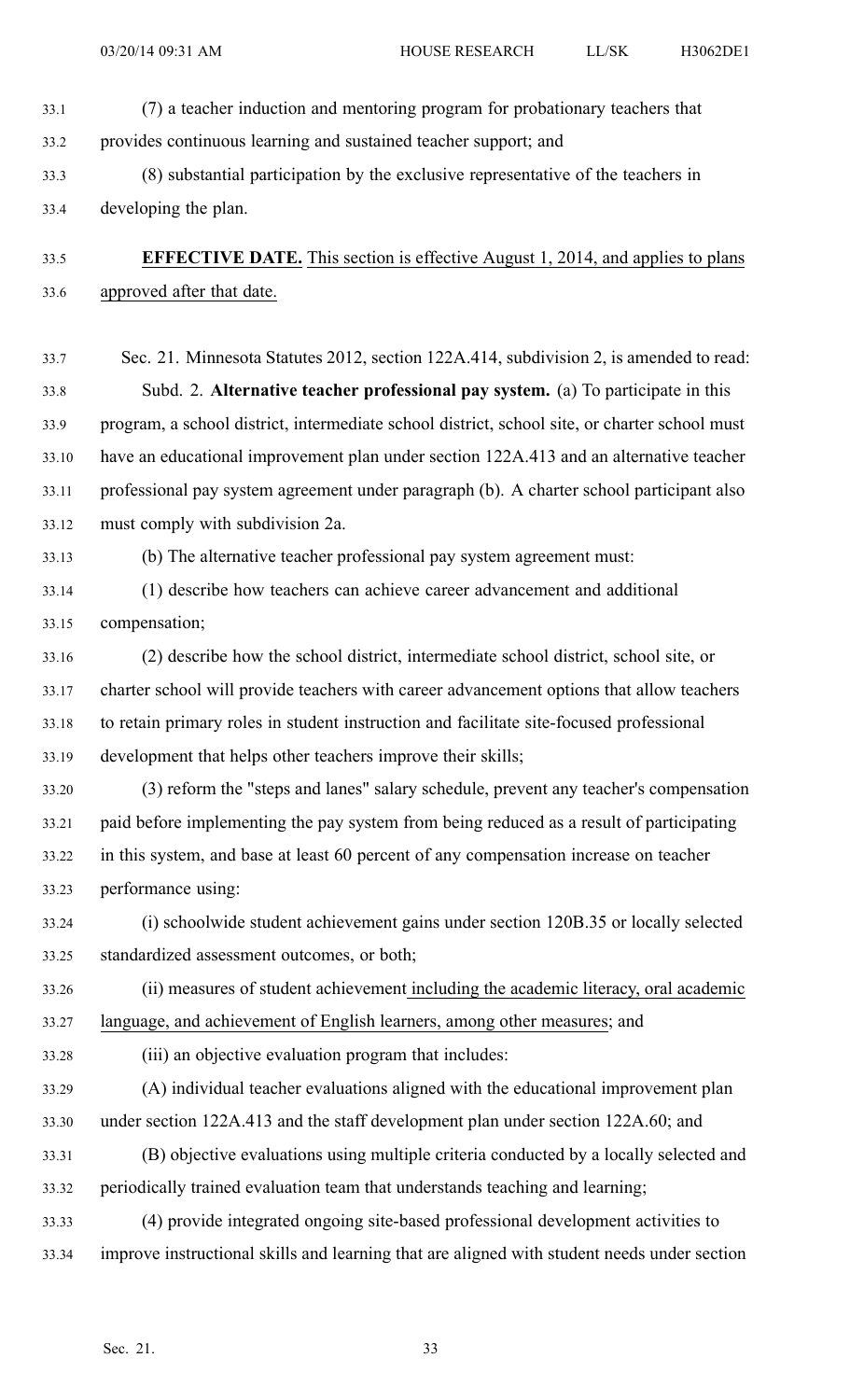(7) a teacher induction and mentoring program for probationary teachers that provides continuous learning and sustained teacher support; and

(8) substantial participation by the exclusive representative of the teachers in developing the plan.

**EFFECTIVE DATE.** This section is effective August 1, 2014, and applies to plans approved after that date.

Sec. 21. Minnesota Statutes 2012, section 122A.414, subdivision 2, is amended to read:

Subd. 2. **Alternative teacher professional pay system.** (a) To participate in this program, a school district, intermediate school district, school site, or charter school must have an educational improvement plan under section 122A.413 and an alternative teacher professional pay system agreement under paragraph (b). A charter school participant also must comply with subdivision 2a.

(b) The alternative teacher professional pay system agreement must:

(1) describe how teachers can achieve career advancement and additional compensation;

(2) describe how the school district, intermediate school district, school site, or charter school will provide teachers with career advancement options that allow teachers to retain primary roles in student instruction and facilitate site-focused professional development that helps other teachers improve their skills;

(3) reform the "steps and lanes" salary schedule, prevent any teacher's compensation paid before implementing the pay system from being reduced as a result of participating in this system, and base at least 60 percent of any compensation increase on teacher performance using:

(i) schoolwide student achievement gains under section 120B.35 or locally selected standardized assessment outcomes, or both;

(ii) measures of student achievement including the academic literacy, oral academic language, and achievement of English learners, among other measures; and

(iii) an objective evaluation program that includes:

(A) individual teacher evaluations aligned with the educational improvement plan under section 122A.413 and the staff development plan under section 122A.60; and

(B) objective evaluations using multiple criteria conducted by a locally selected and periodically trained evaluation team that understands teaching and learning;

(4) provide integrated ongoing site-based professional development activities to improve instructional skills and learning that are aligned with student needs under section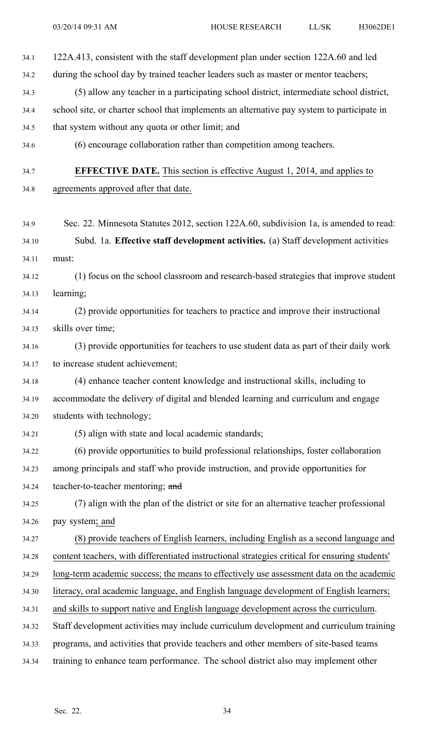122A.413, consistent with the staff development plan under section 122A.60 and led during the school day by trained teacher leaders such as master or mentor teachers;

(5) allow any teacher in a participating school district, intermediate school district, school site, or charter school that implements an alternative pay system to participate in that system without any quota or other limit; and

(6) encourage collaboration rather than competition among teachers.

**EFFECTIVE DATE.** This section is effective August 1, 2014, and applies to agreements approved after that date.

Sec. 22. Minnesota Statutes 2012, section 122A.60, subdivision 1a, is amended to read:

Subd. 1a. **Effective staff development activities.** (a) Staff development activities must:

(1) focus on the school classroom and research-based strategies that improve student learning;

(2) provide opportunities for teachers to practice and improve their instructional skills over time;

(3) provide opportunities for teachers to use student data as part of their daily work to increase student achievement;

(4) enhance teacher content knowledge and instructional skills, including to accommodate the delivery of digital and blended learning and curriculum and engage students with technology;

(5) align with state and local academic standards;

(6) provide opportunities to build professional relationships, foster collaboration among principals and staff who provide instruction, and provide opportunities for teacher-to-teacher mentoring; ~~and~~

(7) align with the plan of the district or site for an alternative teacher professional pay system; and

(8) provide teachers of English learners, including English as a second language and content teachers, with differentiated instructional strategies critical for ensuring students' long-term academic success; the means to effectively use assessment data on the academic literacy, oral academic language, and English language development of English learners; and skills to support native and English language development across the curriculum.

Staff development activities may include curriculum development and curriculum training programs, and activities that provide teachers and other members of site-based teams training to enhance team performance. The school district also may implement other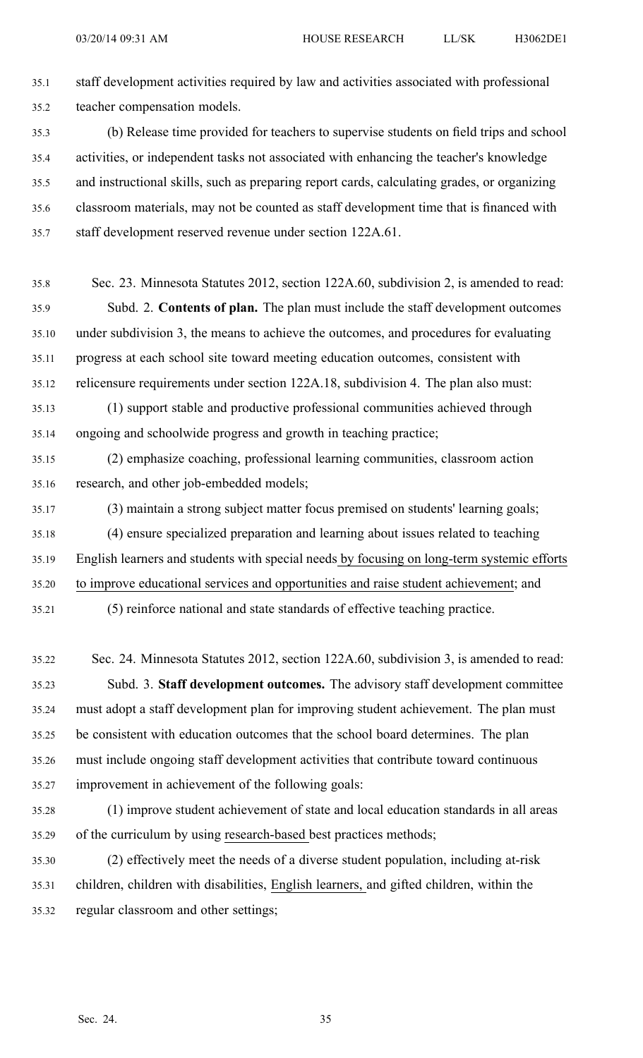staff development activities required by law and activities associated with professional teacher compensation models.

(b) Release time provided for teachers to supervise students on field trips and school activities, or independent tasks not associated with enhancing the teacher's knowledge and instructional skills, such as preparing report cards, calculating grades, or organizing classroom materials, may not be counted as staff development time that is financed with staff development reserved revenue under section 122A.61.

Sec. 23. Minnesota Statutes 2012, section 122A.60, subdivision 2, is amended to read:

Subd. 2. **Contents of plan.** The plan must include the staff development outcomes under subdivision 3, the means to achieve the outcomes, and procedures for evaluating progress at each school site toward meeting education outcomes, consistent with relicensure requirements under section 122A.18, subdivision 4. The plan also must:

(1) support stable and productive professional communities achieved through ongoing and schoolwide progress and growth in teaching practice;

(2) emphasize coaching, professional learning communities, classroom action research, and other job-embedded models;

(3) maintain a strong subject matter focus premised on students' learning goals;

(4) ensure specialized preparation and learning about issues related to teaching English learners and students with special needs by focusing on long-term systemic efforts to improve educational services and opportunities and raise student achievement; and

(5) reinforce national and state standards of effective teaching practice.

Sec. 24. Minnesota Statutes 2012, section 122A.60, subdivision 3, is amended to read:

Subd. 3. **Staff development outcomes.** The advisory staff development committee must adopt a staff development plan for improving student achievement. The plan must be consistent with education outcomes that the school board determines. The plan must include ongoing staff development activities that contribute toward continuous improvement in achievement of the following goals:

(1) improve student achievement of state and local education standards in all areas of the curriculum by using research-based best practices methods;

(2) effectively meet the needs of a diverse student population, including at-risk children, children with disabilities, English learners, and gifted children, within the regular classroom and other settings;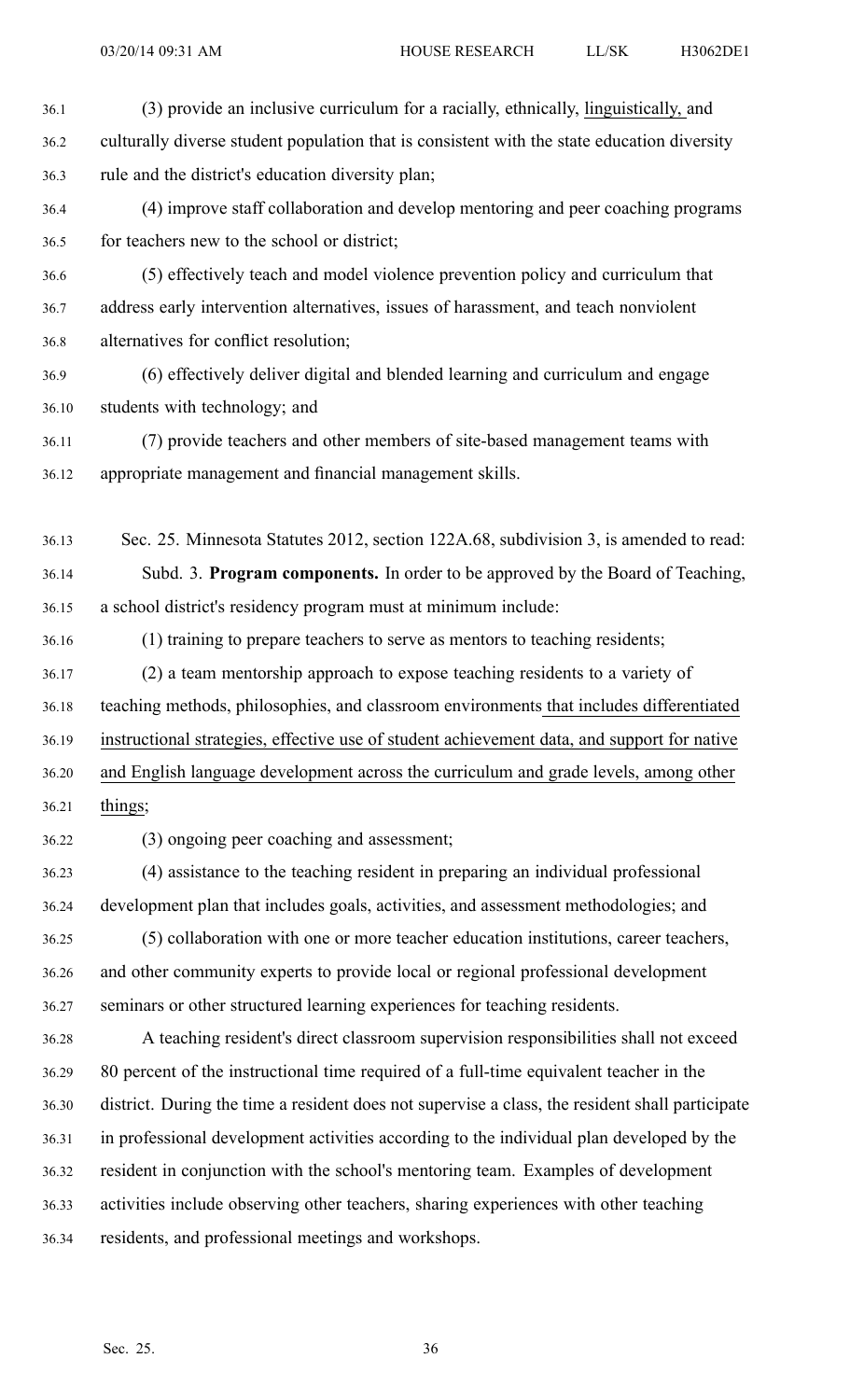(3) provide an inclusive curriculum for a racially, ethnically, linguistically, and culturally diverse student population that is consistent with the state education diversity rule and the district's education diversity plan;

(4) improve staff collaboration and develop mentoring and peer coaching programs for teachers new to the school or district;

(5) effectively teach and model violence prevention policy and curriculum that address early intervention alternatives, issues of harassment, and teach nonviolent alternatives for conflict resolution;

(6) effectively deliver digital and blended learning and curriculum and engage students with technology; and

(7) provide teachers and other members of site-based management teams with appropriate management and financial management skills.

Sec. 25. Minnesota Statutes 2012, section 122A.68, subdivision 3, is amended to read:

Subd. 3. **Program components.** In order to be approved by the Board of Teaching, a school district's residency program must at minimum include:

(1) training to prepare teachers to serve as mentors to teaching residents;

(2) a team mentorship approach to expose teaching residents to a variety of teaching methods, philosophies, and classroom environments that includes differentiated instructional strategies, effective use of student achievement data, and support for native and English language development across the curriculum and grade levels, among other things;

(3) ongoing peer coaching and assessment;

(4) assistance to the teaching resident in preparing an individual professional development plan that includes goals, activities, and assessment methodologies; and

(5) collaboration with one or more teacher education institutions, career teachers, and other community experts to provide local or regional professional development seminars or other structured learning experiences for teaching residents.

A teaching resident's direct classroom supervision responsibilities shall not exceed 80 percent of the instructional time required of a full-time equivalent teacher in the district. During the time a resident does not supervise a class, the resident shall participate in professional development activities according to the individual plan developed by the resident in conjunction with the school's mentoring team. Examples of development activities include observing other teachers, sharing experiences with other teaching residents, and professional meetings and workshops.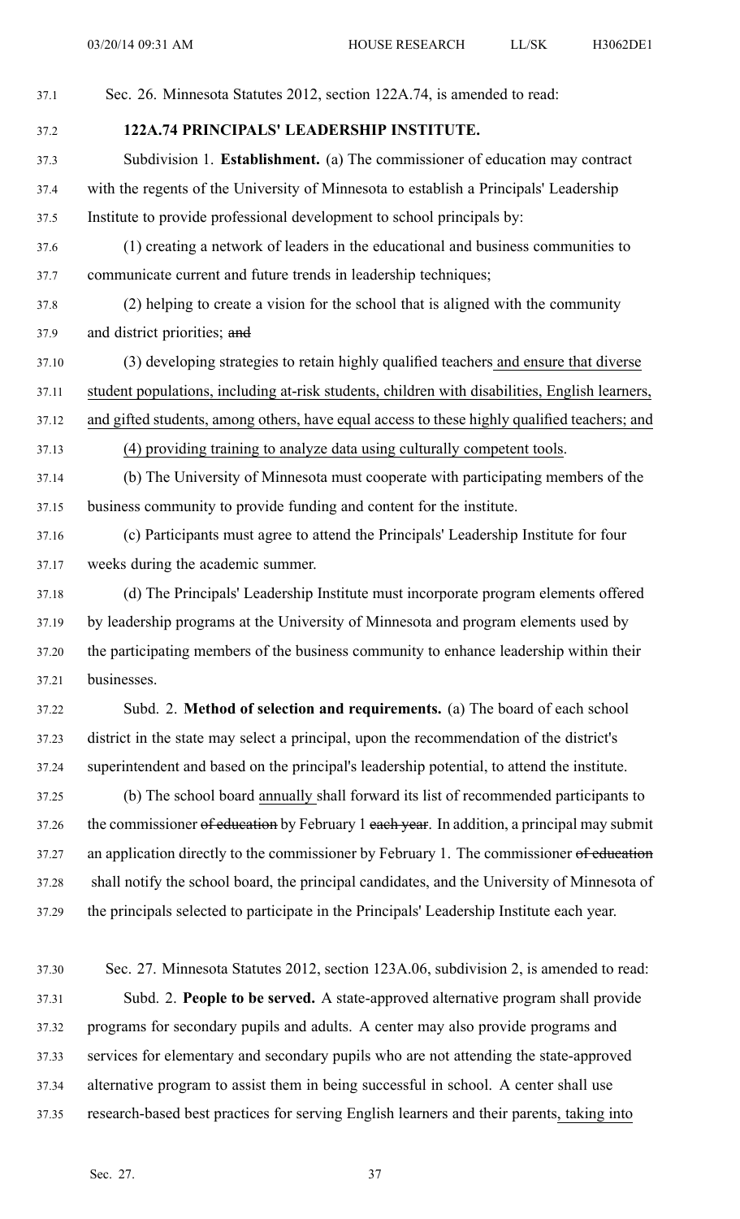Sec. 26. Minnesota Statutes 2012, section 122A.74, is amended to read:

**122A.74 PRINCIPALS' LEADERSHIP INSTITUTE.**

Subdivision 1. **Establishment.** (a) The commissioner of education may contract with the regents of the University of Minnesota to establish a Principals' Leadership Institute to provide professional development to school principals by:

(1) creating a network of leaders in the educational and business communities to communicate current and future trends in leadership techniques;

(2) helping to create a vision for the school that is aligned with the community and district priorities; ~~and~~

(3) developing strategies to retain highly qualified teachers and ensure that diverse student populations, including at-risk students, children with disabilities, English learners, and gifted students, among others, have equal access to these highly qualified teachers; and

(4) providing training to analyze data using culturally competent tools.

(b) The University of Minnesota must cooperate with participating members of the business community to provide funding and content for the institute.

(c) Participants must agree to attend the Principals' Leadership Institute for four weeks during the academic summer.

(d) The Principals' Leadership Institute must incorporate program elements offered by leadership programs at the University of Minnesota and program elements used by the participating members of the business community to enhance leadership within their businesses.

Subd. 2. **Method of selection and requirements.** (a) The board of each school district in the state may select a principal, upon the recommendation of the district's superintendent and based on the principal's leadership potential, to attend the institute.

(b) The school board annually shall forward its list of recommended participants to the commissioner ~~of education~~ by February 1 ~~each year~~. In addition, a principal may submit an application directly to the commissioner by February 1. The commissioner ~~of education~~ shall notify the school board, the principal candidates, and the University of Minnesota of the principals selected to participate in the Principals' Leadership Institute each year.

Sec. 27. Minnesota Statutes 2012, section 123A.06, subdivision 2, is amended to read:

Subd. 2. **People to be served.** A state-approved alternative program shall provide programs for secondary pupils and adults. A center may also provide programs and services for elementary and secondary pupils who are not attending the state-approved alternative program to assist them in being successful in school. A center shall use research-based best practices for serving English learners and their parents, taking into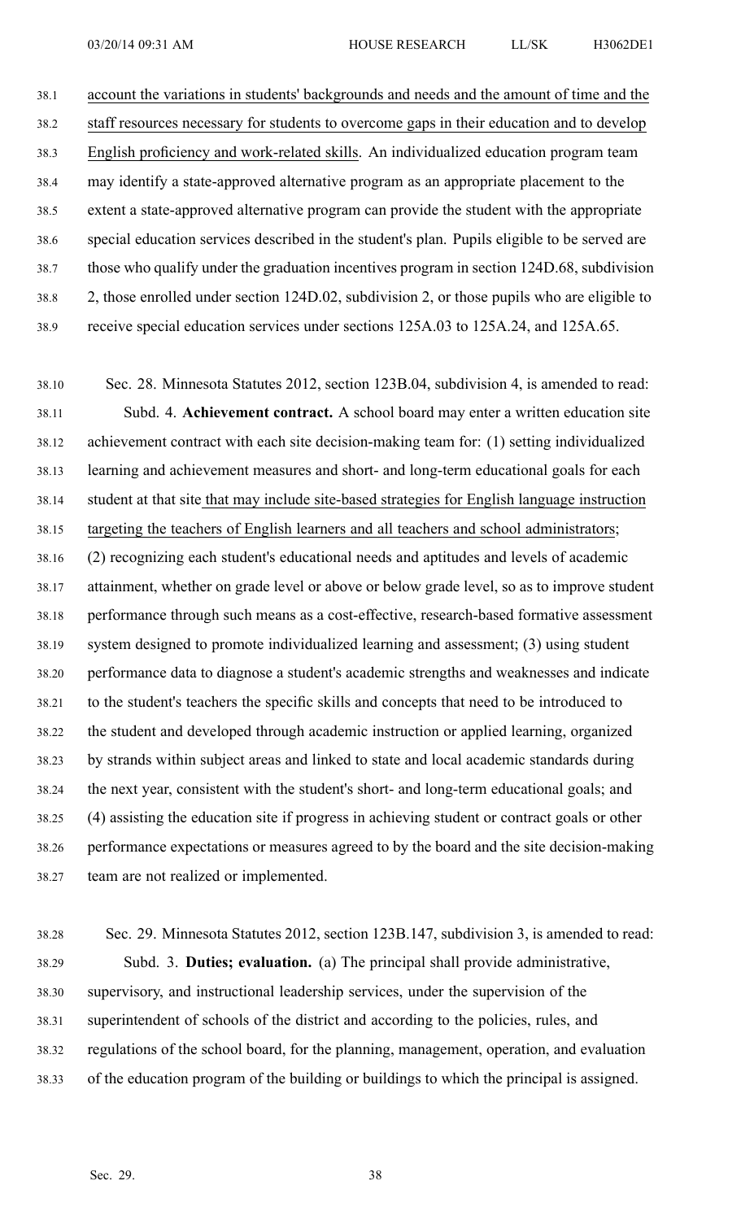account the variations in students' backgrounds and needs and the amount of time and the staff resources necessary for students to overcome gaps in their education and to develop English proficiency and work-related skills. An individualized education program team may identify a state-approved alternative program as an appropriate placement to the extent a state-approved alternative program can provide the student with the appropriate special education services described in the student's plan. Pupils eligible to be served are those who qualify under the graduation incentives program in section 124D.68, subdivision 2, those enrolled under section 124D.02, subdivision 2, or those pupils who are eligible to receive special education services under sections 125A.03 to 125A.24, and 125A.65.

Sec. 28. Minnesota Statutes 2012, section 123B.04, subdivision 4, is amended to read:

Subd. 4. **Achievement contract.** A school board may enter a written education site achievement contract with each site decision-making team for: (1) setting individualized learning and achievement measures and short- and long-term educational goals for each student at that site that may include site-based strategies for English language instruction targeting the teachers of English learners and all teachers and school administrators; (2) recognizing each student's educational needs and aptitudes and levels of academic attainment, whether on grade level or above or below grade level, so as to improve student performance through such means as a cost-effective, research-based formative assessment system designed to promote individualized learning and assessment; (3) using student performance data to diagnose a student's academic strengths and weaknesses and indicate to the student's teachers the specific skills and concepts that need to be introduced to the student and developed through academic instruction or applied learning, organized by strands within subject areas and linked to state and local academic standards during the next year, consistent with the student's short- and long-term educational goals; and (4) assisting the education site if progress in achieving student or contract goals or other performance expectations or measures agreed to by the board and the site decision-making team are not realized or implemented.

Sec. 29. Minnesota Statutes 2012, section 123B.147, subdivision 3, is amended to read:

Subd. 3. **Duties; evaluation.** (a) The principal shall provide administrative, supervisory, and instructional leadership services, under the supervision of the superintendent of schools of the district and according to the policies, rules, and regulations of the school board, for the planning, management, operation, and evaluation of the education program of the building or buildings to which the principal is assigned.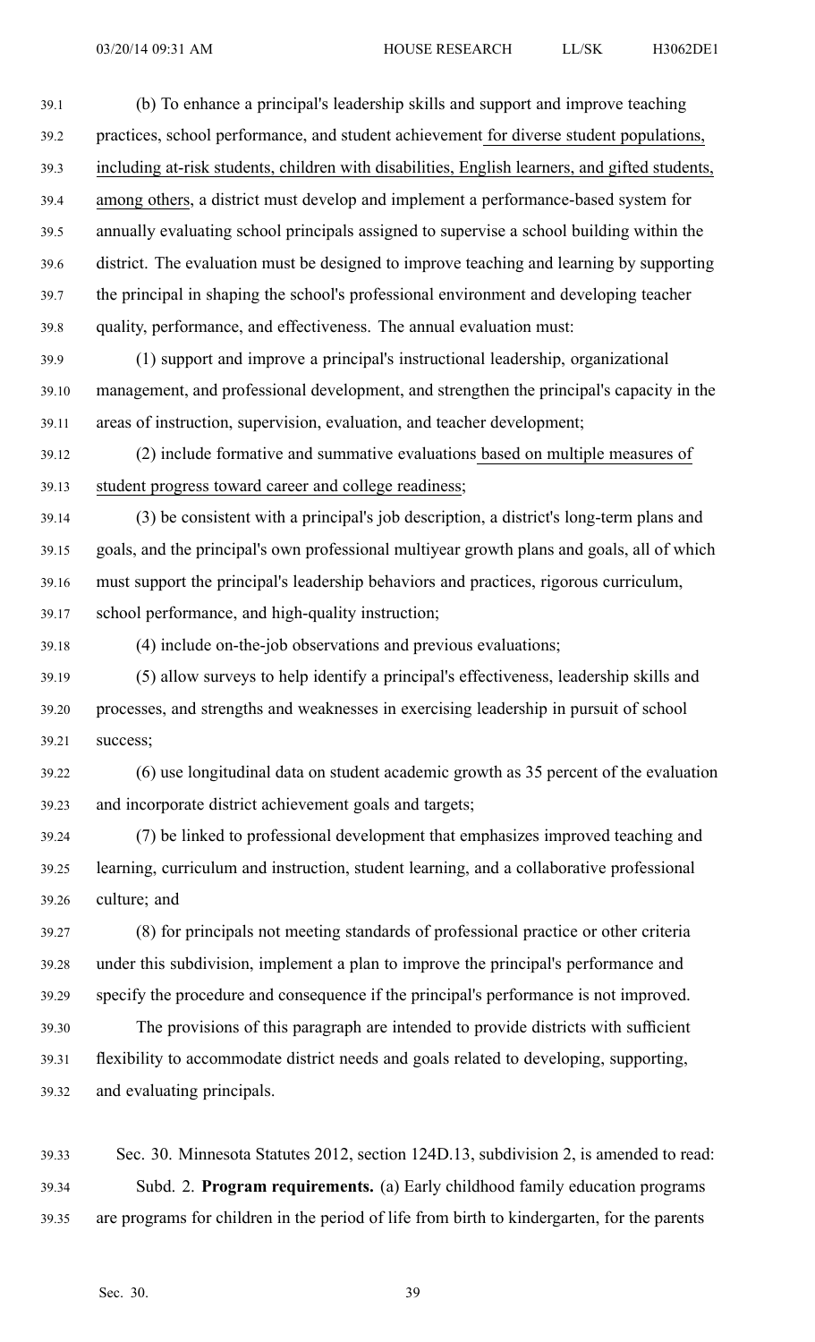(b) To enhance a principal's leadership skills and support and improve teaching practices, school performance, and student achievement for diverse student populations, including at-risk students, children with disabilities, English learners, and gifted students, among others, a district must develop and implement a performance-based system for annually evaluating school principals assigned to supervise a school building within the district. The evaluation must be designed to improve teaching and learning by supporting the principal in shaping the school's professional environment and developing teacher quality, performance, and effectiveness. The annual evaluation must:

(1) support and improve a principal's instructional leadership, organizational management, and professional development, and strengthen the principal's capacity in the areas of instruction, supervision, evaluation, and teacher development;

(2) include formative and summative evaluations based on multiple measures of student progress toward career and college readiness;

(3) be consistent with a principal's job description, a district's long-term plans and goals, and the principal's own professional multiyear growth plans and goals, all of which must support the principal's leadership behaviors and practices, rigorous curriculum, school performance, and high-quality instruction;

(4) include on-the-job observations and previous evaluations;

(5) allow surveys to help identify a principal's effectiveness, leadership skills and processes, and strengths and weaknesses in exercising leadership in pursuit of school success;

(6) use longitudinal data on student academic growth as 35 percent of the evaluation and incorporate district achievement goals and targets;

(7) be linked to professional development that emphasizes improved teaching and learning, curriculum and instruction, student learning, and a collaborative professional culture; and

(8) for principals not meeting standards of professional practice or other criteria under this subdivision, implement a plan to improve the principal's performance and specify the procedure and consequence if the principal's performance is not improved.

The provisions of this paragraph are intended to provide districts with sufficient flexibility to accommodate district needs and goals related to developing, supporting, and evaluating principals.

Sec. 30. Minnesota Statutes 2012, section 124D.13, subdivision 2, is amended to read:

Subd. 2. **Program requirements.** (a) Early childhood family education programs are programs for children in the period of life from birth to kindergarten, for the parents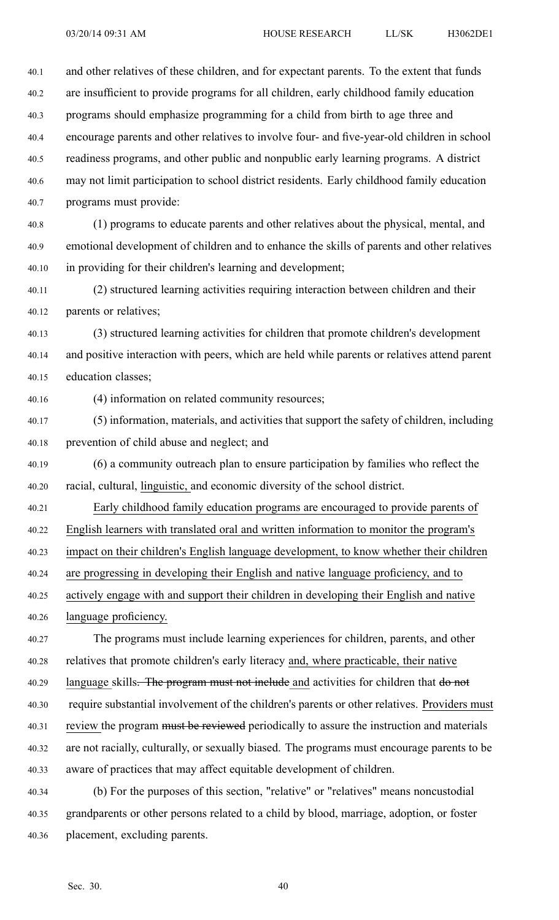and other relatives of these children, and for expectant parents. To the extent that funds are insufficient to provide programs for all children, early childhood family education programs should emphasize programming for a child from birth to age three and encourage parents and other relatives to involve four- and five-year-old children in school readiness programs, and other public and nonpublic early learning programs. A district may not limit participation to school district residents. Early childhood family education programs must provide:

(1) programs to educate parents and other relatives about the physical, mental, and emotional development of children and to enhance the skills of parents and other relatives in providing for their children's learning and development;

(2) structured learning activities requiring interaction between children and their parents or relatives;

(3) structured learning activities for children that promote children's development and positive interaction with peers, which are held while parents or relatives attend parent education classes;

(4) information on related community resources;

(5) information, materials, and activities that support the safety of children, including prevention of child abuse and neglect; and

(6) a community outreach plan to ensure participation by families who reflect the racial, cultural, <u>linguistic,</u> and economic diversity of the school district.

<u>Early childhood family education programs are encouraged to provide parents of English learners with translated oral and written information to monitor the program's impact on their children's English language development, to know whether their children are progressing in developing their English and native language proficiency, and to actively engage with and support their children in developing their English and native language proficiency.</u>

The programs must include learning experiences for children, parents, and other relatives that promote children's early literacy <u>and, where practicable, their native language</u> skills~~. The program must not include~~ <u>and</u> activities for children that ~~do not~~ require substantial involvement of the children's parents or other relatives. <u>Providers must review</u> the program ~~must be reviewed~~ periodically to assure the instruction and materials are not racially, culturally, or sexually biased. The programs must encourage parents to be aware of practices that may affect equitable development of children.

(b) For the purposes of this section, "relative" or "relatives" means noncustodial grandparents or other persons related to a child by blood, marriage, adoption, or foster placement, excluding parents.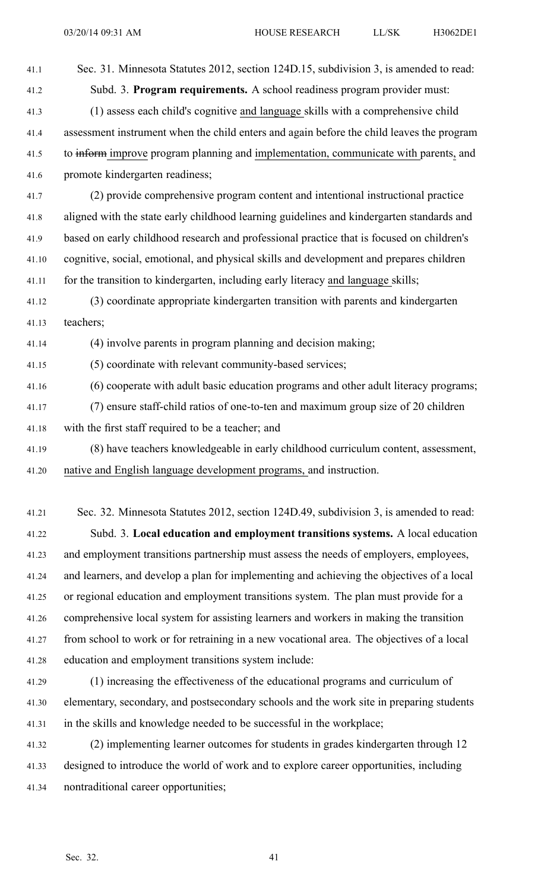Sec. 31. Minnesota Statutes 2012, section 124D.15, subdivision 3, is amended to read:

Subd. 3. **Program requirements.** A school readiness program provider must:

(1) assess each child's cognitive and language skills with a comprehensive child assessment instrument when the child enters and again before the child leaves the program to ~~inform~~ improve program planning and implementation, communicate with parents, and promote kindergarten readiness;

(2) provide comprehensive program content and intentional instructional practice aligned with the state early childhood learning guidelines and kindergarten standards and based on early childhood research and professional practice that is focused on children's cognitive, social, emotional, and physical skills and development and prepares children for the transition to kindergarten, including early literacy and language skills;

(3) coordinate appropriate kindergarten transition with parents and kindergarten teachers;

(4) involve parents in program planning and decision making;

(5) coordinate with relevant community-based services;

(6) cooperate with adult basic education programs and other adult literacy programs;

(7) ensure staff-child ratios of one-to-ten and maximum group size of 20 children with the first staff required to be a teacher; and

(8) have teachers knowledgeable in early childhood curriculum content, assessment, native and English language development programs, and instruction.

Sec. 32. Minnesota Statutes 2012, section 124D.49, subdivision 3, is amended to read:

Subd. 3. **Local education and employment transitions systems.** A local education and employment transitions partnership must assess the needs of employers, employees, and learners, and develop a plan for implementing and achieving the objectives of a local or regional education and employment transitions system. The plan must provide for a comprehensive local system for assisting learners and workers in making the transition from school to work or for retraining in a new vocational area. The objectives of a local education and employment transitions system include:

(1) increasing the effectiveness of the educational programs and curriculum of elementary, secondary, and postsecondary schools and the work site in preparing students in the skills and knowledge needed to be successful in the workplace;

(2) implementing learner outcomes for students in grades kindergarten through 12 designed to introduce the world of work and to explore career opportunities, including nontraditional career opportunities;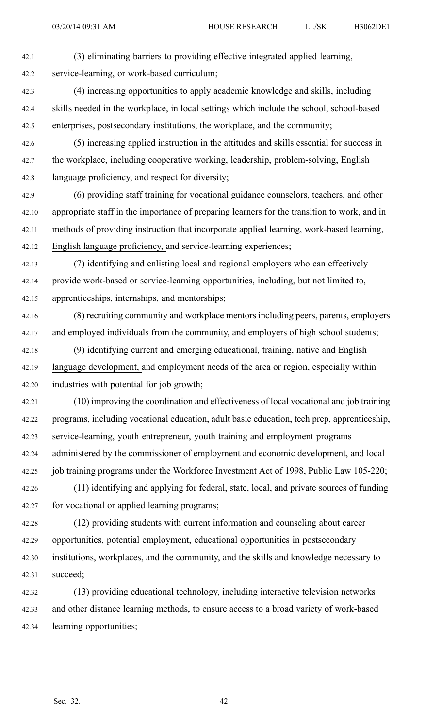(3) eliminating barriers to providing effective integrated applied learning, service-learning, or work-based curriculum;

(4) increasing opportunities to apply academic knowledge and skills, including skills needed in the workplace, in local settings which include the school, school-based enterprises, postsecondary institutions, the workplace, and the community;

(5) increasing applied instruction in the attitudes and skills essential for success in the workplace, including cooperative working, leadership, problem-solving, English language proficiency, and respect for diversity;

(6) providing staff training for vocational guidance counselors, teachers, and other appropriate staff in the importance of preparing learners for the transition to work, and in methods of providing instruction that incorporate applied learning, work-based learning, English language proficiency, and service-learning experiences;

(7) identifying and enlisting local and regional employers who can effectively provide work-based or service-learning opportunities, including, but not limited to, apprenticeships, internships, and mentorships;

(8) recruiting community and workplace mentors including peers, parents, employers and employed individuals from the community, and employers of high school students;

(9) identifying current and emerging educational, training, native and English language development, and employment needs of the area or region, especially within industries with potential for job growth;

(10) improving the coordination and effectiveness of local vocational and job training programs, including vocational education, adult basic education, tech prep, apprenticeship, service-learning, youth entrepreneur, youth training and employment programs administered by the commissioner of employment and economic development, and local job training programs under the Workforce Investment Act of 1998, Public Law 105-220;

(11) identifying and applying for federal, state, local, and private sources of funding for vocational or applied learning programs;

(12) providing students with current information and counseling about career opportunities, potential employment, educational opportunities in postsecondary institutions, workplaces, and the community, and the skills and knowledge necessary to succeed;

(13) providing educational technology, including interactive television networks and other distance learning methods, to ensure access to a broad variety of work-based learning opportunities;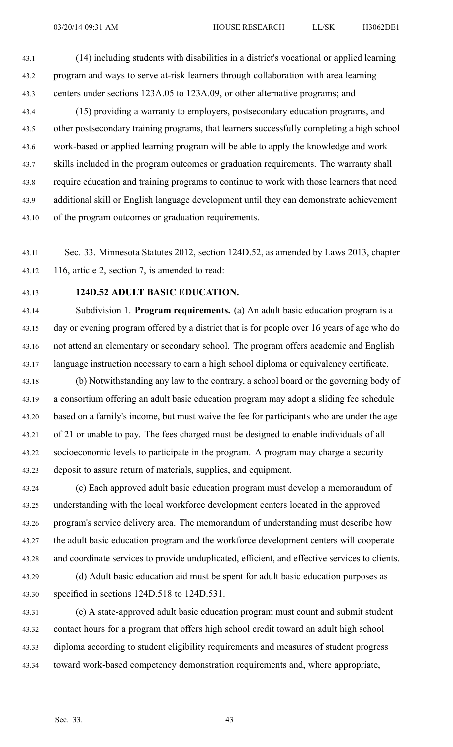(14) including students with disabilities in a district's vocational or applied learning program and ways to serve at-risk learners through collaboration with area learning centers under sections 123A.05 to 123A.09, or other alternative programs; and

(15) providing a warranty to employers, postsecondary education programs, and other postsecondary training programs, that learners successfully completing a high school work-based or applied learning program will be able to apply the knowledge and work skills included in the program outcomes or graduation requirements. The warranty shall require education and training programs to continue to work with those learners that need additional skill <u>or English language</u> development until they can demonstrate achievement of the program outcomes or graduation requirements.

Sec. 33. Minnesota Statutes 2012, section 124D.52, as amended by Laws 2013, chapter 116, article 2, section 7, is amended to read:

**124D.52 ADULT BASIC EDUCATION.**

Subdivision 1. **Program requirements.** (a) An adult basic education program is a day or evening program offered by a district that is for people over 16 years of age who do not attend an elementary or secondary school. The program offers academic <u>and English language</u> instruction necessary to earn a high school diploma or equivalency certificate.

(b) Notwithstanding any law to the contrary, a school board or the governing body of a consortium offering an adult basic education program may adopt a sliding fee schedule based on a family's income, but must waive the fee for participants who are under the age of 21 or unable to pay. The fees charged must be designed to enable individuals of all socioeconomic levels to participate in the program. A program may charge a security deposit to assure return of materials, supplies, and equipment.

(c) Each approved adult basic education program must develop a memorandum of understanding with the local workforce development centers located in the approved program's service delivery area. The memorandum of understanding must describe how the adult basic education program and the workforce development centers will cooperate and coordinate services to provide unduplicated, efficient, and effective services to clients.

(d) Adult basic education aid must be spent for adult basic education purposes as specified in sections 124D.518 to 124D.531.

(e) A state-approved adult basic education program must count and submit student contact hours for a program that offers high school credit toward an adult high school diploma according to student eligibility requirements and <u>measures of student progress toward work-based</u> competency ~~demonstration requirements~~ <u>and, where appropriate,</u>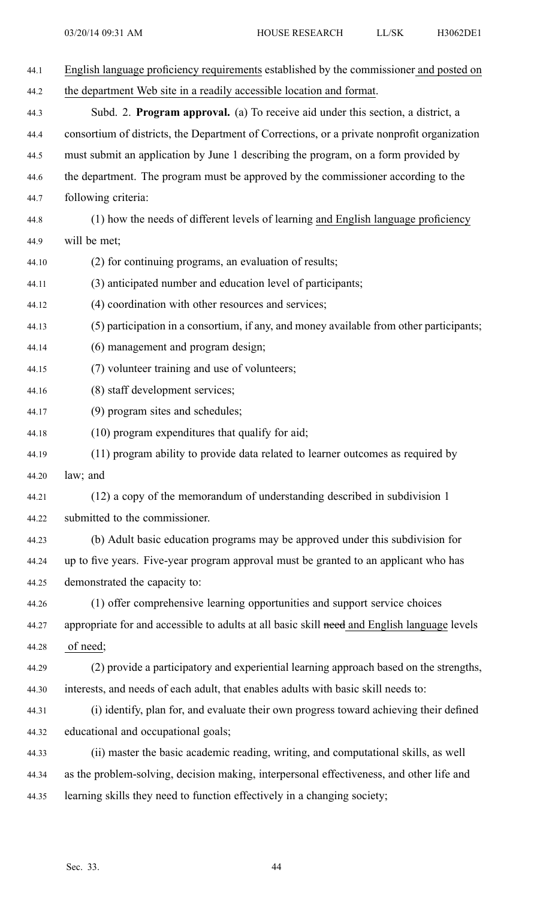English language proficiency requirements established by the commissioner and posted on the department Web site in a readily accessible location and format.

Subd. 2. **Program approval.** (a) To receive aid under this section, a district, a consortium of districts, the Department of Corrections, or a private nonprofit organization must submit an application by June 1 describing the program, on a form provided by the department. The program must be approved by the commissioner according to the following criteria:

(1) how the needs of different levels of learning and English language proficiency will be met;

(2) for continuing programs, an evaluation of results;

(3) anticipated number and education level of participants;

(4) coordination with other resources and services;

(5) participation in a consortium, if any, and money available from other participants;

(6) management and program design;

(7) volunteer training and use of volunteers;

(8) staff development services;

(9) program sites and schedules;

(10) program expenditures that qualify for aid;

(11) program ability to provide data related to learner outcomes as required by law; and

(12) a copy of the memorandum of understanding described in subdivision 1 submitted to the commissioner.

(b) Adult basic education programs may be approved under this subdivision for up to five years. Five-year program approval must be granted to an applicant who has demonstrated the capacity to:

(1) offer comprehensive learning opportunities and support service choices appropriate for and accessible to adults at all basic skill ~~need~~ and English language levels of need;

(2) provide a participatory and experiential learning approach based on the strengths, interests, and needs of each adult, that enables adults with basic skill needs to:

(i) identify, plan for, and evaluate their own progress toward achieving their defined educational and occupational goals;

(ii) master the basic academic reading, writing, and computational skills, as well as the problem-solving, decision making, interpersonal effectiveness, and other life and learning skills they need to function effectively in a changing society;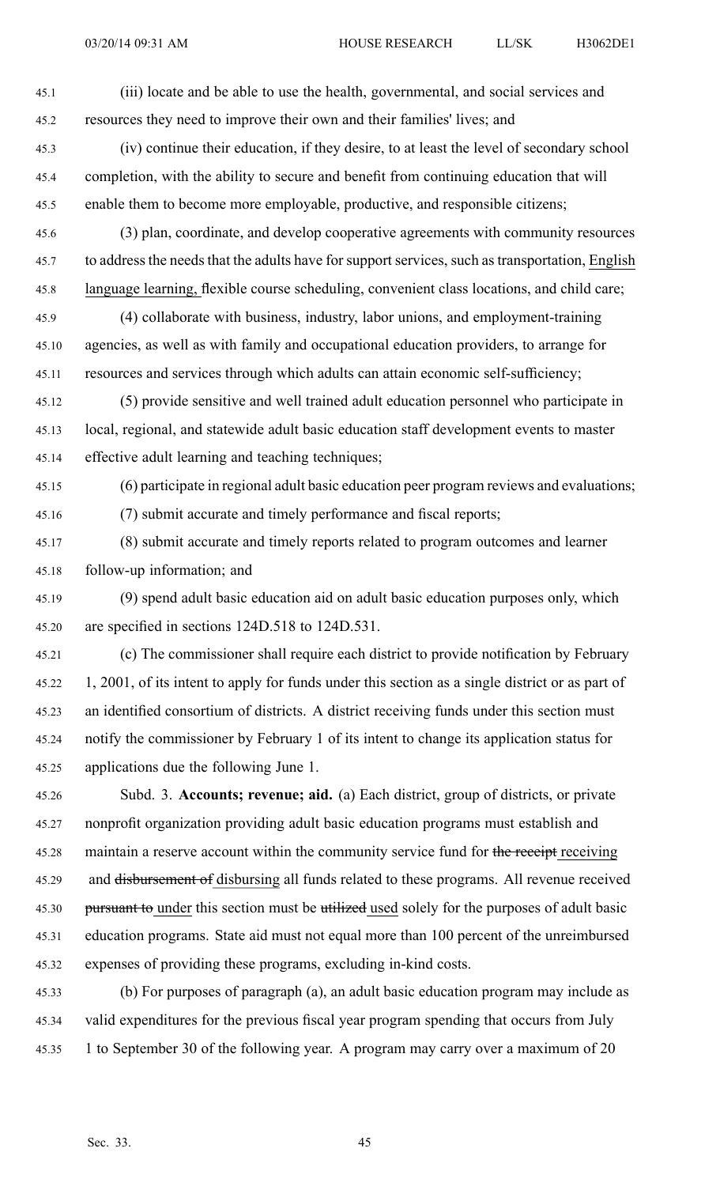(iii) locate and be able to use the health, governmental, and social services and resources they need to improve their own and their families' lives; and

(iv) continue their education, if they desire, to at least the level of secondary school completion, with the ability to secure and benefit from continuing education that will enable them to become more employable, productive, and responsible citizens;

(3) plan, coordinate, and develop cooperative agreements with community resources to address the needs that the adults have for support services, such as transportation, English language learning, flexible course scheduling, convenient class locations, and child care;

(4) collaborate with business, industry, labor unions, and employment-training agencies, as well as with family and occupational education providers, to arrange for resources and services through which adults can attain economic self-sufficiency;

(5) provide sensitive and well trained adult education personnel who participate in local, regional, and statewide adult basic education staff development events to master effective adult learning and teaching techniques;

(6) participate in regional adult basic education peer program reviews and evaluations;

(7) submit accurate and timely performance and fiscal reports;

(8) submit accurate and timely reports related to program outcomes and learner follow-up information; and

(9) spend adult basic education aid on adult basic education purposes only, which are specified in sections 124D.518 to 124D.531.

(c) The commissioner shall require each district to provide notification by February 1, 2001, of its intent to apply for funds under this section as a single district or as part of an identified consortium of districts. A district receiving funds under this section must notify the commissioner by February 1 of its intent to change its application status for applications due the following June 1.

Subd. 3. **Accounts; revenue; aid.** (a) Each district, group of districts, or private nonprofit organization providing adult basic education programs must establish and maintain a reserve account within the community service fund for ~~the receipt~~ receiving and ~~disbursement of~~ disbursing all funds related to these programs. All revenue received ~~pursuant to~~ under this section must be ~~utilized~~ used solely for the purposes of adult basic education programs. State aid must not equal more than 100 percent of the unreimbursed expenses of providing these programs, excluding in-kind costs.

(b) For purposes of paragraph (a), an adult basic education program may include as valid expenditures for the previous fiscal year program spending that occurs from July 1 to September 30 of the following year. A program may carry over a maximum of 20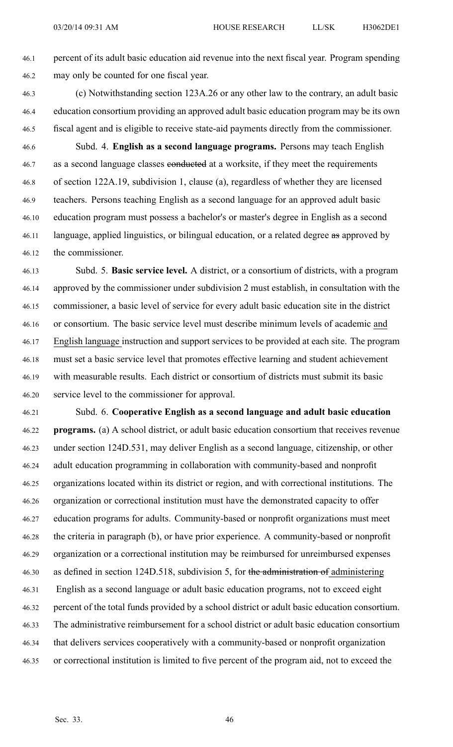percent of its adult basic education aid revenue into the next fiscal year. Program spending may only be counted for one fiscal year.

(c) Notwithstanding section 123A.26 or any other law to the contrary, an adult basic education consortium providing an approved adult basic education program may be its own fiscal agent and is eligible to receive state-aid payments directly from the commissioner.

Subd. 4. **English as a second language programs.** Persons may teach English as a second language classes ~~conducted~~ at a worksite, if they meet the requirements of section 122A.19, subdivision 1, clause (a), regardless of whether they are licensed teachers. Persons teaching English as a second language for an approved adult basic education program must possess a bachelor's or master's degree in English as a second language, applied linguistics, or bilingual education, or a related degree ~~as~~ approved by the commissioner.

Subd. 5. **Basic service level.** A district, or a consortium of districts, with a program approved by the commissioner under subdivision 2 must establish, in consultation with the commissioner, a basic level of service for every adult basic education site in the district or consortium. The basic service level must describe minimum levels of academic <u>and English language</u> instruction and support services to be provided at each site. The program must set a basic service level that promotes effective learning and student achievement with measurable results. Each district or consortium of districts must submit its basic service level to the commissioner for approval.

Subd. 6. **Cooperative English as a second language and adult basic education programs.** (a) A school district, or adult basic education consortium that receives revenue under section 124D.531, may deliver English as a second language, citizenship, or other adult education programming in collaboration with community-based and nonprofit organizations located within its district or region, and with correctional institutions. The organization or correctional institution must have the demonstrated capacity to offer education programs for adults. Community-based or nonprofit organizations must meet the criteria in paragraph (b), or have prior experience. A community-based or nonprofit organization or a correctional institution may be reimbursed for unreimbursed expenses as defined in section 124D.518, subdivision 5, for ~~the administration of~~ <u>administering</u> English as a second language or adult basic education programs, not to exceed eight percent of the total funds provided by a school district or adult basic education consortium. The administrative reimbursement for a school district or adult basic education consortium that delivers services cooperatively with a community-based or nonprofit organization or correctional institution is limited to five percent of the program aid, not to exceed the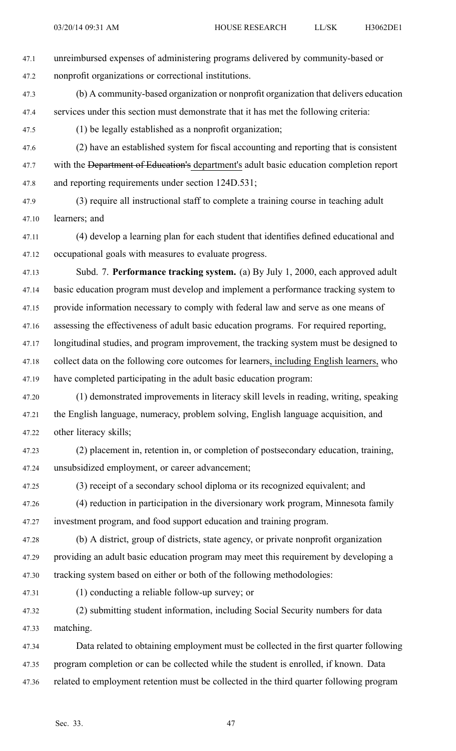unreimbursed expenses of administering programs delivered by community-based or nonprofit organizations or correctional institutions.

(b) A community-based organization or nonprofit organization that delivers education services under this section must demonstrate that it has met the following criteria:

(1) be legally established as a nonprofit organization;

(2) have an established system for fiscal accounting and reporting that is consistent with the ~~Department of Education's~~ department's adult basic education completion report and reporting requirements under section 124D.531;

(3) require all instructional staff to complete a training course in teaching adult learners; and

(4) develop a learning plan for each student that identifies defined educational and occupational goals with measures to evaluate progress.

Subd. 7. **Performance tracking system.** (a) By July 1, 2000, each approved adult basic education program must develop and implement a performance tracking system to provide information necessary to comply with federal law and serve as one means of assessing the effectiveness of adult basic education programs. For required reporting, longitudinal studies, and program improvement, the tracking system must be designed to collect data on the following core outcomes for learners, including English learners, who have completed participating in the adult basic education program:

(1) demonstrated improvements in literacy skill levels in reading, writing, speaking the English language, numeracy, problem solving, English language acquisition, and other literacy skills;

(2) placement in, retention in, or completion of postsecondary education, training, unsubsidized employment, or career advancement;

(3) receipt of a secondary school diploma or its recognized equivalent; and

(4) reduction in participation in the diversionary work program, Minnesota family investment program, and food support education and training program.

(b) A district, group of districts, state agency, or private nonprofit organization providing an adult basic education program may meet this requirement by developing a tracking system based on either or both of the following methodologies:

(1) conducting a reliable follow-up survey; or

(2) submitting student information, including Social Security numbers for data matching.

Data related to obtaining employment must be collected in the first quarter following program completion or can be collected while the student is enrolled, if known. Data related to employment retention must be collected in the third quarter following program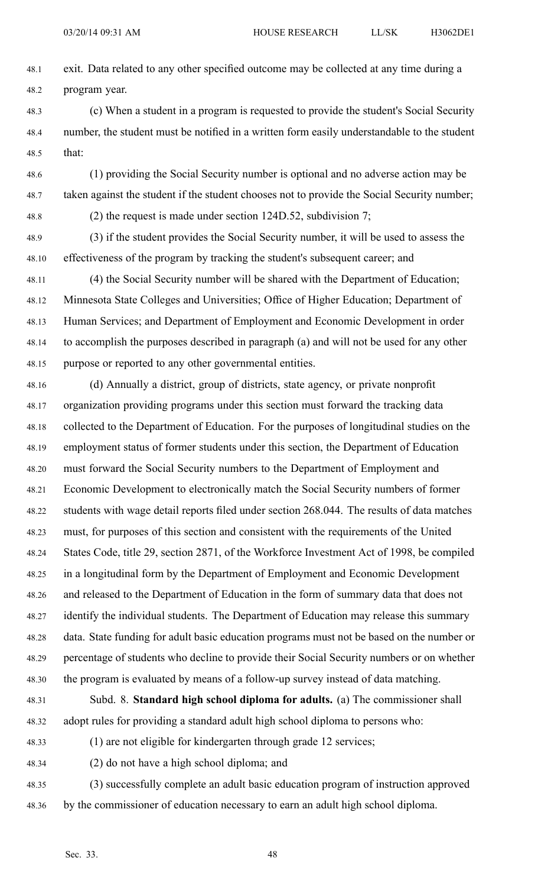exit. Data related to any other specified outcome may be collected at any time during a program year.

(c) When a student in a program is requested to provide the student's Social Security number, the student must be notified in a written form easily understandable to the student that:

(1) providing the Social Security number is optional and no adverse action may be taken against the student if the student chooses not to provide the Social Security number;

(2) the request is made under section 124D.52, subdivision 7;

(3) if the student provides the Social Security number, it will be used to assess the effectiveness of the program by tracking the student's subsequent career; and

(4) the Social Security number will be shared with the Department of Education; Minnesota State Colleges and Universities; Office of Higher Education; Department of Human Services; and Department of Employment and Economic Development in order to accomplish the purposes described in paragraph (a) and will not be used for any other purpose or reported to any other governmental entities.

(d) Annually a district, group of districts, state agency, or private nonprofit organization providing programs under this section must forward the tracking data collected to the Department of Education. For the purposes of longitudinal studies on the employment status of former students under this section, the Department of Education must forward the Social Security numbers to the Department of Employment and Economic Development to electronically match the Social Security numbers of former students with wage detail reports filed under section 268.044. The results of data matches must, for purposes of this section and consistent with the requirements of the United States Code, title 29, section 2871, of the Workforce Investment Act of 1998, be compiled in a longitudinal form by the Department of Employment and Economic Development and released to the Department of Education in the form of summary data that does not identify the individual students. The Department of Education may release this summary data. State funding for adult basic education programs must not be based on the number or percentage of students who decline to provide their Social Security numbers or on whether the program is evaluated by means of a follow-up survey instead of data matching.

Subd. 8. **Standard high school diploma for adults.** (a) The commissioner shall adopt rules for providing a standard adult high school diploma to persons who:

(1) are not eligible for kindergarten through grade 12 services;

(2) do not have a high school diploma; and

(3) successfully complete an adult basic education program of instruction approved by the commissioner of education necessary to earn an adult high school diploma.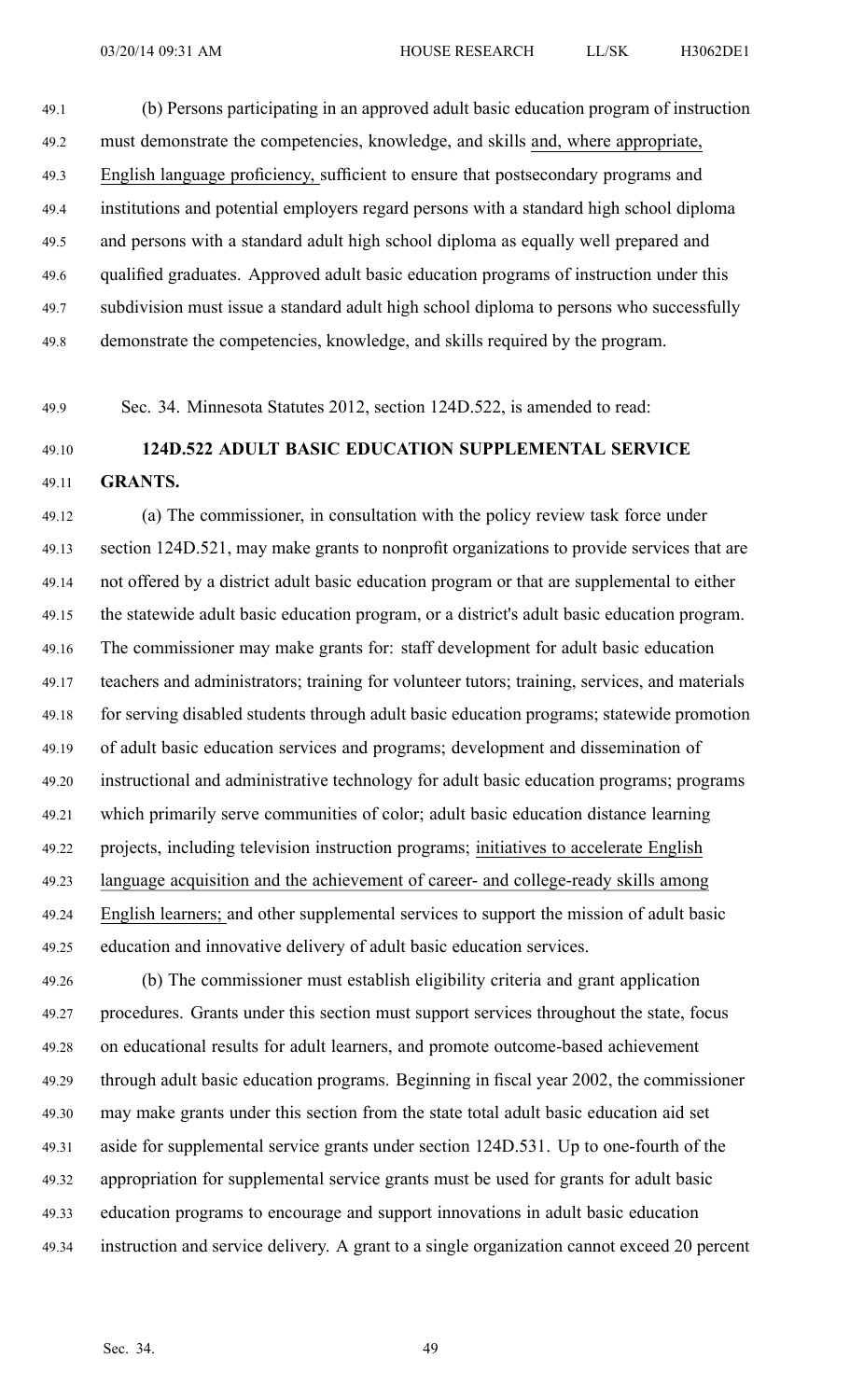(b) Persons participating in an approved adult basic education program of instruction must demonstrate the competencies, knowledge, and skills and, where appropriate, English language proficiency, sufficient to ensure that postsecondary programs and institutions and potential employers regard persons with a standard high school diploma and persons with a standard adult high school diploma as equally well prepared and qualified graduates. Approved adult basic education programs of instruction under this subdivision must issue a standard adult high school diploma to persons who successfully demonstrate the competencies, knowledge, and skills required by the program.

Sec. 34. Minnesota Statutes 2012, section 124D.522, is amended to read:

**124D.522 ADULT BASIC EDUCATION SUPPLEMENTAL SERVICE GRANTS.**

(a) The commissioner, in consultation with the policy review task force under section 124D.521, may make grants to nonprofit organizations to provide services that are not offered by a district adult basic education program or that are supplemental to either the statewide adult basic education program, or a district's adult basic education program. The commissioner may make grants for: staff development for adult basic education teachers and administrators; training for volunteer tutors; training, services, and materials for serving disabled students through adult basic education programs; statewide promotion of adult basic education services and programs; development and dissemination of instructional and administrative technology for adult basic education programs; programs which primarily serve communities of color; adult basic education distance learning projects, including television instruction programs; initiatives to accelerate English language acquisition and the achievement of career- and college-ready skills among English learners; and other supplemental services to support the mission of adult basic education and innovative delivery of adult basic education services.

(b) The commissioner must establish eligibility criteria and grant application procedures. Grants under this section must support services throughout the state, focus on educational results for adult learners, and promote outcome-based achievement through adult basic education programs. Beginning in fiscal year 2002, the commissioner may make grants under this section from the state total adult basic education aid set aside for supplemental service grants under section 124D.531. Up to one-fourth of the appropriation for supplemental service grants must be used for grants for adult basic education programs to encourage and support innovations in adult basic education instruction and service delivery. A grant to a single organization cannot exceed 20 percent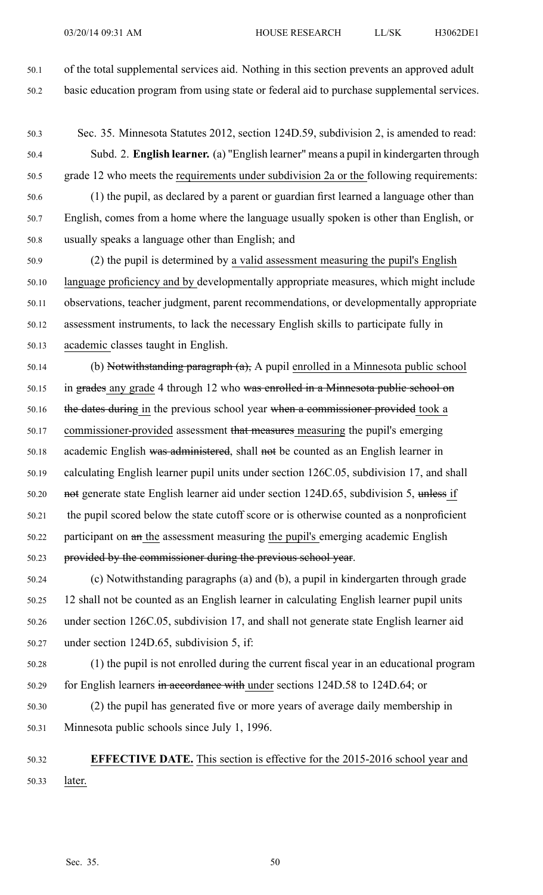of the total supplemental services aid. Nothing in this section prevents an approved adult basic education program from using state or federal aid to purchase supplemental services.

Sec. 35. Minnesota Statutes 2012, section 124D.59, subdivision 2, is amended to read:

Subd. 2. **English learner.** (a) "English learner" means a pupil in kindergarten through grade 12 who meets the requirements under subdivision 2a or the following requirements:

(1) the pupil, as declared by a parent or guardian first learned a language other than English, comes from a home where the language usually spoken is other than English, or usually speaks a language other than English; and

(2) the pupil is determined by a valid assessment measuring the pupil's English language proficiency and by developmentally appropriate measures, which might include observations, teacher judgment, parent recommendations, or developmentally appropriate assessment instruments, to lack the necessary English skills to participate fully in academic classes taught in English.

(b) ~~Notwithstanding paragraph (a),~~ A pupil enrolled in a Minnesota public school in ~~grades~~ any grade 4 through 12 who ~~was enrolled in a Minnesota public school on the dates during~~ in the previous school year ~~when a commissioner provided~~ took a commissioner-provided assessment ~~that measures~~ measuring the pupil's emerging academic English ~~was administered~~, shall ~~not~~ be counted as an English learner in calculating English learner pupil units under section 126C.05, subdivision 17, and shall ~~not~~ generate state English learner aid under section 124D.65, subdivision 5, ~~unless~~ if the pupil scored below the state cutoff score or is otherwise counted as a nonproficient participant on ~~an~~ the assessment measuring the pupil's emerging academic English ~~provided by the commissioner during the previous school year~~.

(c) Notwithstanding paragraphs (a) and (b), a pupil in kindergarten through grade 12 shall not be counted as an English learner in calculating English learner pupil units under section 126C.05, subdivision 17, and shall not generate state English learner aid under section 124D.65, subdivision 5, if:

(1) the pupil is not enrolled during the current fiscal year in an educational program for English learners ~~in accordance with~~ under sections 124D.58 to 124D.64; or

(2) the pupil has generated five or more years of average daily membership in Minnesota public schools since July 1, 1996.

**EFFECTIVE DATE.** This section is effective for the 2015-2016 school year and later.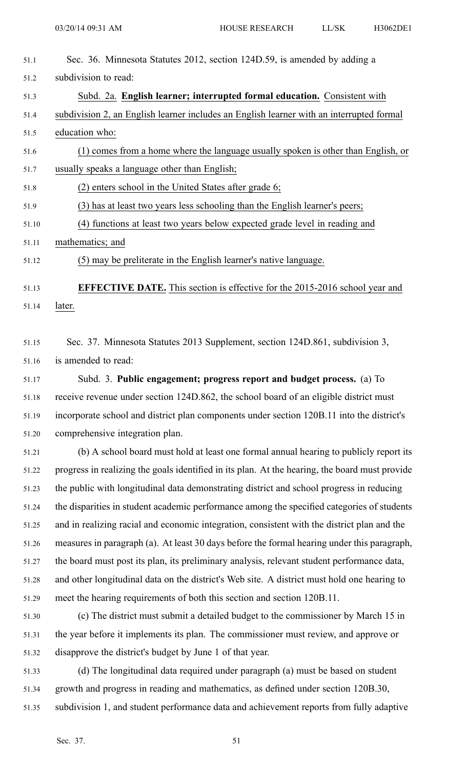Sec. 36. Minnesota Statutes 2012, section 124D.59, is amended by adding a subdivision to read:

Subd. 2a. **English learner; interrupted formal education.** Consistent with subdivision 2, an English learner includes an English learner with an interrupted formal education who:

(1) comes from a home where the language usually spoken is other than English, or usually speaks a language other than English;

(2) enters school in the United States after grade 6;

(3) has at least two years less schooling than the English learner's peers;

(4) functions at least two years below expected grade level in reading and mathematics; and

(5) may be preliterate in the English learner's native language.

**EFFECTIVE DATE.** This section is effective for the 2015-2016 school year and later.

Sec. 37. Minnesota Statutes 2013 Supplement, section 124D.861, subdivision 3, is amended to read:

Subd. 3. **Public engagement; progress report and budget process.** (a) To receive revenue under section 124D.862, the school board of an eligible district must incorporate school and district plan components under section 120B.11 into the district's comprehensive integration plan.

(b) A school board must hold at least one formal annual hearing to publicly report its progress in realizing the goals identified in its plan. At the hearing, the board must provide the public with longitudinal data demonstrating district and school progress in reducing the disparities in student academic performance among the specified categories of students and in realizing racial and economic integration, consistent with the district plan and the measures in paragraph (a). At least 30 days before the formal hearing under this paragraph, the board must post its plan, its preliminary analysis, relevant student performance data, and other longitudinal data on the district's Web site. A district must hold one hearing to meet the hearing requirements of both this section and section 120B.11.

(c) The district must submit a detailed budget to the commissioner by March 15 in the year before it implements its plan. The commissioner must review, and approve or disapprove the district's budget by June 1 of that year.

(d) The longitudinal data required under paragraph (a) must be based on student growth and progress in reading and mathematics, as defined under section 120B.30, subdivision 1, and student performance data and achievement reports from fully adaptive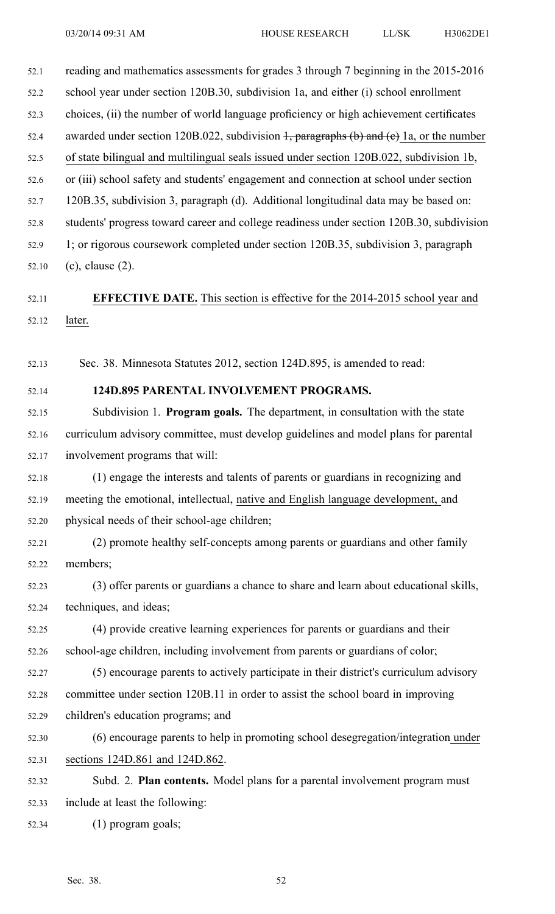reading and mathematics assessments for grades 3 through 7 beginning in the 2015-2016 school year under section 120B.30, subdivision 1a, and either (i) school enrollment choices, (ii) the number of world language proficiency or high achievement certificates awarded under section 120B.022, subdivision ~~1, paragraphs (b) and (c)~~ 1a, or the number of state bilingual and multilingual seals issued under section 120B.022, subdivision 1b, or (iii) school safety and students' engagement and connection at school under section 120B.35, subdivision 3, paragraph (d). Additional longitudinal data may be based on: students' progress toward career and college readiness under section 120B.30, subdivision 1; or rigorous coursework completed under section 120B.35, subdivision 3, paragraph (c), clause (2).

**EFFECTIVE DATE.** This section is effective for the 2014-2015 school year and later.

Sec. 38. Minnesota Statutes 2012, section 124D.895, is amended to read:

**124D.895 PARENTAL INVOLVEMENT PROGRAMS.**

Subdivision 1. **Program goals.** The department, in consultation with the state curriculum advisory committee, must develop guidelines and model plans for parental involvement programs that will:

(1) engage the interests and talents of parents or guardians in recognizing and meeting the emotional, intellectual, native and English language development, and physical needs of their school-age children;

(2) promote healthy self-concepts among parents or guardians and other family members;

(3) offer parents or guardians a chance to share and learn about educational skills, techniques, and ideas;

(4) provide creative learning experiences for parents or guardians and their school-age children, including involvement from parents or guardians of color;

(5) encourage parents to actively participate in their district's curriculum advisory committee under section 120B.11 in order to assist the school board in improving children's education programs; and

(6) encourage parents to help in promoting school desegregation/integration under sections 124D.861 and 124D.862.

Subd. 2. **Plan contents.** Model plans for a parental involvement program must include at least the following:

(1) program goals;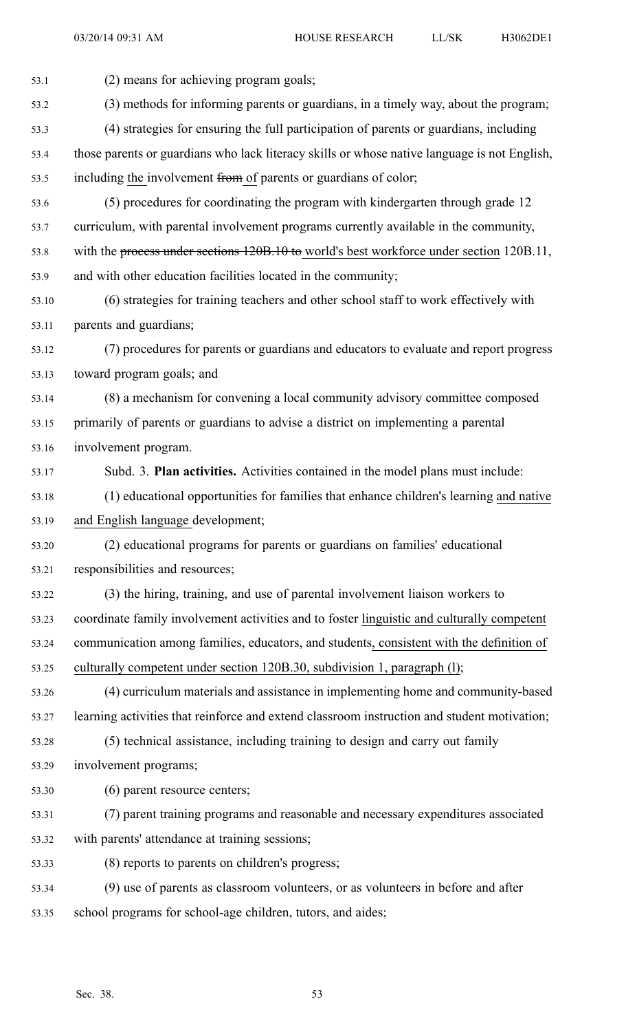(2) means for achieving program goals;

(3) methods for informing parents or guardians, in a timely way, about the program;

(4) strategies for ensuring the full participation of parents or guardians, including those parents or guardians who lack literacy skills or whose native language is not English, including the involvement ~~from~~ of parents or guardians of color;

(5) procedures for coordinating the program with kindergarten through grade 12 curriculum, with parental involvement programs currently available in the community, with the ~~process under sections 120B.10 to~~ world's best workforce under section 120B.11, and with other education facilities located in the community;

(6) strategies for training teachers and other school staff to work effectively with parents and guardians;

(7) procedures for parents or guardians and educators to evaluate and report progress toward program goals; and

(8) a mechanism for convening a local community advisory committee composed primarily of parents or guardians to advise a district on implementing a parental involvement program.

Subd. 3. **Plan activities.** Activities contained in the model plans must include:

(1) educational opportunities for families that enhance children's learning and native and English language development;

(2) educational programs for parents or guardians on families' educational responsibilities and resources;

(3) the hiring, training, and use of parental involvement liaison workers to coordinate family involvement activities and to foster linguistic and culturally competent communication among families, educators, and students, consistent with the definition of culturally competent under section 120B.30, subdivision 1, paragraph (l);

(4) curriculum materials and assistance in implementing home and community-based learning activities that reinforce and extend classroom instruction and student motivation;

(5) technical assistance, including training to design and carry out family involvement programs;

(6) parent resource centers;

(7) parent training programs and reasonable and necessary expenditures associated with parents' attendance at training sessions;

(8) reports to parents on children's progress;

(9) use of parents as classroom volunteers, or as volunteers in before and after school programs for school-age children, tutors, and aides;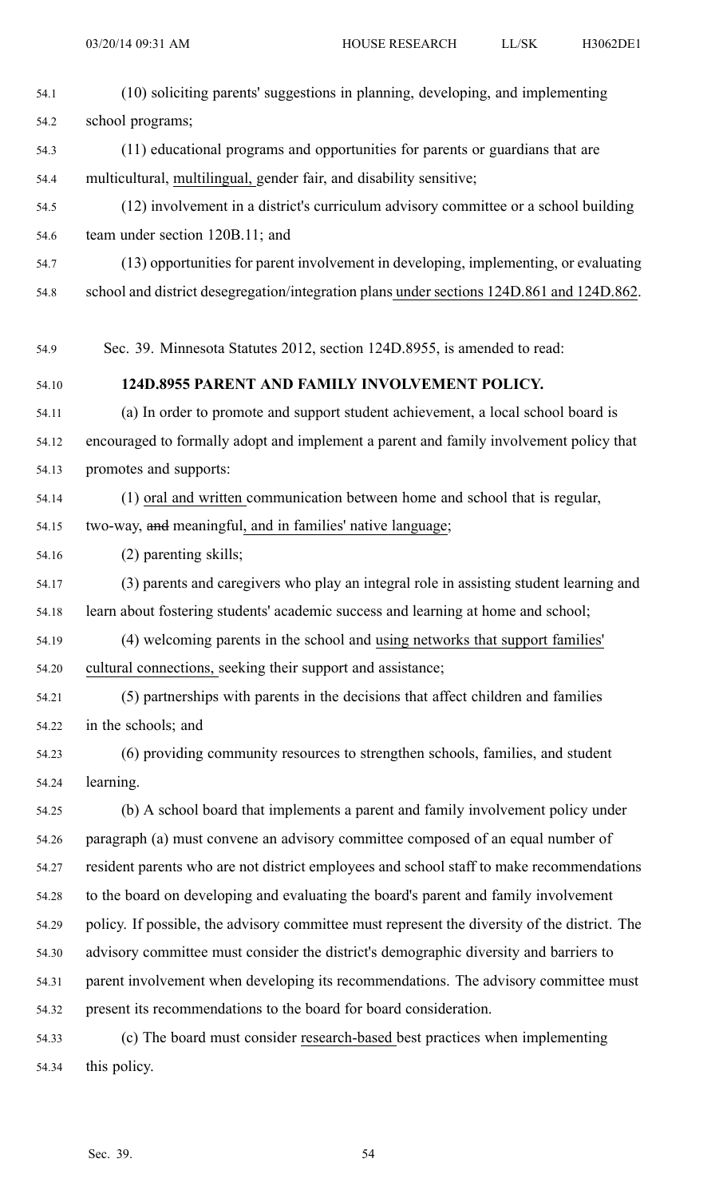(10) soliciting parents' suggestions in planning, developing, and implementing school programs;

(11) educational programs and opportunities for parents or guardians that are multicultural, multilingual, gender fair, and disability sensitive;

(12) involvement in a district's curriculum advisory committee or a school building team under section 120B.11; and

(13) opportunities for parent involvement in developing, implementing, or evaluating school and district desegregation/integration plans under sections 124D.861 and 124D.862.

Sec. 39. Minnesota Statutes 2012, section 124D.8955, is amended to read:

**124D.8955 PARENT AND FAMILY INVOLVEMENT POLICY.**

(a) In order to promote and support student achievement, a local school board is encouraged to formally adopt and implement a parent and family involvement policy that promotes and supports:

(1) oral and written communication between home and school that is regular, two-way, ~~and~~ meaningful, and in families' native language;

(2) parenting skills;

(3) parents and caregivers who play an integral role in assisting student learning and learn about fostering students' academic success and learning at home and school;

(4) welcoming parents in the school and using networks that support families' cultural connections, seeking their support and assistance;

(5) partnerships with parents in the decisions that affect children and families in the schools; and

(6) providing community resources to strengthen schools, families, and student learning.

(b) A school board that implements a parent and family involvement policy under paragraph (a) must convene an advisory committee composed of an equal number of resident parents who are not district employees and school staff to make recommendations to the board on developing and evaluating the board's parent and family involvement policy. If possible, the advisory committee must represent the diversity of the district. The advisory committee must consider the district's demographic diversity and barriers to parent involvement when developing its recommendations. The advisory committee must present its recommendations to the board for board consideration.

(c) The board must consider research-based best practices when implementing this policy.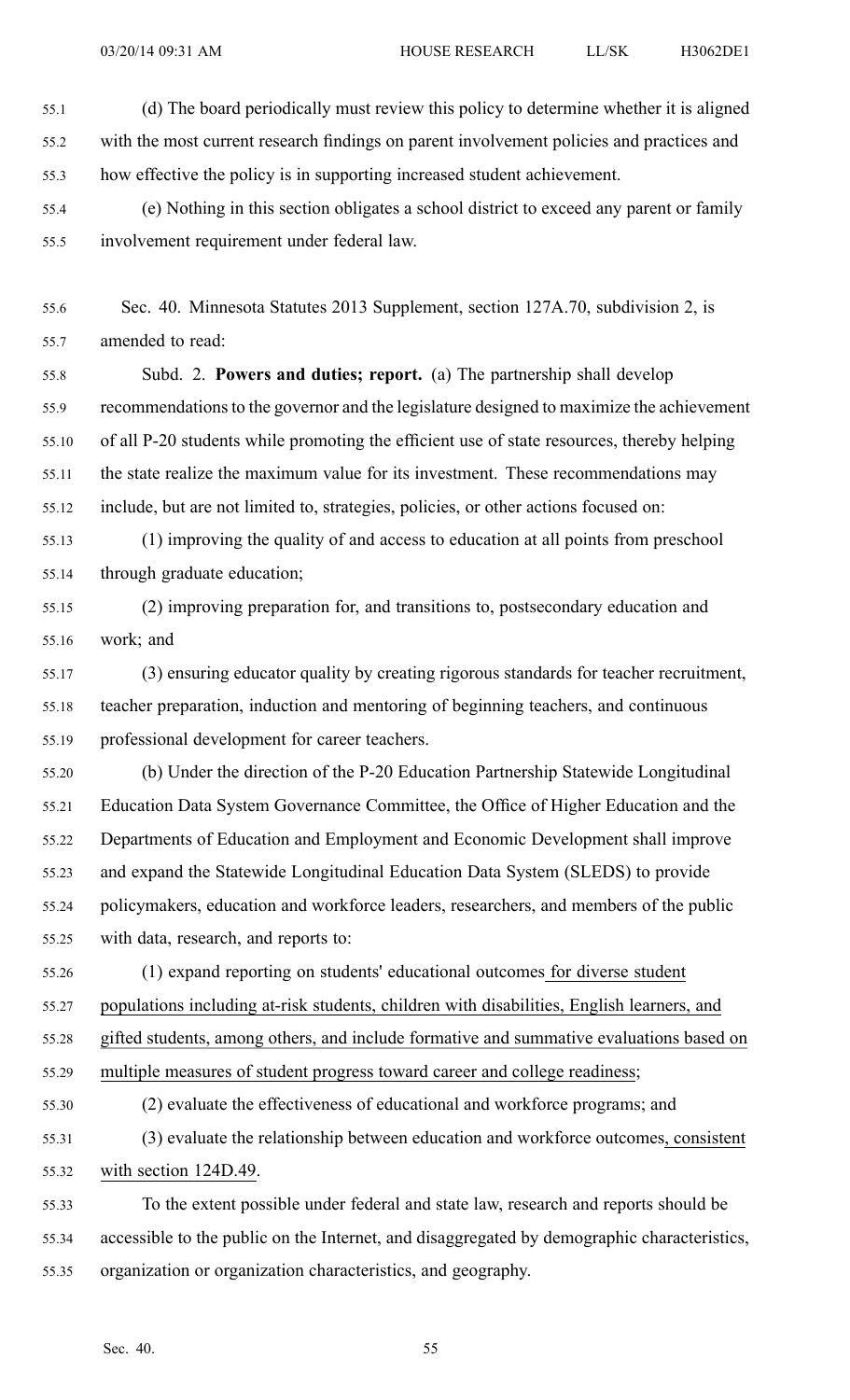(d) The board periodically must review this policy to determine whether it is aligned with the most current research findings on parent involvement policies and practices and how effective the policy is in supporting increased student achievement.

(e) Nothing in this section obligates a school district to exceed any parent or family involvement requirement under federal law.

Sec. 40. Minnesota Statutes 2013 Supplement, section 127A.70, subdivision 2, is amended to read:

Subd. 2. **Powers and duties; report.** (a) The partnership shall develop recommendations to the governor and the legislature designed to maximize the achievement of all P-20 students while promoting the efficient use of state resources, thereby helping the state realize the maximum value for its investment. These recommendations may include, but are not limited to, strategies, policies, or other actions focused on:

(1) improving the quality of and access to education at all points from preschool through graduate education;

(2) improving preparation for, and transitions to, postsecondary education and work; and

(3) ensuring educator quality by creating rigorous standards for teacher recruitment, teacher preparation, induction and mentoring of beginning teachers, and continuous professional development for career teachers.

(b) Under the direction of the P-20 Education Partnership Statewide Longitudinal Education Data System Governance Committee, the Office of Higher Education and the Departments of Education and Employment and Economic Development shall improve and expand the Statewide Longitudinal Education Data System (SLEDS) to provide policymakers, education and workforce leaders, researchers, and members of the public with data, research, and reports to:

(1) expand reporting on students' educational outcomes <u>for diverse student populations including at-risk students, children with disabilities, English learners, and gifted students, among others, and include formative and summative evaluations based on multiple measures of student progress toward career and college readiness</u>;

(2) evaluate the effectiveness of educational and workforce programs; and

(3) evaluate the relationship between education and workforce outcomes<u>, consistent with section 124D.49</u>.

To the extent possible under federal and state law, research and reports should be accessible to the public on the Internet, and disaggregated by demographic characteristics, organization or organization characteristics, and geography.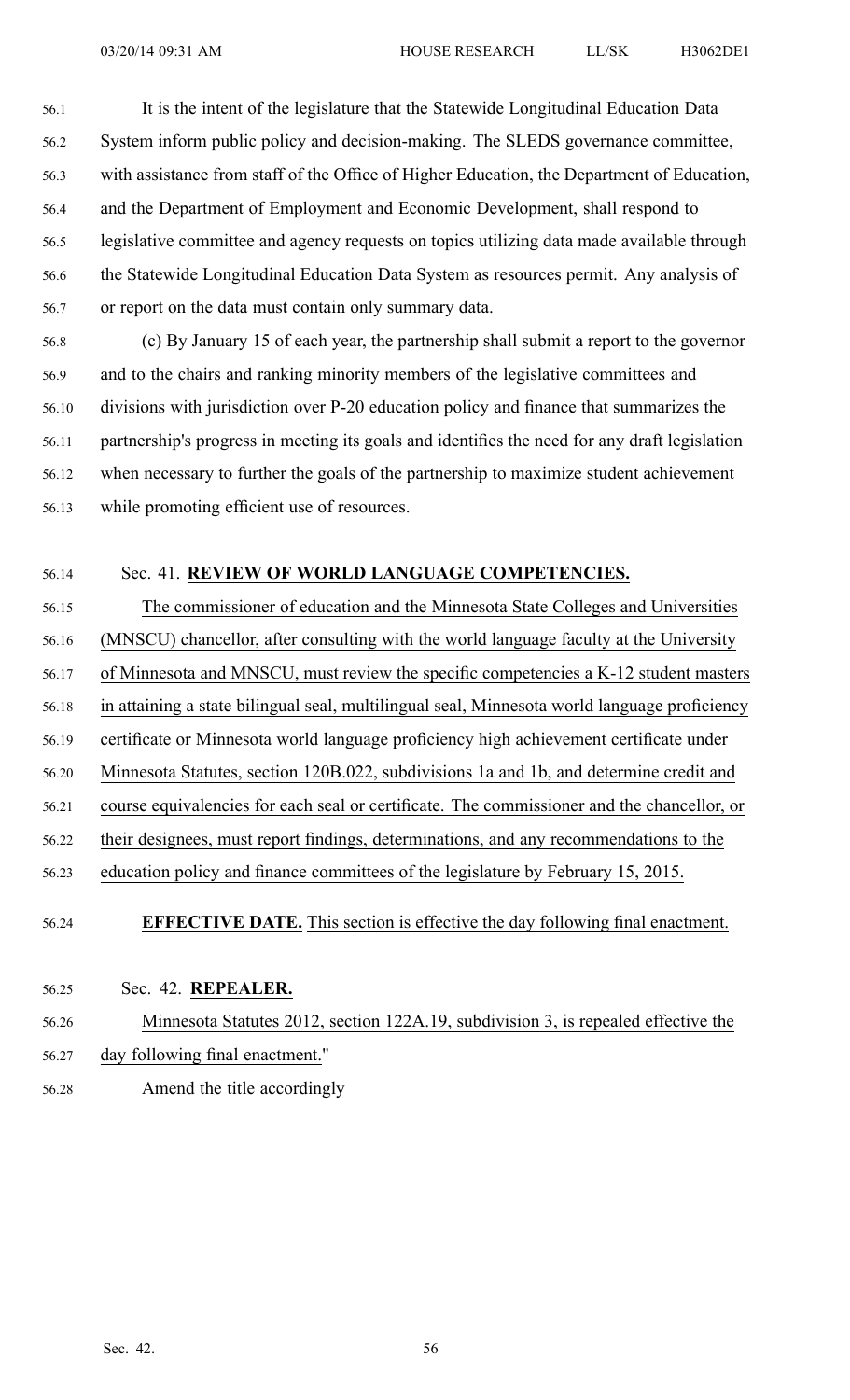It is the intent of the legislature that the Statewide Longitudinal Education Data System inform public policy and decision-making. The SLEDS governance committee, with assistance from staff of the Office of Higher Education, the Department of Education, and the Department of Employment and Economic Development, shall respond to legislative committee and agency requests on topics utilizing data made available through the Statewide Longitudinal Education Data System as resources permit. Any analysis of or report on the data must contain only summary data.

(c) By January 15 of each year, the partnership shall submit a report to the governor and to the chairs and ranking minority members of the legislative committees and divisions with jurisdiction over P-20 education policy and finance that summarizes the partnership's progress in meeting its goals and identifies the need for any draft legislation when necessary to further the goals of the partnership to maximize student achievement while promoting efficient use of resources.

Sec. 41. **REVIEW OF WORLD LANGUAGE COMPETENCIES.**

The commissioner of education and the Minnesota State Colleges and Universities (MNSCU) chancellor, after consulting with the world language faculty at the University of Minnesota and MNSCU, must review the specific competencies a K-12 student masters in attaining a state bilingual seal, multilingual seal, Minnesota world language proficiency certificate or Minnesota world language proficiency high achievement certificate under Minnesota Statutes, section 120B.022, subdivisions 1a and 1b, and determine credit and course equivalencies for each seal or certificate. The commissioner and the chancellor, or their designees, must report findings, determinations, and any recommendations to the education policy and finance committees of the legislature by February 15, 2015.

**EFFECTIVE DATE.** This section is effective the day following final enactment.

Sec. 42. **REPEALER.**

Minnesota Statutes 2012, section 122A.19, subdivision 3, is repealed effective the day following final enactment."

Amend the title accordingly